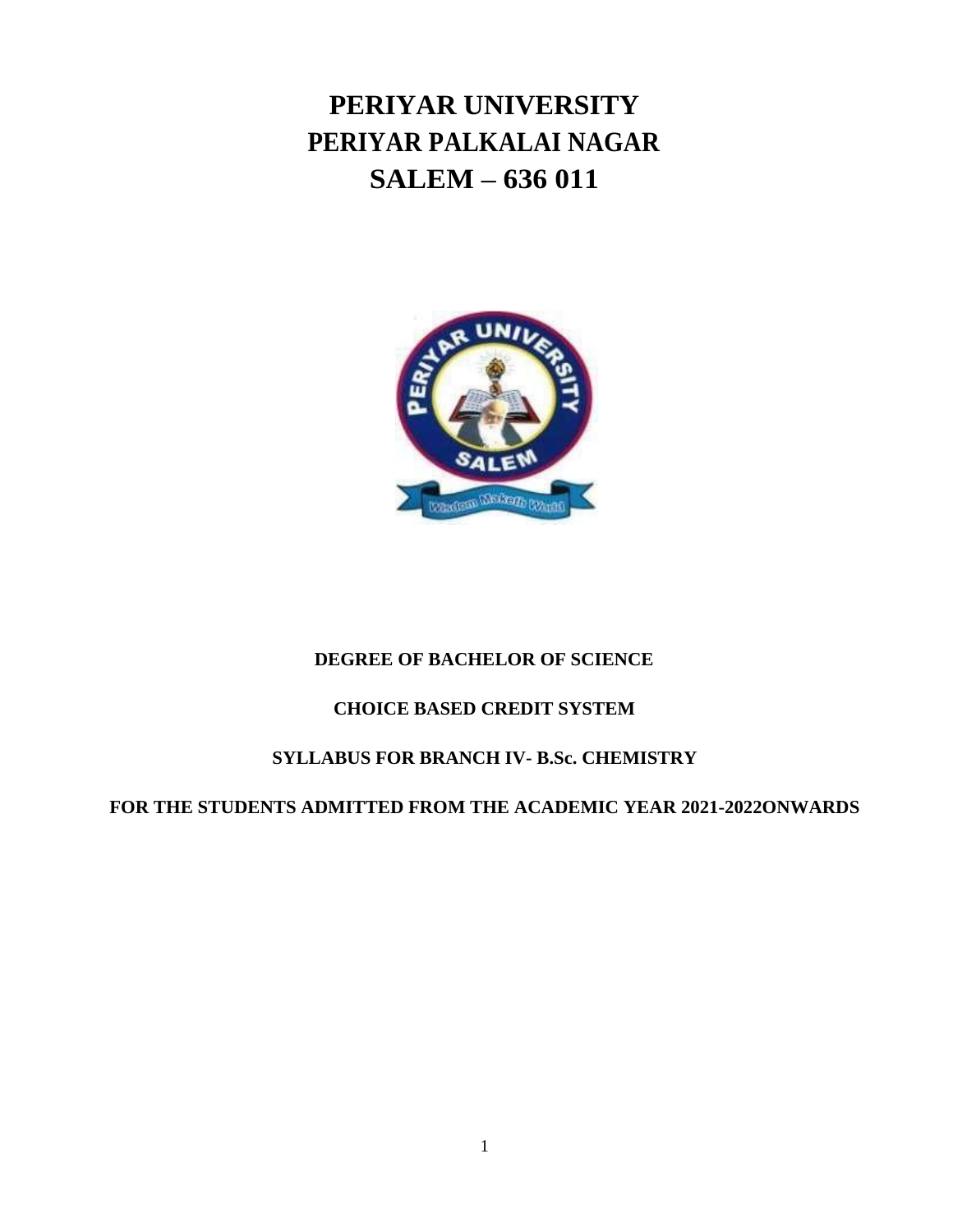# PERIYAR UNIVERSITY
# PERIYAR PALKALAI NAGAR
# SALEM – 636 011

**DEGREE OF BACHELOR OF SCIENCE**

**CHOICE BASED CREDIT SYSTEM**

**SYLLABUS FOR BRANCH IV- B.Sc. CHEMISTRY**

**FOR THE STUDENTS ADMITTED FROM THE ACADEMIC YEAR 2021-2022ONWARDS**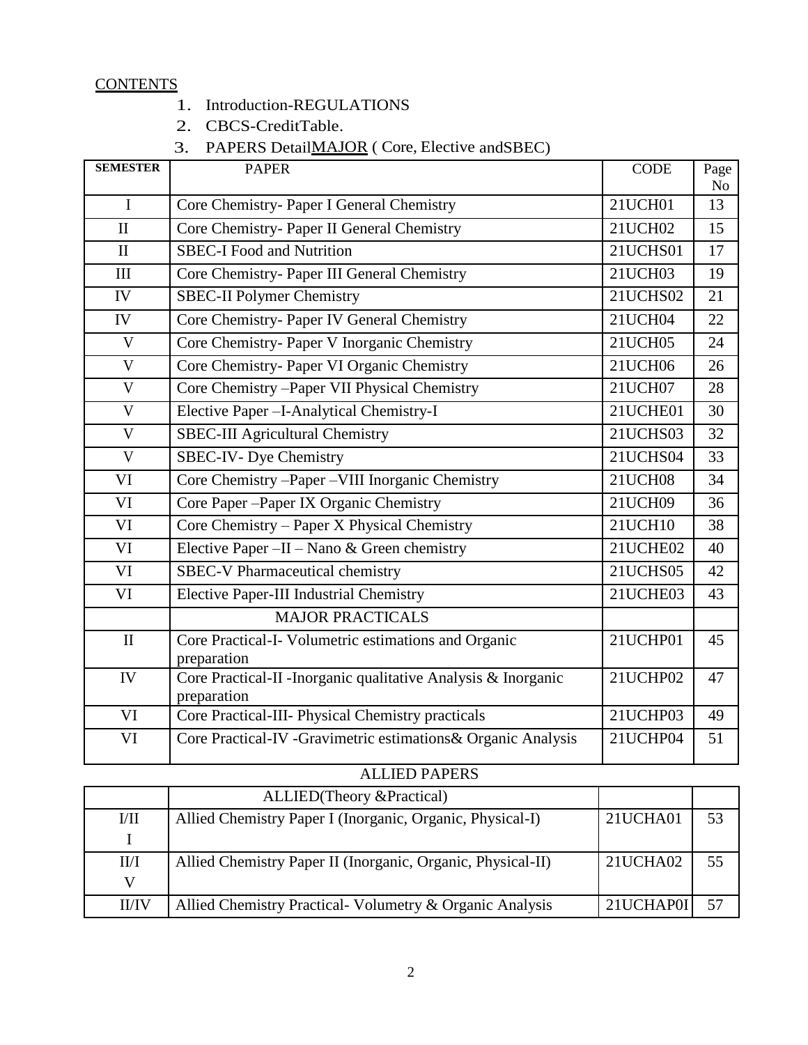CONTENTS

1. Introduction-REGULATIONS
2. CBCS-CreditTable.
3. PAPERS DetailMAJOR ( Core, Elective andSBEC)

| SEMESTER | PAPER | CODE | Page No |
|---|---|---|---|
| I | Core Chemistry- Paper I General Chemistry | 21UCH01 | 13 |
| II | Core Chemistry- Paper II General Chemistry | 21UCH02 | 15 |
| II | SBEC-I Food and Nutrition | 21UCHS01 | 17 |
| III | Core Chemistry- Paper III General Chemistry | 21UCH03 | 19 |
| IV | SBEC-II Polymer Chemistry | 21UCHS02 | 21 |
| IV | Core Chemistry- Paper IV General Chemistry | 21UCH04 | 22 |
| V | Core Chemistry- Paper V Inorganic Chemistry | 21UCH05 | 24 |
| V | Core Chemistry- Paper VI Organic Chemistry | 21UCH06 | 26 |
| V | Core Chemistry –Paper VII Physical Chemistry | 21UCH07 | 28 |
| V | Elective Paper –I-Analytical Chemistry-I | 21UCHE01 | 30 |
| V | SBEC-III Agricultural Chemistry | 21UCHS03 | 32 |
| V | SBEC-IV- Dye Chemistry | 21UCHS04 | 33 |
| VI | Core Chemistry –Paper –VIII Inorganic Chemistry | 21UCH08 | 34 |
| VI | Core Paper –Paper IX Organic Chemistry | 21UCH09 | 36 |
| VI | Core Chemistry – Paper X Physical Chemistry | 21UCH10 | 38 |
| VI | Elective Paper –II – Nano & Green chemistry | 21UCHE02 | 40 |
| VI | SBEC-V Pharmaceutical chemistry | 21UCHS05 | 42 |
| VI | Elective Paper-III Industrial Chemistry | 21UCHE03 | 43 |
| | MAJOR PRACTICALS | | |
| II | Core Practical-I- Volumetric estimations and Organic preparation | 21UCHP01 | 45 |
| IV | Core Practical-II -Inorganic qualitative Analysis & Inorganic preparation | 21UCHP02 | 47 |
| VI | Core Practical-III- Physical Chemistry practicals | 21UCHP03 | 49 |
| VI | Core Practical-IV -Gravimetric estimations& Organic Analysis | 21UCHP04 | 51 |

ALLIED PAPERS

| | ALLIED(Theory &Practical) | | |
|---|---|---|---|
| I/II I | Allied Chemistry Paper I (Inorganic, Organic, Physical-I) | 21UCHA01 | 53 |
| II/I V | Allied Chemistry Paper II (Inorganic, Organic, Physical-II) | 21UCHA02 | 55 |
| II/IV | Allied Chemistry Practical- Volumetry & Organic Analysis | 21UCHAP0I | 57 |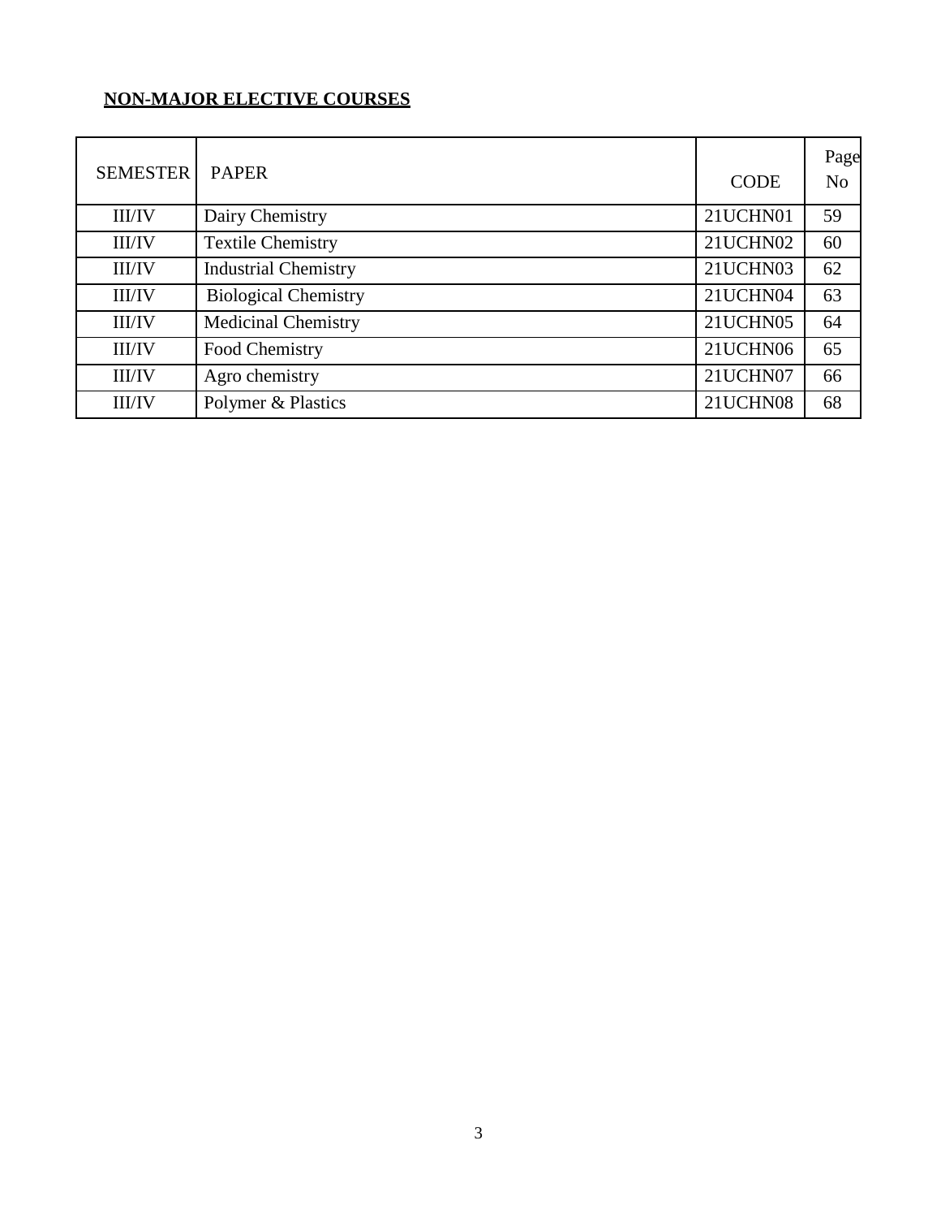**NON-MAJOR ELECTIVE COURSES**

| SEMESTER | PAPER | CODE | Page No |
|---|---|---|---|
| III/IV | Dairy Chemistry | 21UCHN01 | 59 |
| III/IV | Textile Chemistry | 21UCHN02 | 60 |
| III/IV | Industrial Chemistry | 21UCHN03 | 62 |
| III/IV | Biological Chemistry | 21UCHN04 | 63 |
| III/IV | Medicinal Chemistry | 21UCHN05 | 64 |
| III/IV | Food Chemistry | 21UCHN06 | 65 |
| III/IV | Agro chemistry | 21UCHN07 | 66 |
| III/IV | Polymer & Plastics | 21UCHN08 | 68 |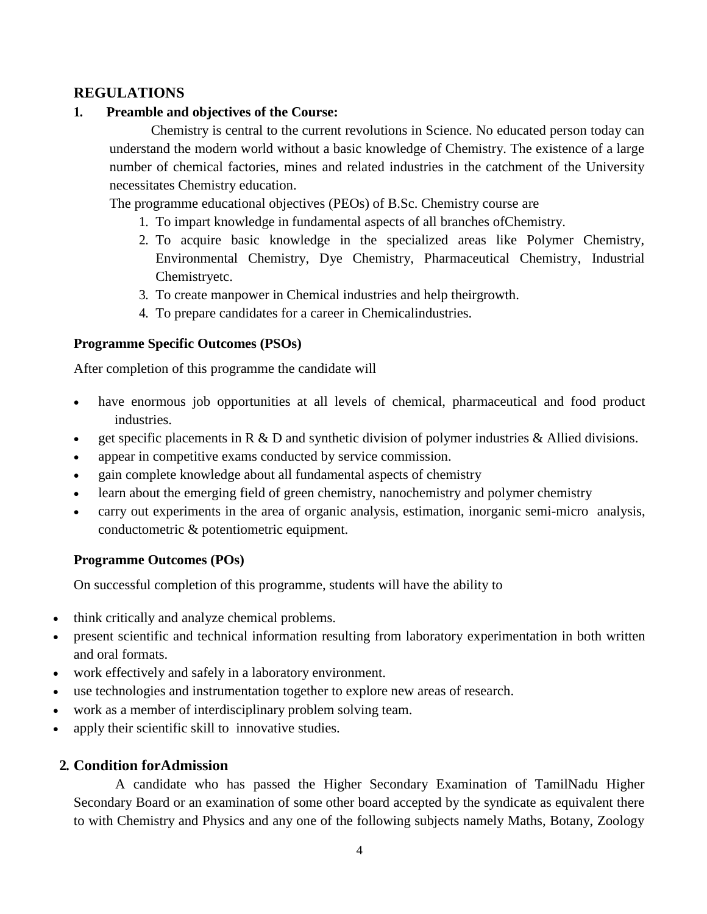## REGULATIONS

### 1. Preamble and objectives of the Course:

Chemistry is central to the current revolutions in Science. No educated person today can understand the modern world without a basic knowledge of Chemistry. The existence of a large number of chemical factories, mines and related industries in the catchment of the University necessitates Chemistry education.

The programme educational objectives (PEOs) of B.Sc. Chemistry course are

1. To impart knowledge in fundamental aspects of all branches ofChemistry.
2. To acquire basic knowledge in the specialized areas like Polymer Chemistry, Environmental Chemistry, Dye Chemistry, Pharmaceutical Chemistry, Industrial Chemistryetc.
3. To create manpower in Chemical industries and help theirgrowth.
4. To prepare candidates for a career in Chemicalindustries.

**Programme Specific Outcomes (PSOs)**

After completion of this programme the candidate will

- have enormous job opportunities at all levels of chemical, pharmaceutical and food product industries.
- get specific placements in R & D and synthetic division of polymer industries & Allied divisions.
- appear in competitive exams conducted by service commission.
- gain complete knowledge about all fundamental aspects of chemistry
- learn about the emerging field of green chemistry, nanochemistry and polymer chemistry
- carry out experiments in the area of organic analysis, estimation, inorganic semi-micro analysis, conductometric & potentiometric equipment.

**Programme Outcomes (POs)**

On successful completion of this programme, students will have the ability to

- think critically and analyze chemical problems.
- present scientific and technical information resulting from laboratory experimentation in both written and oral formats.
- work effectively and safely in a laboratory environment.
- use technologies and instrumentation together to explore new areas of research.
- work as a member of interdisciplinary problem solving team.
- apply their scientific skill to innovative studies.

### 2. Condition forAdmission

A candidate who has passed the Higher Secondary Examination of TamilNadu Higher Secondary Board or an examination of some other board accepted by the syndicate as equivalent there to with Chemistry and Physics and any one of the following subjects namely Maths, Botany, Zoology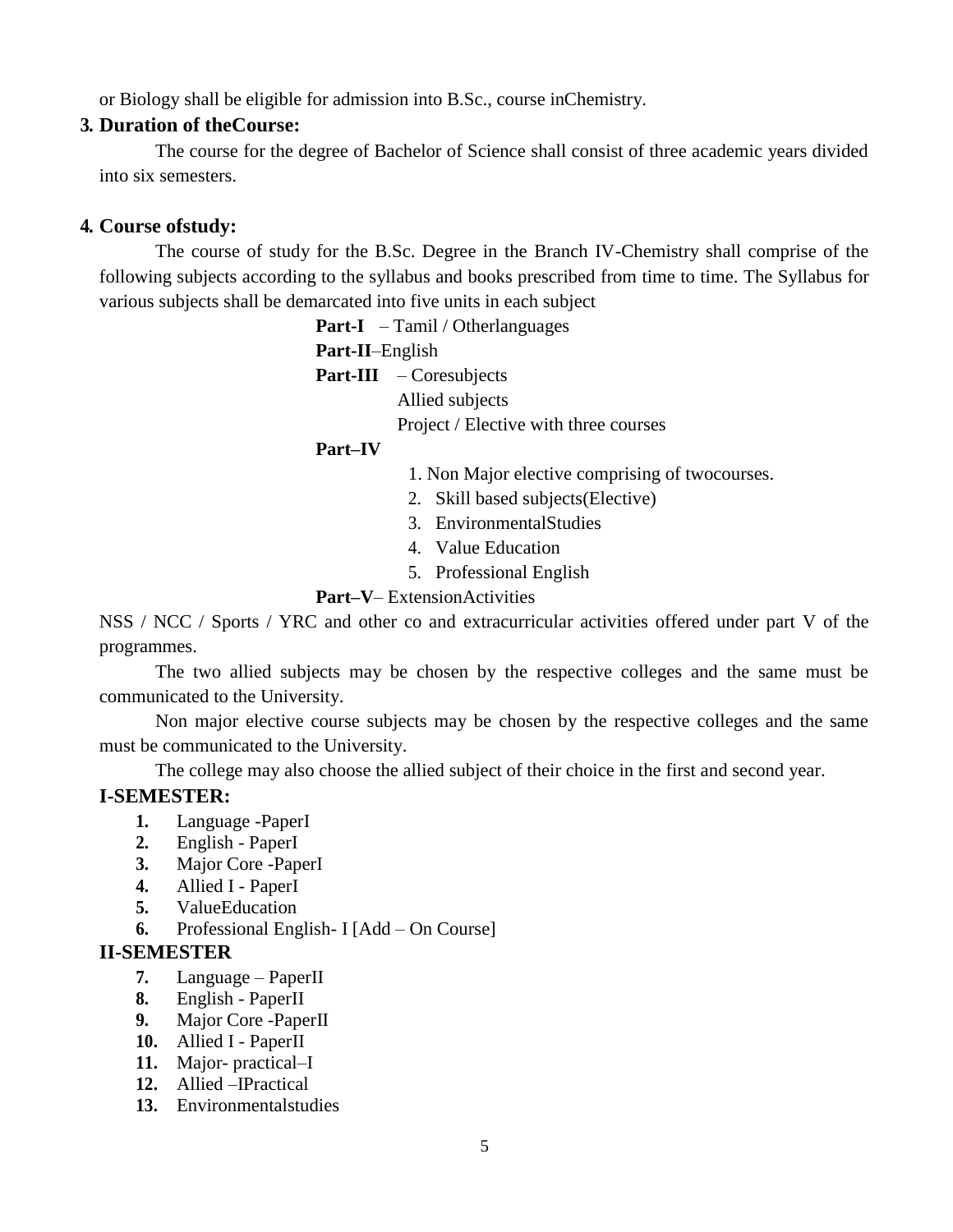or Biology shall be eligible for admission into B.Sc., course inChemistry.

**3. Duration of theCourse:**

The course for the degree of Bachelor of Science shall consist of three academic years divided into six semesters.

**4. Course ofstudy:**

The course of study for the B.Sc. Degree in the Branch IV-Chemistry shall comprise of the following subjects according to the syllabus and books prescribed from time to time. The Syllabus for various subjects shall be demarcated into five units in each subject

**Part-I** – Tamil / Otherlanguages

**Part-II**–English

**Part-III** – Coresubjects
Allied subjects
Project / Elective with three courses

**Part–IV**

1. Non Major elective comprising of twocourses.
2. Skill based subjects(Elective)
3. EnvironmentalStudies
4. Value Education
5. Professional English

**Part–V**– ExtensionActivities

NSS / NCC / Sports / YRC and other co and extracurricular activities offered under part V of the programmes.

The two allied subjects may be chosen by the respective colleges and the same must be communicated to the University.

Non major elective course subjects may be chosen by the respective colleges and the same must be communicated to the University.

The college may also choose the allied subject of their choice in the first and second year.

**I-SEMESTER:**

1. Language -PaperI
2. English - PaperI
3. Major Core -PaperI
4. Allied I - PaperI
5. ValueEducation
6. Professional English- I [Add – On Course]

**II-SEMESTER**

7. Language – PaperII
8. English - PaperII
9. Major Core -PaperII
10. Allied I - PaperII
11. Major- practical–I
12. Allied –IPractical
13. Environmentalstudies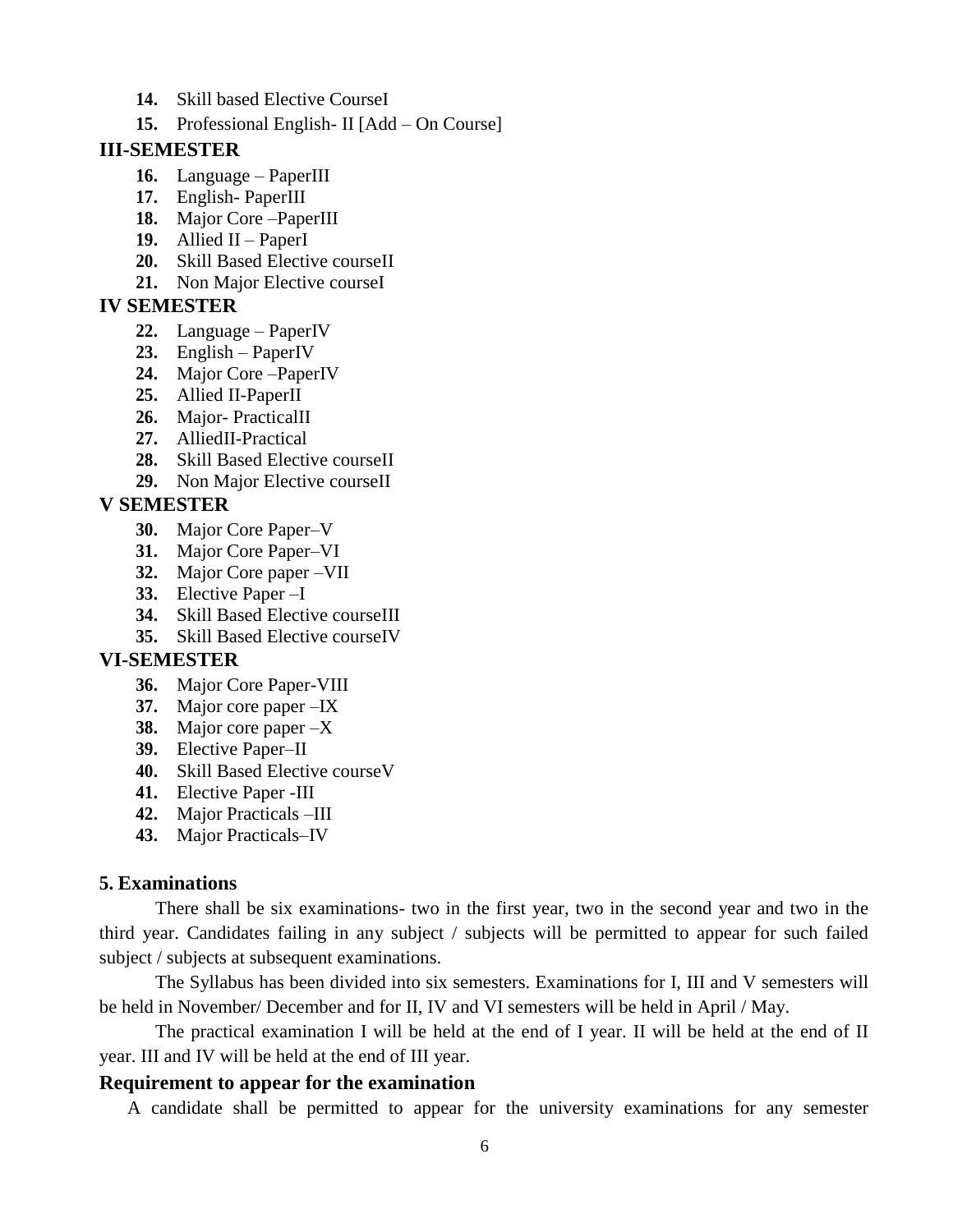14. Skill based Elective CourseI
15. Professional English- II [Add – On Course]

**III-SEMESTER**

16. Language – PaperIII
17. English- PaperIII
18. Major Core –PaperIII
19. Allied II – PaperI
20. Skill Based Elective courseII
21. Non Major Elective courseI

**IV SEMESTER**

22. Language – PaperIV
23. English – PaperIV
24. Major Core –PaperIV
25. Allied II-PaperII
26. Major- PracticalII
27. AlliedII-Practical
28. Skill Based Elective courseII
29. Non Major Elective courseII

**V SEMESTER**

30. Major Core Paper–V
31. Major Core Paper–VI
32. Major Core paper –VII
33. Elective Paper –I
34. Skill Based Elective courseIII
35. Skill Based Elective courseIV

**VI-SEMESTER**

36. Major Core Paper-VIII
37. Major core paper –IX
38. Major core paper –X
39. Elective Paper–II
40. Skill Based Elective courseV
41. Elective Paper -III
42. Major Practicals –III
43. Major Practicals–IV

### 5. Examinations

There shall be six examinations- two in the first year, two in the second year and two in the third year. Candidates failing in any subject / subjects will be permitted to appear for such failed subject / subjects at subsequent examinations.

The Syllabus has been divided into six semesters. Examinations for I, III and V semesters will be held in November/ December and for II, IV and VI semesters will be held in April / May.

The practical examination I will be held at the end of I year. II will be held at the end of II year. III and IV will be held at the end of III year.

### Requirement to appear for the examination

A candidate shall be permitted to appear for the university examinations for any semester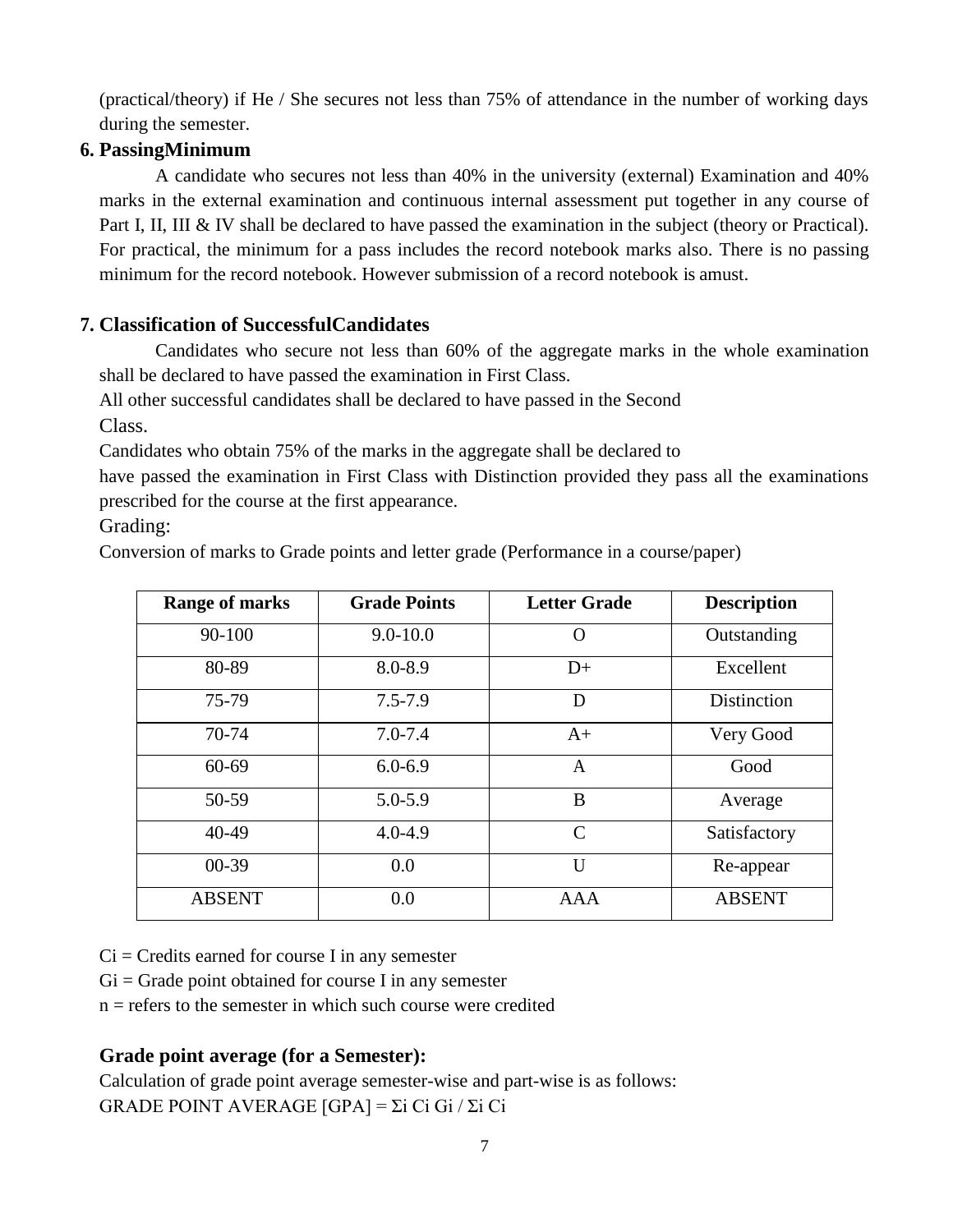(practical/theory) if He / She secures not less than 75% of attendance in the number of working days during the semester.

### 6. PassingMinimum

A candidate who secures not less than 40% in the university (external) Examination and 40% marks in the external examination and continuous internal assessment put together in any course of Part I, II, III & IV shall be declared to have passed the examination in the subject (theory or Practical). For practical, the minimum for a pass includes the record notebook marks also. There is no passing minimum for the record notebook. However submission of a record notebook is amust.

### 7. Classification of SuccessfulCandidates

Candidates who secure not less than 60% of the aggregate marks in the whole examination shall be declared to have passed the examination in First Class.

All other successful candidates shall be declared to have passed in the Second Class.

Candidates who obtain 75% of the marks in the aggregate shall be declared to have passed the examination in First Class with Distinction provided they pass all the examinations prescribed for the course at the first appearance.

Grading:

Conversion of marks to Grade points and letter grade (Performance in a course/paper)

| Range of marks | Grade Points | Letter Grade | Description |
|---|---|---|---|
| 90-100 | 9.0-10.0 | O | Outstanding |
| 80-89 | 8.0-8.9 | D+ | Excellent |
| 75-79 | 7.5-7.9 | D | Distinction |
| 70-74 | 7.0-7.4 | A+ | Very Good |
| 60-69 | 6.0-6.9 | A | Good |
| 50-59 | 5.0-5.9 | B | Average |
| 40-49 | 4.0-4.9 | C | Satisfactory |
| 00-39 | 0.0 | U | Re-appear |
| ABSENT | 0.0 | AAA | ABSENT |

$C_i$ = Credits earned for course I in any semester

$G_i$ = Grade point obtained for course I in any semester

n = refers to the semester in which such course were credited

### Grade point average (for a Semester):

Calculation of grade point average semester-wise and part-wise is as follows:

GRADE POINT AVERAGE [GPA] = $\Sigma_i C_i G_i / \Sigma_i C_i$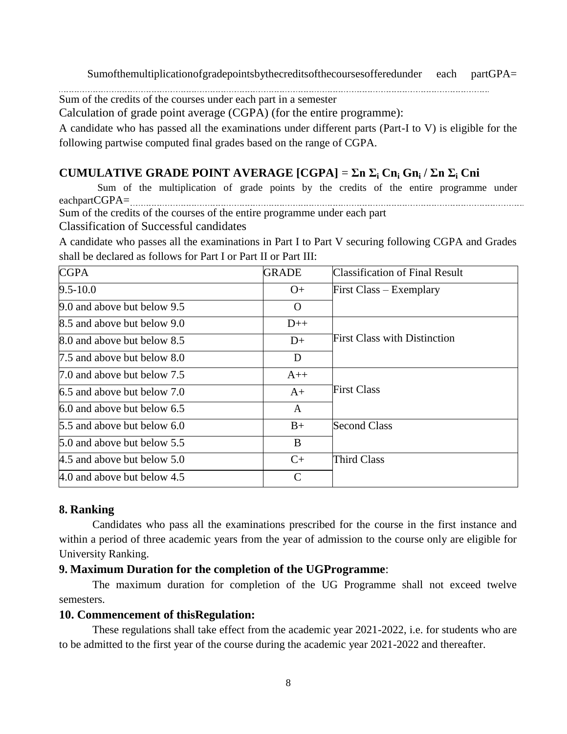Sumofthemultiplicationofgradepointsbythecreditsofthecoursesofferedunder each partGPA= ..........................................................................................................................................................................

Sum of the credits of the courses under each part in a semester

Calculation of grade point average (CGPA) (for the entire programme):

A candidate who has passed all the examinations under different parts (Part-I to V) is eligible for the following partwise computed final grades based on the range of CGPA.

**CUMULATIVE GRADE POINT AVERAGE [CGPA] = $\Sigma n\ \Sigma_i\ Cn_i\ Gn_i\ /\ \Sigma n\ \Sigma_i\ Cni$**

Sum of the multiplication of grade points by the credits of the entire programme under eachpartCGPA= ..........................................................................................................................................................................

Sum of the credits of the courses of the entire programme under each part

Classification of Successful candidates

A candidate who passes all the examinations in Part I to Part V securing following CGPA and Grades shall be declared as follows for Part I or Part II or Part III:

| CGPA | GRADE | Classification of Final Result |
|---|---|---|
| 9.5-10.0 | O+ | First Class – Exemplary |
| 9.0 and above but below 9.5 | O | |
| 8.5 and above but below 9.0 | D++ | First Class with Distinction |
| 8.0 and above but below 8.5 | D+ | |
| 7.5 and above but below 8.0 | D | |
| 7.0 and above but below 7.5 | A++ | First Class |
| 6.5 and above but below 7.0 | A+ | |
| 6.0 and above but below 6.5 | A | |
| 5.5 and above but below 6.0 | B+ | Second Class |
| 5.0 and above but below 5.5 | B | |
| 4.5 and above but below 5.0 | C+ | Third Class |
| 4.0 and above but below 4.5 | C | |

## 8. Ranking

Candidates who pass all the examinations prescribed for the course in the first instance and within a period of three academic years from the year of admission to the course only are eligible for University Ranking.

## 9. Maximum Duration for the completion of the UGProgramme:

The maximum duration for completion of the UG Programme shall not exceed twelve semesters.

## 10. Commencement of thisRegulation:

These regulations shall take effect from the academic year 2021-2022, i.e. for students who are to be admitted to the first year of the course during the academic year 2021-2022 and thereafter.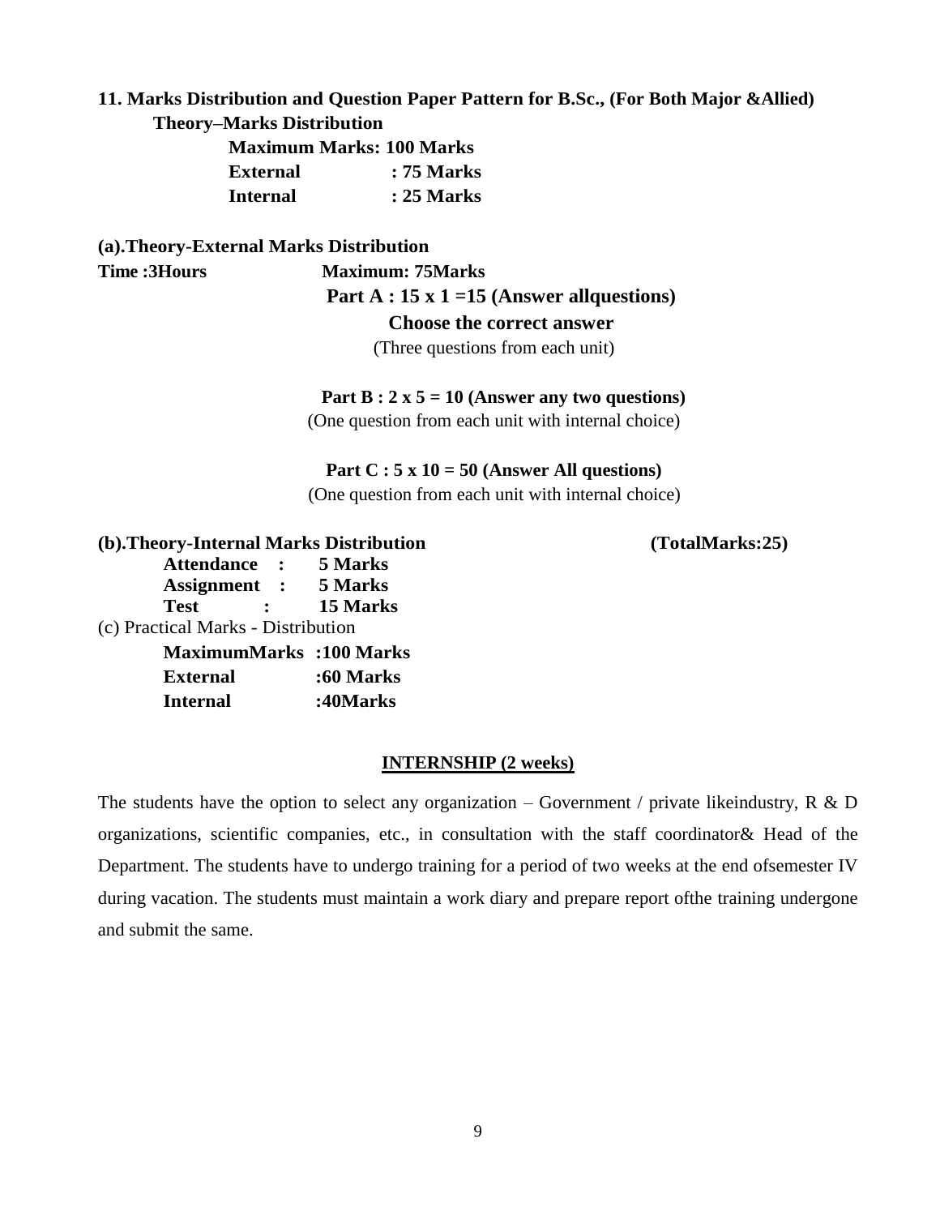## 11. Marks Distribution and Question Paper Pattern for B.Sc., (For Both Major &Allied)

**Theory–Marks Distribution**

**Maximum Marks: 100 Marks**

**External : 75 Marks**

**Internal : 25 Marks**

**(a).Theory-External Marks Distribution**

**Time :3Hours** **Maximum: 75Marks**

**Part A : 15 x 1 =15 (Answer allquestions)**

**Choose the correct answer**

(Three questions from each unit)

**Part B : 2 x 5 = 10 (Answer any two questions)**

(One question from each unit with internal choice)

**Part C : 5 x 10 = 50 (Answer All questions)**

(One question from each unit with internal choice)

**(b).Theory-Internal Marks Distribution** **(TotalMarks:25)**

**Attendance : 5 Marks**

**Assignment : 5 Marks**

**Test : 15 Marks**

(c) Practical Marks - Distribution

**MaximumMarks :100 Marks**

**External :60 Marks**

**Internal :40Marks**

**INTERNSHIP (2 weeks)**

The students have the option to select any organization – Government / private likeindustry, R & D organizations, scientific companies, etc., in consultation with the staff coordinator& Head of the Department. The students have to undergo training for a period of two weeks at the end ofsemester IV during vacation. The students must maintain a work diary and prepare report ofthe training undergone and submit the same.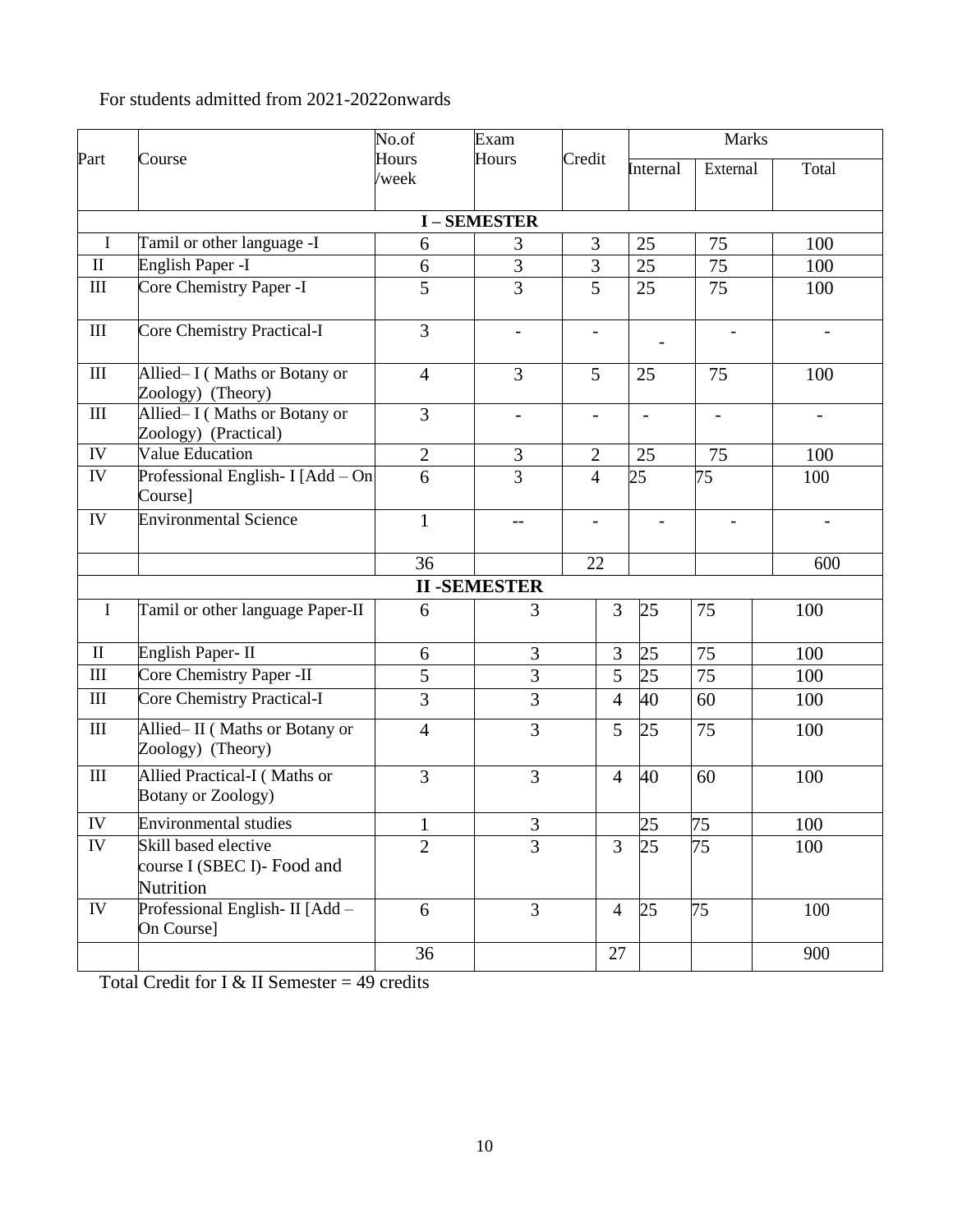For students admitted from 2021-2022onwards

| Part | Course | No.of Hours /week | Exam Hours | Credit | Marks | | |
|---|---|---|---|---|---|---|---|
| | | | | | Internal | External | Total |
| **I – SEMESTER** | | | | | | | |
| I | Tamil or other language -I | 6 | 3 | 3 | 25 | 75 | 100 |
| II | English Paper -I | 6 | 3 | 3 | 25 | 75 | 100 |
| III | Core Chemistry Paper -I | 5 | 3 | 5 | 25 | 75 | 100 |
| III | Core Chemistry Practical-I | 3 | - | - | - | - | - |
| III | Allied– I ( Maths or Botany or Zoology) (Theory) | 4 | 3 | 5 | 25 | 75 | 100 |
| III | Allied– I ( Maths or Botany or Zoology) (Practical) | 3 | - | - | - | - | - |
| IV | Value Education | 2 | 3 | 2 | 25 | 75 | 100 |
| IV | Professional English- I [Add – On Course] | 6 | 3 | 4 | 25 | 75 | 100 |
| IV | Environmental Science | 1 | -- | - | - | - | - |
| | | 36 | | 22 | | | 600 |
| **II -SEMESTER** | | | | | | | |
| I | Tamil or other language Paper-II | 6 | 3 | 3 | 25 | 75 | 100 |
| II | English Paper- II | 6 | 3 | 3 | 25 | 75 | 100 |
| III | Core Chemistry Paper -II | 5 | 3 | 5 | 25 | 75 | 100 |
| III | Core Chemistry Practical-I | 3 | 3 | 4 | 40 | 60 | 100 |
| III | Allied– II ( Maths or Botany or Zoology) (Theory) | 4 | 3 | 5 | 25 | 75 | 100 |
| III | Allied Practical-I ( Maths or Botany or Zoology) | 3 | 3 | 4 | 40 | 60 | 100 |
| IV | Environmental studies | 1 | 3 | | 25 | 75 | 100 |
| IV | Skill based elective course I (SBEC I)- Food and Nutrition | 2 | 3 | 3 | 25 | 75 | 100 |
| IV | Professional English- II [Add – On Course] | 6 | 3 | 4 | 25 | 75 | 100 |
| | | 36 | | 27 | | | 900 |

Total Credit for I & II Semester = 49 credits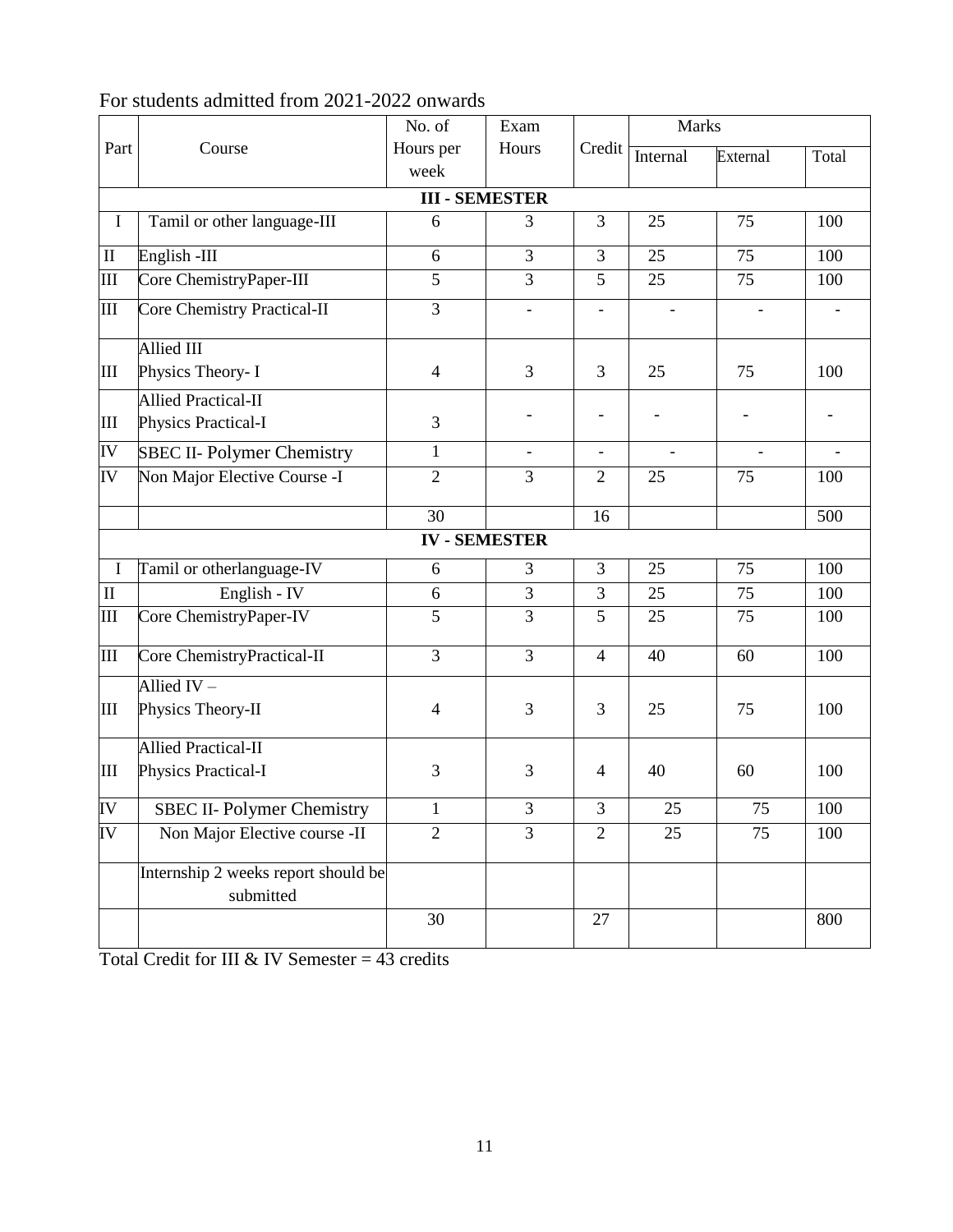For students admitted from 2021-2022 onwards

| Part | Course | No. of Hours per week | Exam Hours | Credit | Marks | | |
|---|---|---|---|---|---|---|---|
| | | | | | Internal | External | Total |
| | | | **III - SEMESTER** | | | | |
| I | Tamil or other language-III | 6 | 3 | 3 | 25 | 75 | 100 |
| II | English -III | 6 | 3 | 3 | 25 | 75 | 100 |
| III | Core ChemistryPaper-III | 5 | 3 | 5 | 25 | 75 | 100 |
| III | Core Chemistry Practical-II | 3 | - | - | - | - | - |
| III | Allied III Physics Theory- I | 4 | 3 | 3 | 25 | 75 | 100 |
| III | Allied Practical-II Physics Practical-I | 3 | - | - | - | - | - |
| IV | SBEC II- Polymer Chemistry | 1 | - | - | - | - | - |
| IV | Non Major Elective Course -I | 2 | 3 | 2 | 25 | 75 | 100 |
| | | 30 | | 16 | | | 500 |
| | | | **IV - SEMESTER** | | | | |
| I | Tamil or otherlanguage-IV | 6 | 3 | 3 | 25 | 75 | 100 |
| II | English - IV | 6 | 3 | 3 | 25 | 75 | 100 |
| III | Core ChemistryPaper-IV | 5 | 3 | 5 | 25 | 75 | 100 |
| III | Core ChemistryPractical-II | 3 | 3 | 4 | 40 | 60 | 100 |
| III | Allied IV – Physics Theory-II | 4 | 3 | 3 | 25 | 75 | 100 |
| III | Allied Practical-II Physics Practical-I | 3 | 3 | 4 | 40 | 60 | 100 |
| IV | SBEC II- Polymer Chemistry | 1 | 3 | 3 | 25 | 75 | 100 |
| IV | Non Major Elective course -II | 2 | 3 | 2 | 25 | 75 | 100 |
| | Internship 2 weeks report should be submitted | | | | | | |
| | | 30 | | 27 | | | 800 |

Total Credit for III & IV Semester = 43 credits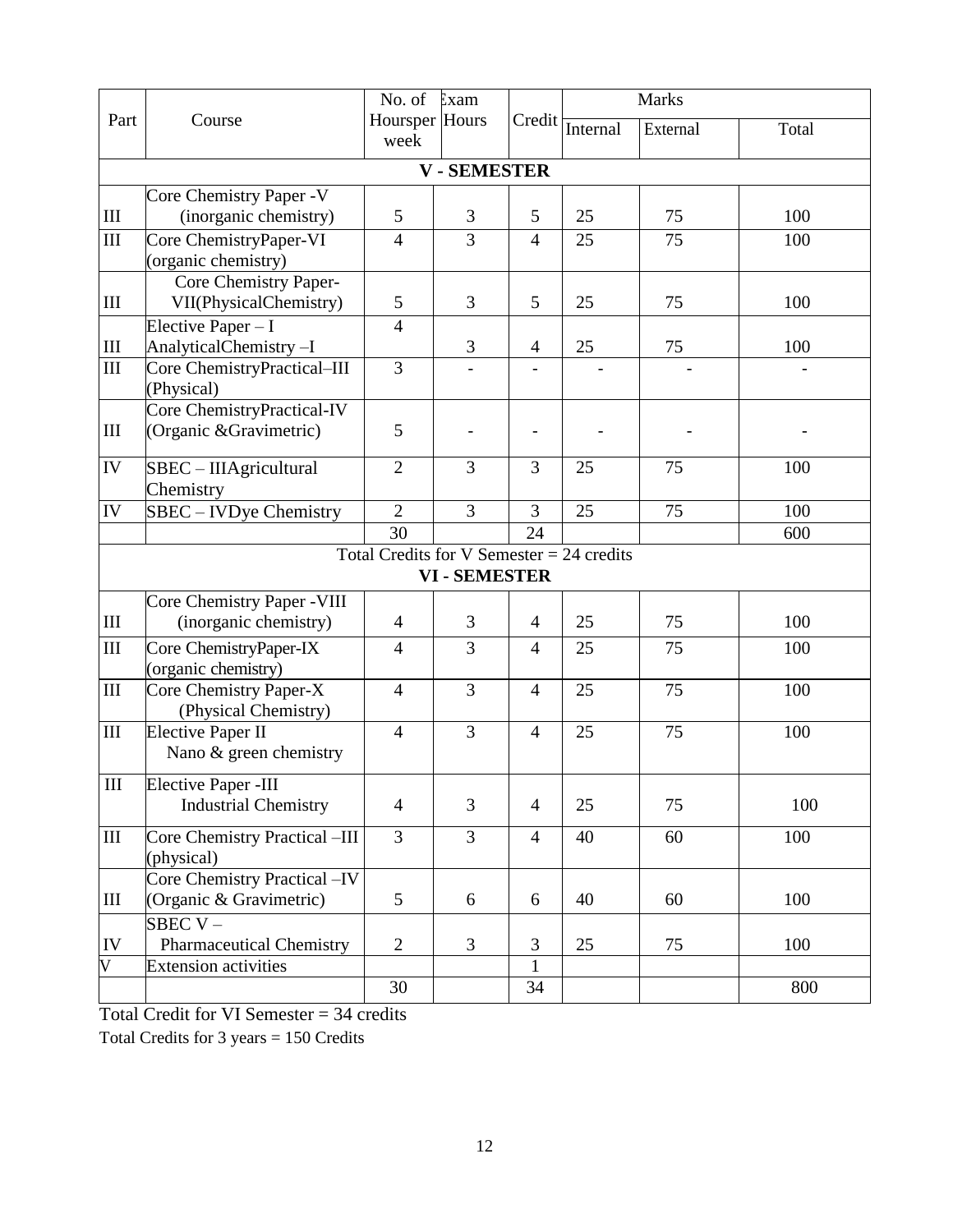| Part | Course | No. of Hoursper week | Exam Hours | Credit | Marks | | |
|---|---|---|---|---|---|---|---|
| | | | | | Internal | External | Total |
| **V - SEMESTER** | | | | | | | |
| III | Core Chemistry Paper -V (inorganic chemistry) | 5 | 3 | 5 | 25 | 75 | 100 |
| III | Core ChemistryPaper-VI (organic chemistry) | 4 | 3 | 4 | 25 | 75 | 100 |
| III | Core Chemistry Paper-VII(PhysicalChemistry) | 5 | 3 | 5 | 25 | 75 | 100 |
| III | Elective Paper – I AnalyticalChemistry –I | 4 | 3 | 4 | 25 | 75 | 100 |
| III | Core ChemistryPractical–III (Physical) | 3 | - | - | - | - | - |
| III | Core ChemistryPractical-IV (Organic &Gravimetric) | 5 | - | - | - | - | - |
| IV | SBEC – IIIAgricultural Chemistry | 2 | 3 | 3 | 25 | 75 | 100 |
| IV | SBEC – IVDye Chemistry | 2 | 3 | 3 | 25 | 75 | 100 |
| | | 30 | | 24 | | | 600 |
| Total Credits for V Semester = 24 credits | | | | | | | |
| **VI - SEMESTER** | | | | | | | |
| III | Core Chemistry Paper -VIII (inorganic chemistry) | 4 | 3 | 4 | 25 | 75 | 100 |
| III | Core ChemistryPaper-IX (organic chemistry) | 4 | 3 | 4 | 25 | 75 | 100 |
| III | Core Chemistry Paper-X (Physical Chemistry) | 4 | 3 | 4 | 25 | 75 | 100 |
| III | Elective Paper II Nano & green chemistry | 4 | 3 | 4 | 25 | 75 | 100 |
| III | Elective Paper -III Industrial Chemistry | 4 | 3 | 4 | 25 | 75 | 100 |
| III | Core Chemistry Practical –III (physical) | 3 | 3 | 4 | 40 | 60 | 100 |
| III | Core Chemistry Practical –IV (Organic & Gravimetric) | 5 | 6 | 6 | 40 | 60 | 100 |
| IV | SBEC V – Pharmaceutical Chemistry | 2 | 3 | 3 | 25 | 75 | 100 |
| V | Extension activities | | | 1 | | | |
| | | 30 | | 34 | | | 800 |

Total Credit for VI Semester = 34 credits

Total Credits for 3 years = 150 Credits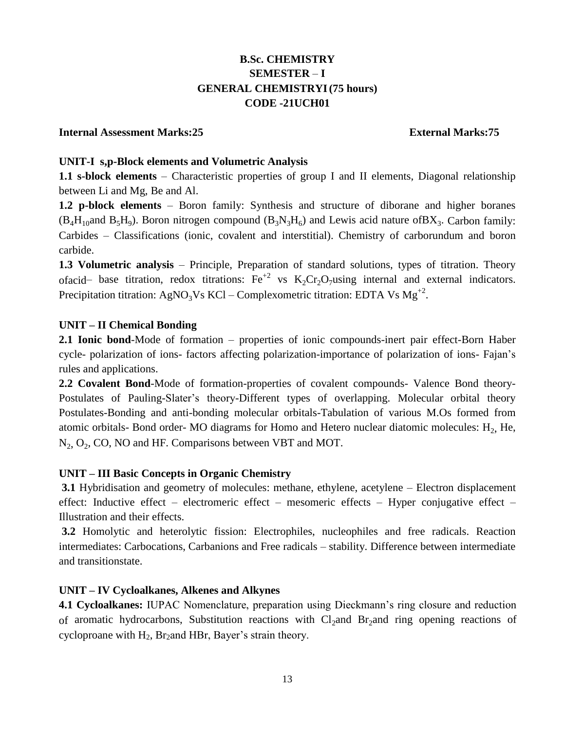# B.Sc. CHEMISTRY
## SEMESTER – I
## GENERAL CHEMISTRYI (75 hours)
## CODE -21UCH01

**Internal Assessment Marks:25** **External Marks:75**

### UNIT-I s,p-Block elements and Volumetric Analysis

**1.1 s-block elements** – Characteristic properties of group I and II elements, Diagonal relationship between Li and Mg, Be and Al.

**1.2 p-block elements** – Boron family: Synthesis and structure of diborane and higher boranes ($B_4H_{10}$and $B_5H_9$). Boron nitrogen compound ($B_3N_3H_6$) and Lewis acid nature of$BX_3$. Carbon family: Carbides – Classifications (ionic, covalent and interstitial). Chemistry of carborundum and boron carbide.

**1.3 Volumetric analysis** – Principle, Preparation of standard solutions, types of titration. Theory ofacid– base titration, redox titrations: $Fe^{+2}$ vs $K_2Cr_2O_7$using internal and external indicators. Precipitation titration: $AgNO_3$Vs KCl – Complexometric titration: EDTA Vs $Mg^{+2}$.

### UNIT – II Chemical Bonding

**2.1 Ionic bond**-Mode of formation – properties of ionic compounds-inert pair effect-Born Haber cycle- polarization of ions- factors affecting polarization-importance of polarization of ions- Fajan's rules and applications.

**2.2 Covalent Bond**-Mode of formation-properties of covalent compounds- Valence Bond theory-Postulates of Pauling-Slater's theory-Different types of overlapping. Molecular orbital theory Postulates-Bonding and anti-bonding molecular orbitals-Tabulation of various M.Os formed from atomic orbitals- Bond order- MO diagrams for Homo and Hetero nuclear diatomic molecules: $H_2$, He, $N_2$, $O_2$, CO, NO and HF. Comparisons between VBT and MOT.

### UNIT – III Basic Concepts in Organic Chemistry

**3.1** Hybridisation and geometry of molecules: methane, ethylene, acetylene – Electron displacement effect: Inductive effect – electromeric effect – mesomeric effects – Hyper conjugative effect – Illustration and their effects.

**3.2** Homolytic and heterolytic fission: Electrophiles, nucleophiles and free radicals. Reaction intermediates: Carbocations, Carbanions and Free radicals – stability. Difference between intermediate and transitionstate.

### UNIT – IV Cycloalkanes, Alkenes and Alkynes

**4.1 Cycloalkanes:** IUPAC Nomenclature, preparation using Dieckmann's ring closure and reduction of aromatic hydrocarbons, Substitution reactions with $Cl_2$and $Br_2$and ring opening reactions of cycloproane with $H_2$, $Br_2$and HBr, Bayer's strain theory.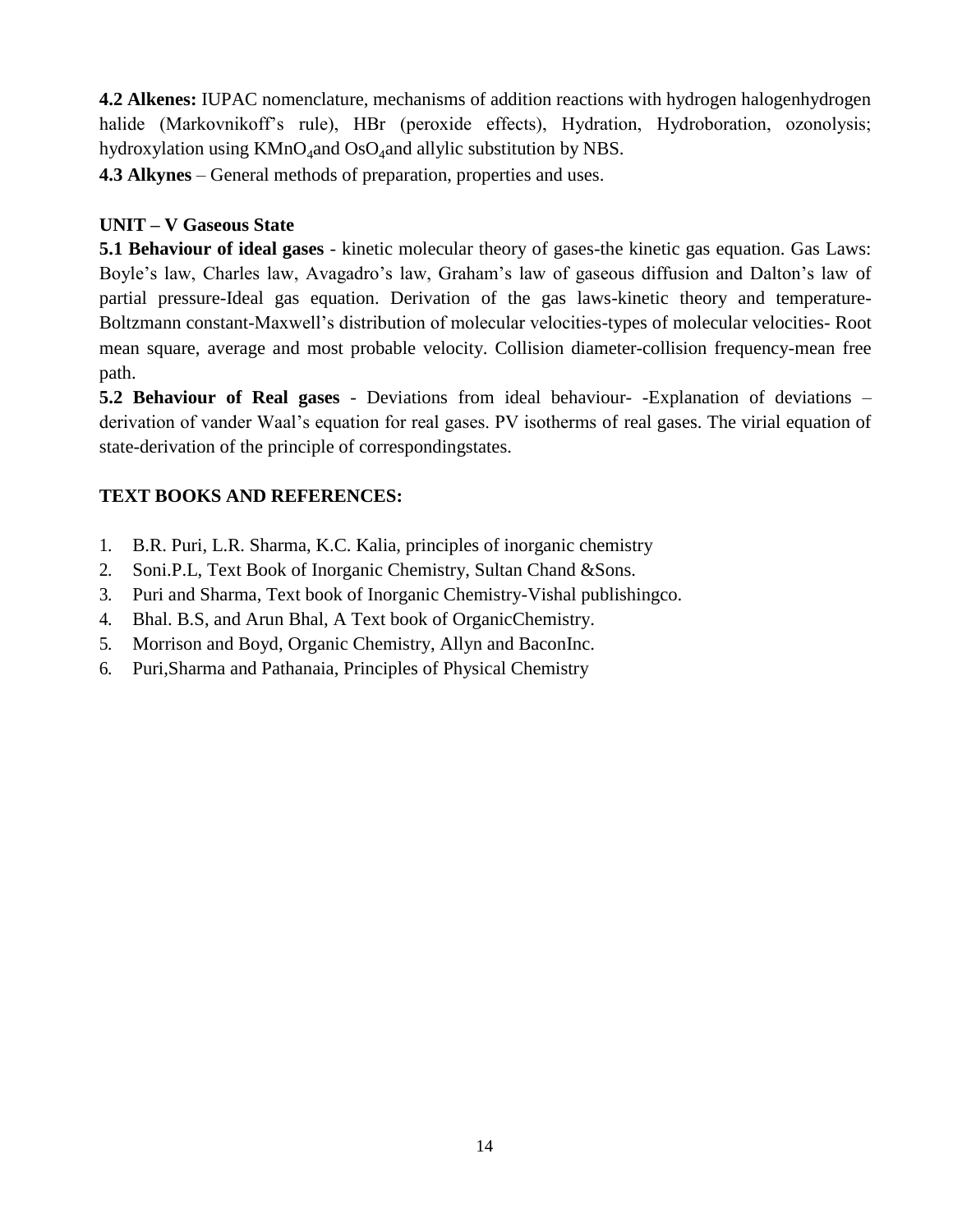**4.2 Alkenes:** IUPAC nomenclature, mechanisms of addition reactions with hydrogen halogenhydrogen halide (Markovnikoff's rule), HBr (peroxide effects), Hydration, Hydroboration, ozonolysis; hydroxylation using $KMnO_4$and $OsO_4$and allylic substitution by NBS.

**4.3 Alkynes** – General methods of preparation, properties and uses.

**UNIT – V Gaseous State**

**5.1 Behaviour of ideal gases** - kinetic molecular theory of gases-the kinetic gas equation. Gas Laws: Boyle's law, Charles law, Avagadro's law, Graham's law of gaseous diffusion and Dalton's law of partial pressure-Ideal gas equation. Derivation of the gas laws-kinetic theory and temperature-Boltzmann constant-Maxwell's distribution of molecular velocities-types of molecular velocities- Root mean square, average and most probable velocity. Collision diameter-collision frequency-mean free path.

**5.2 Behaviour of Real gases** - Deviations from ideal behaviour- -Explanation of deviations – derivation of vander Waal's equation for real gases. PV isotherms of real gases. The virial equation of state-derivation of the principle of correspondingstates.

**TEXT BOOKS AND REFERENCES:**

1. B.R. Puri, L.R. Sharma, K.C. Kalia, principles of inorganic chemistry
2. Soni.P.L, Text Book of Inorganic Chemistry, Sultan Chand &Sons.
3. Puri and Sharma, Text book of Inorganic Chemistry-Vishal publishingco.
4. Bhal. B.S, and Arun Bhal, A Text book of OrganicChemistry.
5. Morrison and Boyd, Organic Chemistry, Allyn and BaconInc.
6. Puri,Sharma and Pathanaia, Principles of Physical Chemistry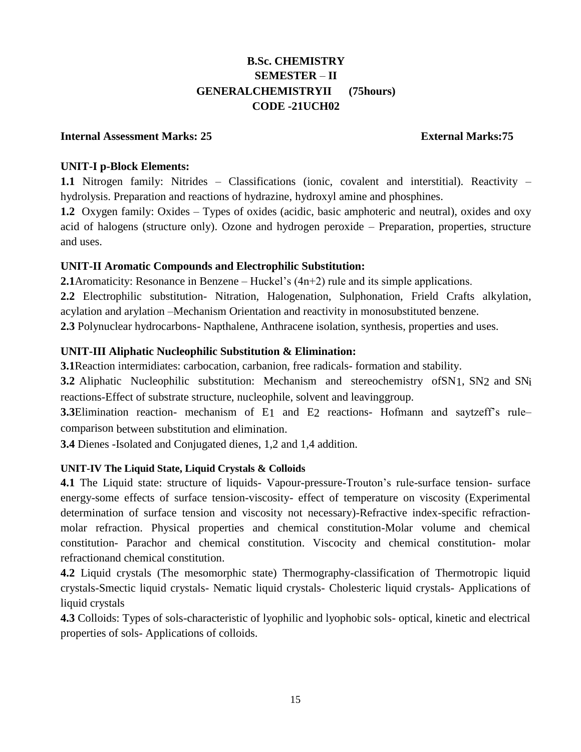# B.Sc. CHEMISTRY

## SEMESTER – II

## GENERALCHEMISTRYII (75hours)

## CODE -21UCH02

**Internal Assessment Marks: 25** **External Marks:75**

### UNIT-I p-Block Elements:

**1.1** Nitrogen family: Nitrides – Classifications (ionic, covalent and interstitial). Reactivity – hydrolysis. Preparation and reactions of hydrazine, hydroxyl amine and phosphines.

**1.2** Oxygen family: Oxides – Types of oxides (acidic, basic amphoteric and neutral), oxides and oxy acid of halogens (structure only). Ozone and hydrogen peroxide – Preparation, properties, structure and uses.

### UNIT-II Aromatic Compounds and Electrophilic Substitution:

**2.1**Aromaticity: Resonance in Benzene – Huckel's (4n+2) rule and its simple applications.

**2.2** Electrophilic substitution- Nitration, Halogenation, Sulphonation, Frield Crafts alkylation, acylation and arylation –Mechanism Orientation and reactivity in monosubstituted benzene.

**2.3** Polynuclear hydrocarbons- Napthalene, Anthracene isolation, synthesis, properties and uses.

### UNIT-III Aliphatic Nucleophilic Substitution & Elimination:

**3.1**Reaction intermidiates: carbocation, carbanion, free radicals- formation and stability.

**3.2** Aliphatic Nucleophilic substitution: Mechanism and stereochemistry of$SN_1$, $SN_2$ and $SN_i$ reactions-Effect of substrate structure, nucleophile, solvent and leavinggroup.

**3.3**Elimination reaction- mechanism of $E_1$ and $E_2$ reactions- Hofmann and saytzeff's rule– comparison between substitution and elimination.

**3.4** Dienes -Isolated and Conjugated dienes, 1,2 and 1,4 addition.

### UNIT-IV The Liquid State, Liquid Crystals & Colloids

**4.1** The Liquid state: structure of liquids- Vapour-pressure-Trouton's rule-surface tension- surface energy-some effects of surface tension-viscosity- effect of temperature on viscosity (Experimental determination of surface tension and viscosity not necessary)-Refractive index-specific refraction-molar refraction. Physical properties and chemical constitution-Molar volume and chemical constitution- Parachor and chemical constitution. Viscocity and chemical constitution- molar refractionand chemical constitution.

**4.2** Liquid crystals (The mesomorphic state) Thermography-classification of Thermotropic liquid crystals-Smectic liquid crystals- Nematic liquid crystals- Cholesteric liquid crystals- Applications of liquid crystals

**4.3** Colloids: Types of sols-characteristic of lyophilic and lyophobic sols- optical, kinetic and electrical properties of sols- Applications of colloids.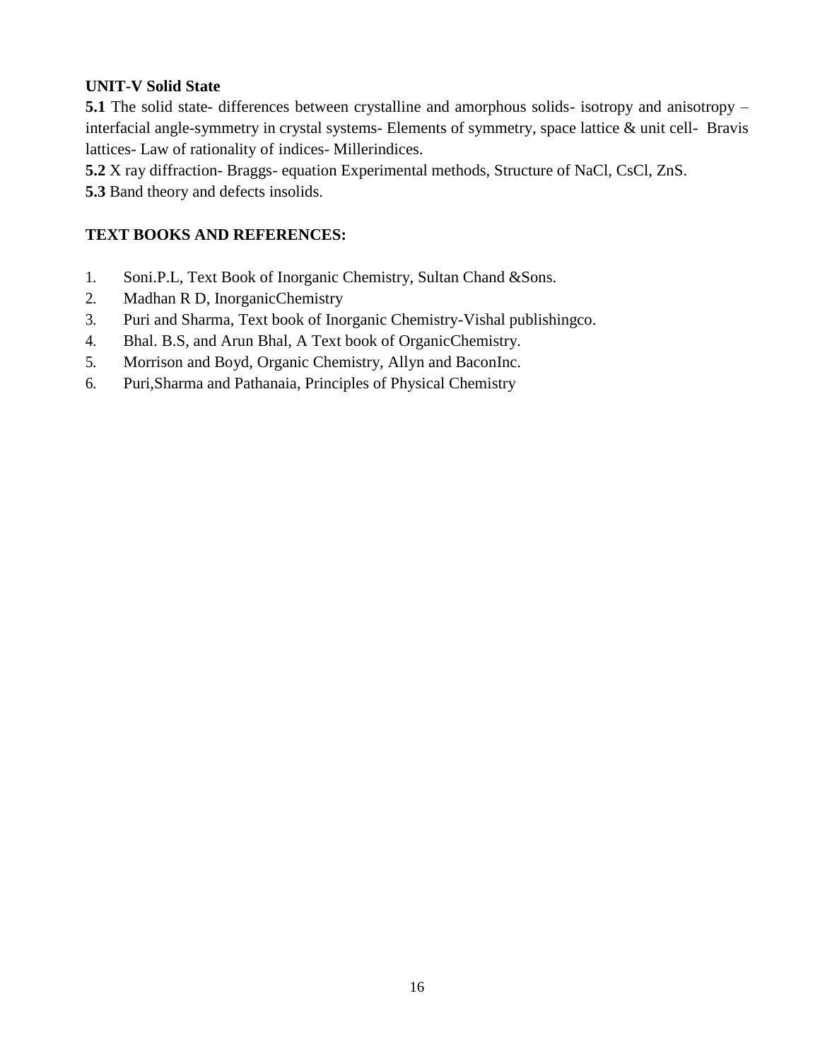**UNIT-V Solid State**

**5.1** The solid state- differences between crystalline and amorphous solids- isotropy and anisotropy – interfacial angle-symmetry in crystal systems- Elements of symmetry, space lattice & unit cell- Bravis lattices- Law of rationality of indices- Millerindices.

**5.2** X ray diffraction- Braggs- equation Experimental methods, Structure of NaCl, CsCl, ZnS.

**5.3** Band theory and defects insolids.

**TEXT BOOKS AND REFERENCES:**

1. Soni.P.L, Text Book of Inorganic Chemistry, Sultan Chand &Sons.
2. Madhan R D, InorganicChemistry
3. Puri and Sharma, Text book of Inorganic Chemistry-Vishal publishingco.
4. Bhal. B.S, and Arun Bhal, A Text book of OrganicChemistry.
5. Morrison and Boyd, Organic Chemistry, Allyn and BaconInc.
6. Puri,Sharma and Pathanaia, Principles of Physical Chemistry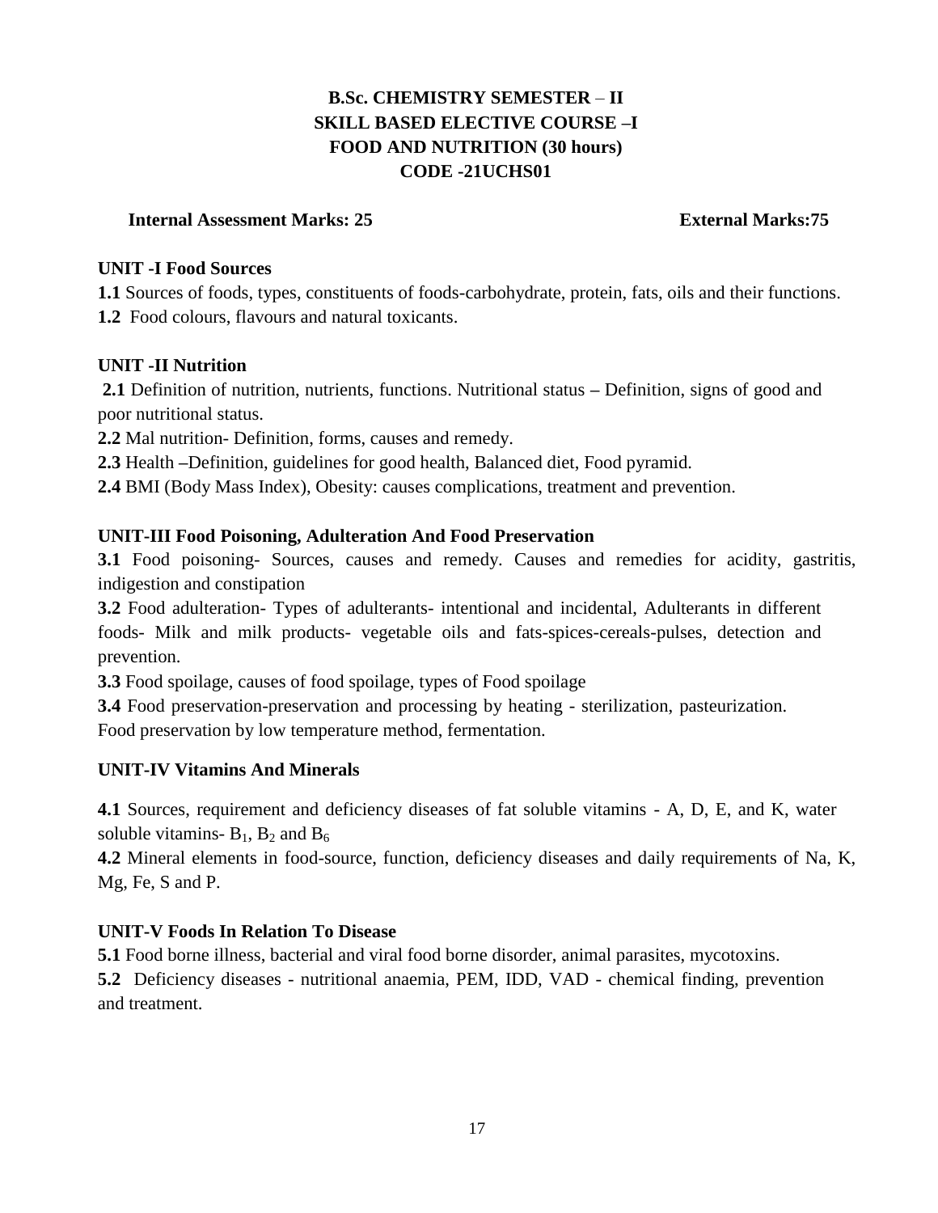# B.Sc. CHEMISTRY SEMESTER – II
# SKILL BASED ELECTIVE COURSE –I
# FOOD AND NUTRITION (30 hours)
# CODE -21UCHS01

**Internal Assessment Marks: 25** **External Marks:75**

### UNIT -I Food Sources

**1.1** Sources of foods, types, constituents of foods-carbohydrate, protein, fats, oils and their functions.

**1.2** Food colours, flavours and natural toxicants.

### UNIT -II Nutrition

**2.1** Definition of nutrition, nutrients, functions. Nutritional status – Definition, signs of good and poor nutritional status.

**2.2** Mal nutrition- Definition, forms, causes and remedy.

**2.3** Health –Definition, guidelines for good health, Balanced diet, Food pyramid.

**2.4** BMI (Body Mass Index), Obesity: causes complications, treatment and prevention.

### UNIT-III Food Poisoning, Adulteration And Food Preservation

**3.1** Food poisoning- Sources, causes and remedy. Causes and remedies for acidity, gastritis, indigestion and constipation

**3.2** Food adulteration- Types of adulterants- intentional and incidental, Adulterants in different foods- Milk and milk products- vegetable oils and fats-spices-cereals-pulses, detection and prevention.

**3.3** Food spoilage, causes of food spoilage, types of Food spoilage

**3.4** Food preservation-preservation and processing by heating - sterilization, pasteurization. Food preservation by low temperature method, fermentation.

### UNIT-IV Vitamins And Minerals

**4.1** Sources, requirement and deficiency diseases of fat soluble vitamins - A, D, E, and K, water soluble vitamins- $B_1$, $B_2$ and $B_6$

**4.2** Mineral elements in food-source, function, deficiency diseases and daily requirements of Na, K, Mg, Fe, S and P.

### UNIT-V Foods In Relation To Disease

**5.1** Food borne illness, bacterial and viral food borne disorder, animal parasites, mycotoxins.

**5.2** Deficiency diseases - nutritional anaemia, PEM, IDD, VAD - chemical finding, prevention and treatment.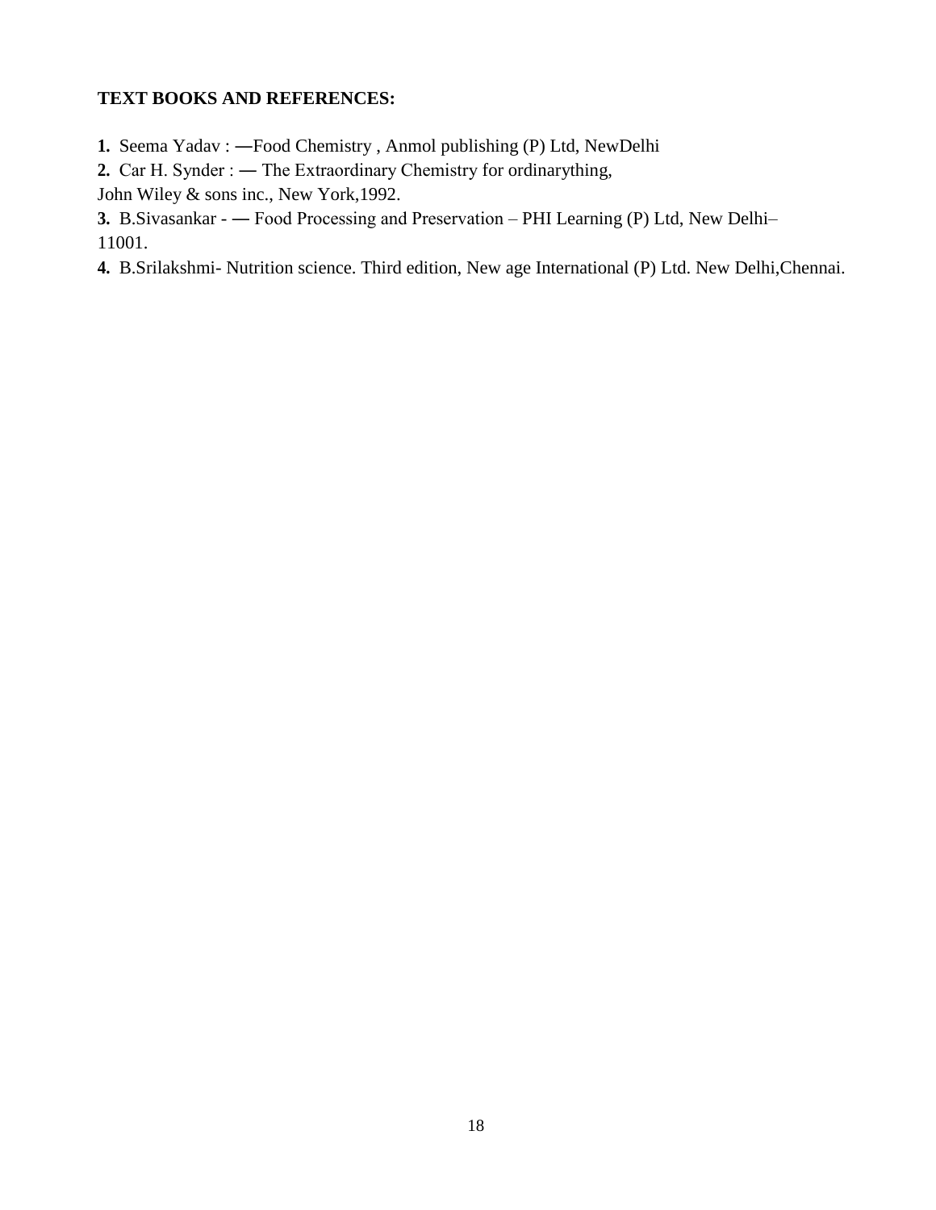**TEXT BOOKS AND REFERENCES:**

**1.** Seema Yadav : ―Food Chemistry , Anmol publishing (P) Ltd, NewDelhi

**2.** Car H. Synder : ― The Extraordinary Chemistry for ordinarything,
John Wiley & sons inc., New York,1992.

**3.** B.Sivasankar - ― Food Processing and Preservation – PHI Learning (P) Ltd, New Delhi–
11001.

**4.** B.Srilakshmi- Nutrition science. Third edition, New age International (P) Ltd. New Delhi,Chennai.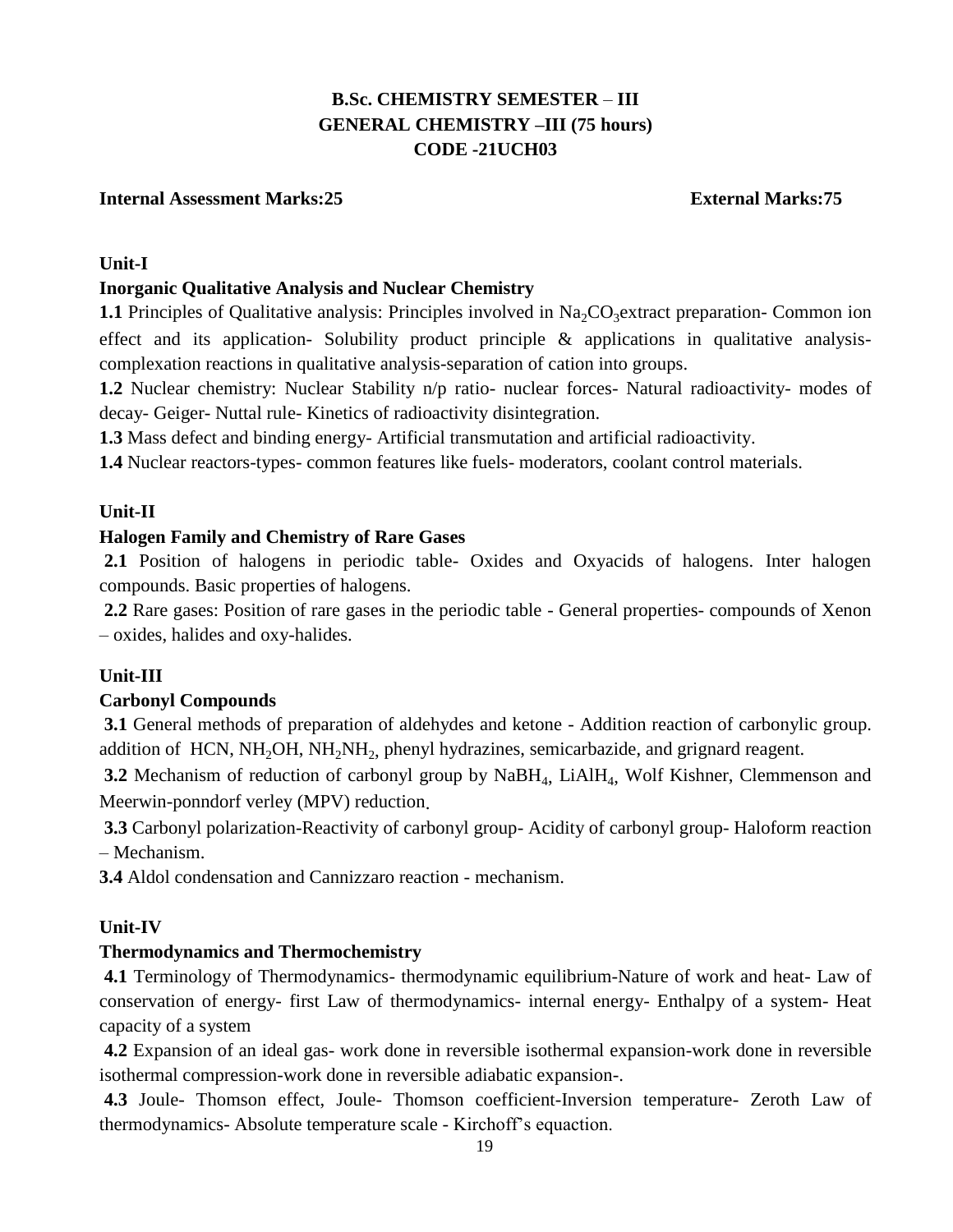**B.Sc. CHEMISTRY SEMESTER – III**
**GENERAL CHEMISTRY –III (75 hours)**
**CODE -21UCH03**

**Internal Assessment Marks:25** **External Marks:75**

**Unit-I**

**Inorganic Qualitative Analysis and Nuclear Chemistry**

**1.1** Principles of Qualitative analysis: Principles involved in $Na_2CO_3$extract preparation- Common ion effect and its application- Solubility product principle & applications in qualitative analysis-complexation reactions in qualitative analysis-separation of cation into groups.

**1.2** Nuclear chemistry: Nuclear Stability n/p ratio- nuclear forces- Natural radioactivity- modes of decay- Geiger- Nuttal rule- Kinetics of radioactivity disintegration.

**1.3** Mass defect and binding energy- Artificial transmutation and artificial radioactivity.

**1.4** Nuclear reactors-types- common features like fuels- moderators, coolant control materials.

**Unit-II**

**Halogen Family and Chemistry of Rare Gases**

**2.1** Position of halogens in periodic table- Oxides and Oxyacids of halogens. Inter halogen compounds. Basic properties of halogens.

**2.2** Rare gases: Position of rare gases in the periodic table - General properties- compounds of Xenon – oxides, halides and oxy-halides.

**Unit-III**

**Carbonyl Compounds**

**3.1** General methods of preparation of aldehydes and ketone - Addition reaction of carbonylic group. addition of HCN, $NH_2OH$, $NH_2NH_2$, phenyl hydrazines, semicarbazide, and grignard reagent.

**3.2** Mechanism of reduction of carbonyl group by $NaBH_4$, $LiAlH_4$, Wolf Kishner, Clemmenson and Meerwin-ponndorf verley (MPV) reduction.

**3.3** Carbonyl polarization-Reactivity of carbonyl group- Acidity of carbonyl group- Haloform reaction – Mechanism.

**3.4** Aldol condensation and Cannizzaro reaction - mechanism.

**Unit-IV**

**Thermodynamics and Thermochemistry**

**4.1** Terminology of Thermodynamics- thermodynamic equilibrium-Nature of work and heat- Law of conservation of energy- first Law of thermodynamics- internal energy- Enthalpy of a system- Heat capacity of a system

**4.2** Expansion of an ideal gas- work done in reversible isothermal expansion-work done in reversible isothermal compression-work done in reversible adiabatic expansion-.

**4.3** Joule- Thomson effect, Joule- Thomson coefficient-Inversion temperature- Zeroth Law of thermodynamics- Absolute temperature scale - Kirchoff's equaction.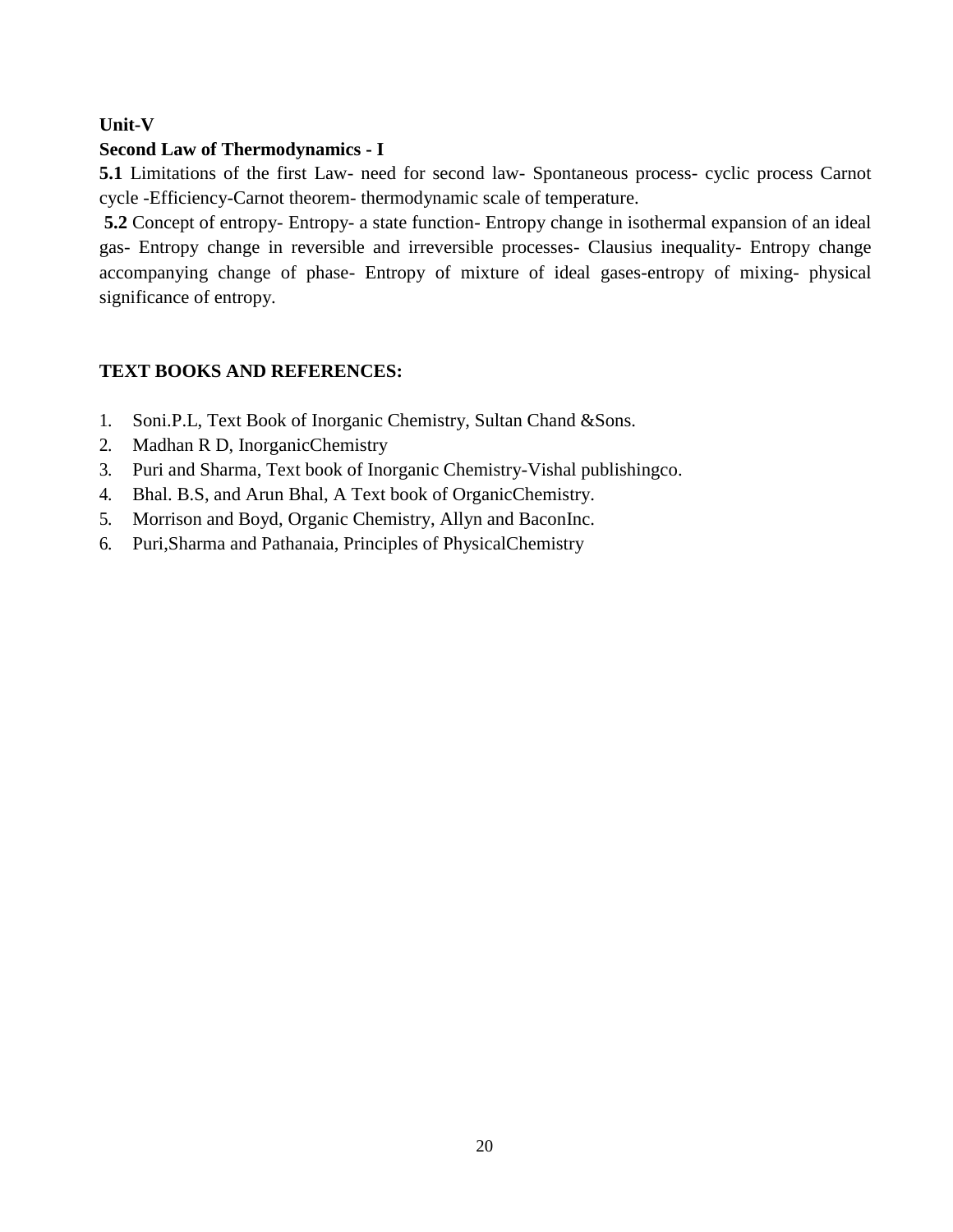**Unit-V**

**Second Law of Thermodynamics - I**

**5.1** Limitations of the first Law- need for second law- Spontaneous process- cyclic process Carnot cycle -Efficiency-Carnot theorem- thermodynamic scale of temperature.

**5.2** Concept of entropy- Entropy- a state function- Entropy change in isothermal expansion of an ideal gas- Entropy change in reversible and irreversible processes- Clausius inequality- Entropy change accompanying change of phase- Entropy of mixture of ideal gases-entropy of mixing- physical significance of entropy.

**TEXT BOOKS AND REFERENCES:**

1. Soni.P.L, Text Book of Inorganic Chemistry, Sultan Chand &Sons.
2. Madhan R D, InorganicChemistry
3. Puri and Sharma, Text book of Inorganic Chemistry-Vishal publishingco.
4. Bhal. B.S, and Arun Bhal, A Text book of OrganicChemistry.
5. Morrison and Boyd, Organic Chemistry, Allyn and BaconInc.
6. Puri,Sharma and Pathanaia, Principles of PhysicalChemistry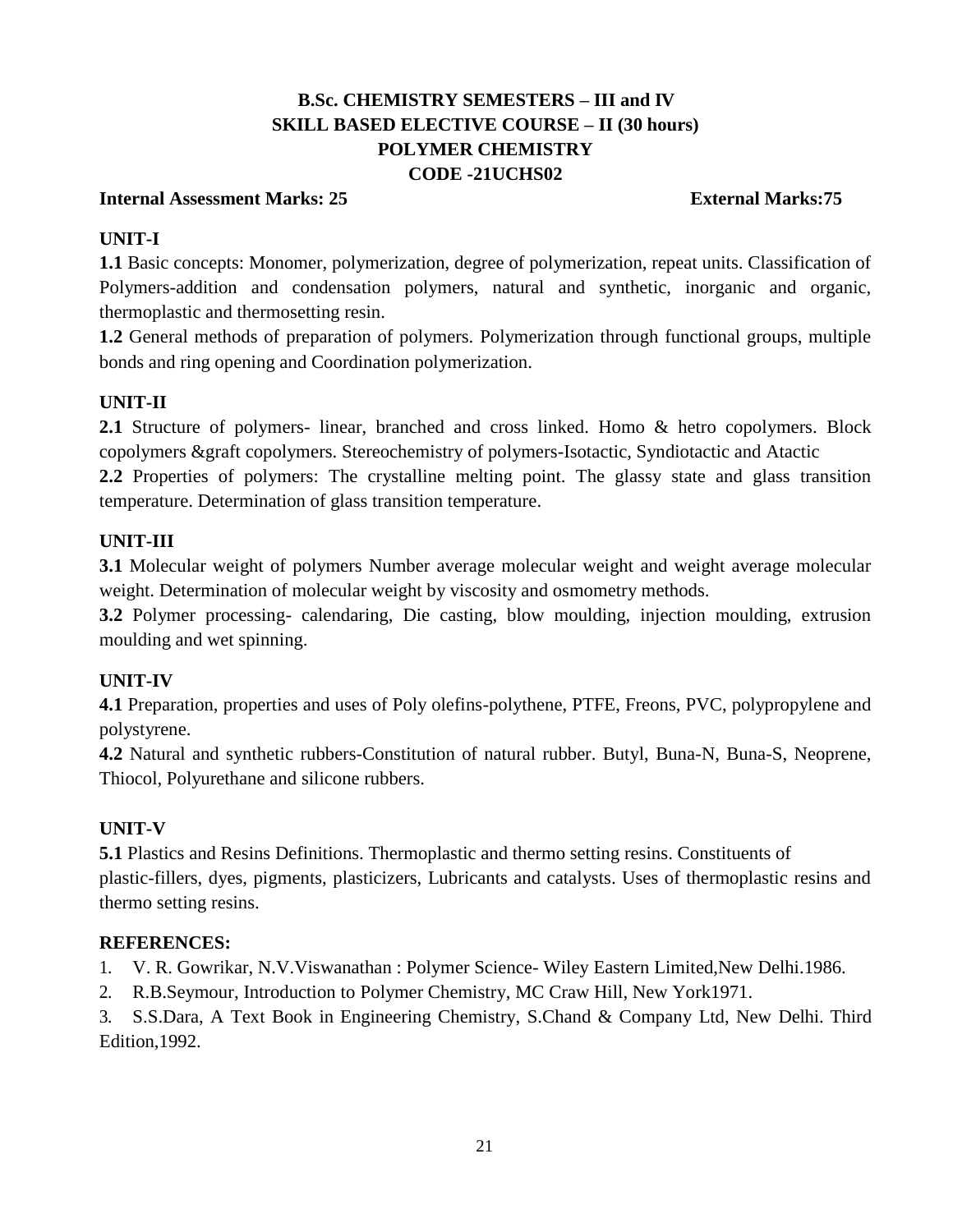# B.Sc. CHEMISTRY SEMESTERS – III and IV
## SKILL BASED ELECTIVE COURSE – II (30 hours)
## POLYMER CHEMISTRY
## CODE -21UCHS02

**Internal Assessment Marks: 25** **External Marks:75**

### UNIT-I

**1.1** Basic concepts: Monomer, polymerization, degree of polymerization, repeat units. Classification of Polymers-addition and condensation polymers, natural and synthetic, inorganic and organic, thermoplastic and thermosetting resin.

**1.2** General methods of preparation of polymers. Polymerization through functional groups, multiple bonds and ring opening and Coordination polymerization.

### UNIT-II

**2.1** Structure of polymers- linear, branched and cross linked. Homo & hetro copolymers. Block copolymers &graft copolymers. Stereochemistry of polymers-Isotactic, Syndiotactic and Atactic

**2.2** Properties of polymers: The crystalline melting point. The glassy state and glass transition temperature. Determination of glass transition temperature.

### UNIT-III

**3.1** Molecular weight of polymers Number average molecular weight and weight average molecular weight. Determination of molecular weight by viscosity and osmometry methods.

**3.2** Polymer processing- calendaring, Die casting, blow moulding, injection moulding, extrusion moulding and wet spinning.

### UNIT-IV

**4.1** Preparation, properties and uses of Poly olefins-polythene, PTFE, Freons, PVC, polypropylene and polystyrene.

**4.2** Natural and synthetic rubbers-Constitution of natural rubber. Butyl, Buna-N, Buna-S, Neoprene, Thiocol, Polyurethane and silicone rubbers.

### UNIT-V

**5.1** Plastics and Resins Definitions. Thermoplastic and thermo setting resins. Constituents of plastic-fillers, dyes, pigments, plasticizers, Lubricants and catalysts. Uses of thermoplastic resins and thermo setting resins.

### REFERENCES:

1. V. R. Gowrikar, N.V.Viswanathan : Polymer Science- Wiley Eastern Limited,New Delhi.1986.
2. R.B.Seymour, Introduction to Polymer Chemistry, MC Craw Hill, New York1971.
3. S.S.Dara, A Text Book in Engineering Chemistry, S.Chand & Company Ltd, New Delhi. Third Edition,1992.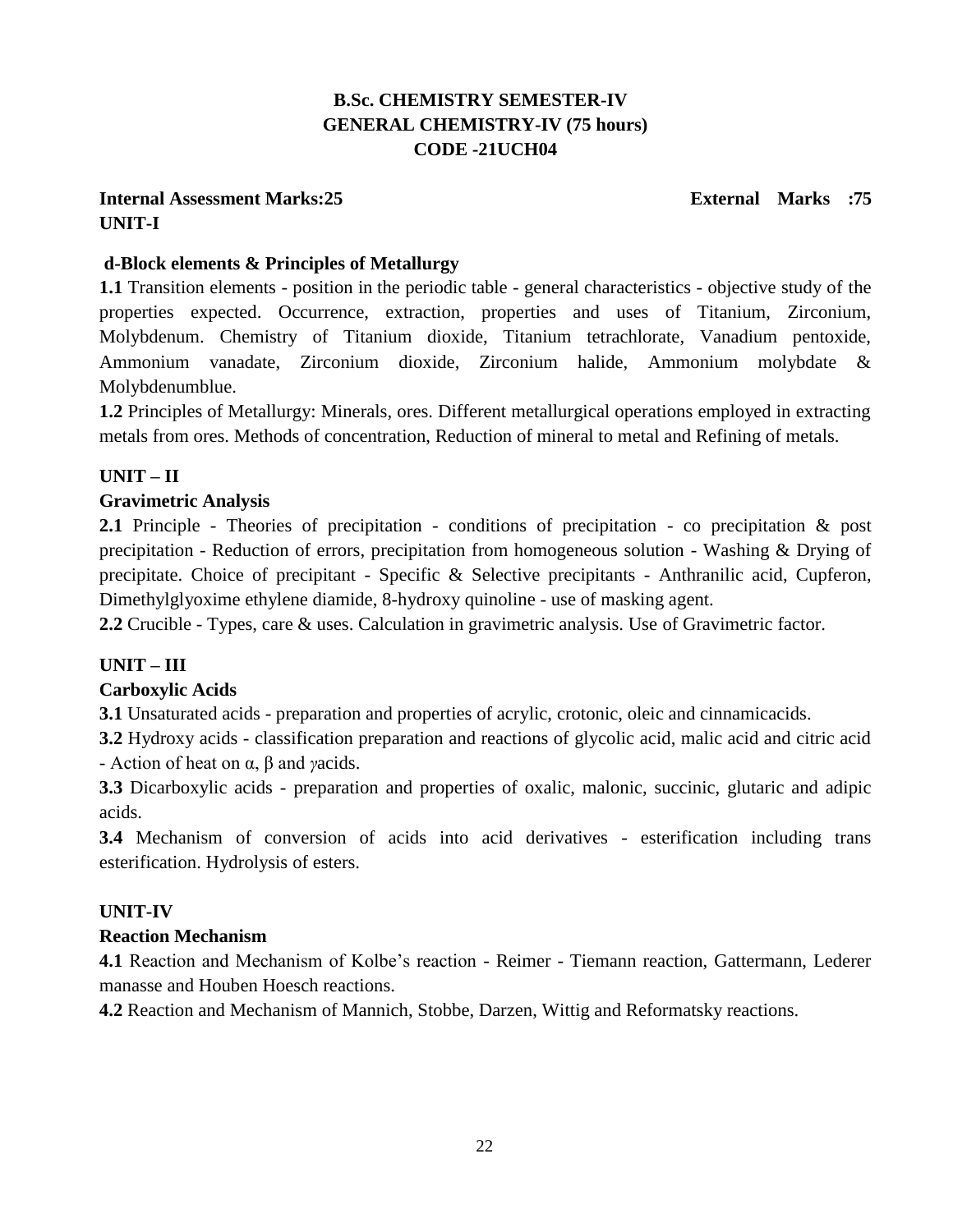# B.Sc. CHEMISTRY SEMESTER-IV
## GENERAL CHEMISTRY-IV (75 hours)
## CODE -21UCH04

**Internal Assessment Marks:25** **External Marks :75**

**UNIT-I**

**d-Block elements & Principles of Metallurgy**

**1.1** Transition elements - position in the periodic table - general characteristics - objective study of the properties expected. Occurrence, extraction, properties and uses of Titanium, Zirconium, Molybdenum. Chemistry of Titanium dioxide, Titanium tetrachlorate, Vanadium pentoxide, Ammonium vanadate, Zirconium dioxide, Zirconium halide, Ammonium molybdate & Molybdenumblue.

**1.2** Principles of Metallurgy: Minerals, ores. Different metallurgical operations employed in extracting metals from ores. Methods of concentration, Reduction of mineral to metal and Refining of metals.

**UNIT – II**

**Gravimetric Analysis**

**2.1** Principle - Theories of precipitation - conditions of precipitation - co precipitation & post precipitation - Reduction of errors, precipitation from homogeneous solution - Washing & Drying of precipitate. Choice of precipitant - Specific & Selective precipitants - Anthranilic acid, Cupferon, Dimethylglyoxime ethylene diamide, 8-hydroxy quinoline - use of masking agent.

**2.2** Crucible - Types, care & uses. Calculation in gravimetric analysis. Use of Gravimetric factor.

**UNIT – III**

**Carboxylic Acids**

**3.1** Unsaturated acids - preparation and properties of acrylic, crotonic, oleic and cinnamicacids.

**3.2** Hydroxy acids - classification preparation and reactions of glycolic acid, malic acid and citric acid - Action of heat on $\alpha$, $\beta$ and $\gamma$acids.

**3.3** Dicarboxylic acids - preparation and properties of oxalic, malonic, succinic, glutaric and adipic acids.

**3.4** Mechanism of conversion of acids into acid derivatives - esterification including trans esterification. Hydrolysis of esters.

**UNIT-IV**

**Reaction Mechanism**

**4.1** Reaction and Mechanism of Kolbe's reaction - Reimer - Tiemann reaction, Gattermann, Lederer manasse and Houben Hoesch reactions.

**4.2** Reaction and Mechanism of Mannich, Stobbe, Darzen, Wittig and Reformatsky reactions.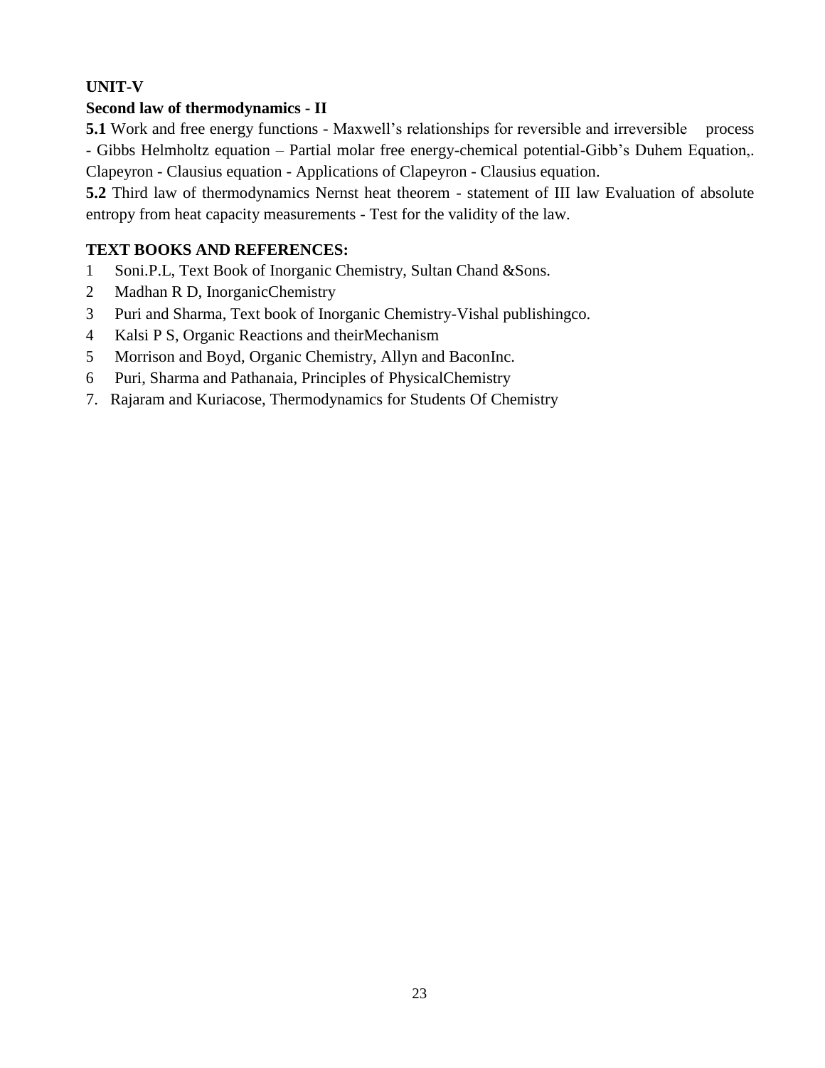**UNIT-V**

**Second law of thermodynamics - II**

**5.1** Work and free energy functions - Maxwell's relationships for reversible and irreversible process - Gibbs Helmholtz equation – Partial molar free energy-chemical potential-Gibb's Duhem Equation,. Clapeyron - Clausius equation - Applications of Clapeyron - Clausius equation.

**5.2** Third law of thermodynamics Nernst heat theorem - statement of III law Evaluation of absolute entropy from heat capacity measurements - Test for the validity of the law.

**TEXT BOOKS AND REFERENCES:**

1. Soni.P.L, Text Book of Inorganic Chemistry, Sultan Chand &Sons.
2. Madhan R D, InorganicChemistry
3. Puri and Sharma, Text book of Inorganic Chemistry-Vishal publishingco.
4. Kalsi P S, Organic Reactions and theirMechanism
5. Morrison and Boyd, Organic Chemistry, Allyn and BaconInc.
6. Puri, Sharma and Pathanaia, Principles of PhysicalChemistry
7. Rajaram and Kuriacose, Thermodynamics for Students Of Chemistry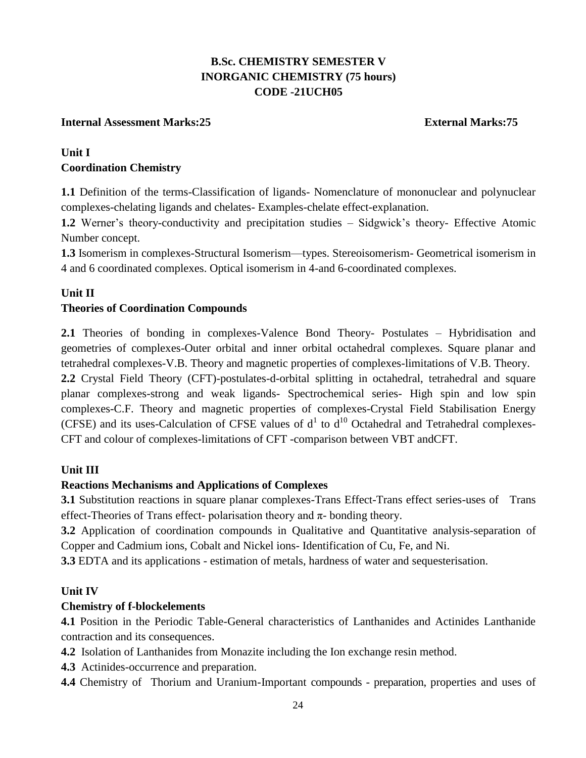## B.Sc. CHEMISTRY SEMESTER V
## INORGANIC CHEMISTRY (75 hours)
## CODE -21UCH05

**Internal Assessment Marks:25** **External Marks:75**

**Unit I**
**Coordination Chemistry**

**1.1** Definition of the terms-Classification of ligands- Nomenclature of mononuclear and polynuclear complexes-chelating ligands and chelates- Examples-chelate effect-explanation.

**1.2** Werner's theory-conductivity and precipitation studies – Sidgwick's theory- Effective Atomic Number concept.

**1.3** Isomerism in complexes-Structural Isomerism—types. Stereoisomerism- Geometrical isomerism in 4 and 6 coordinated complexes. Optical isomerism in 4-and 6-coordinated complexes.

**Unit II**
**Theories of Coordination Compounds**

**2.1** Theories of bonding in complexes-Valence Bond Theory- Postulates – Hybridisation and geometries of complexes-Outer orbital and inner orbital octahedral complexes. Square planar and tetrahedral complexes-V.B. Theory and magnetic properties of complexes-limitations of V.B. Theory.

**2.2** Crystal Field Theory (CFT)-postulates-d-orbital splitting in octahedral, tetrahedral and square planar complexes-strong and weak ligands- Spectrochemical series- High spin and low spin complexes-C.F. Theory and magnetic properties of complexes-Crystal Field Stabilisation Energy (CFSE) and its uses-Calculation of CFSE values of $d^1$ to $d^{10}$ Octahedral and Tetrahedral complexes-CFT and colour of complexes-limitations of CFT -comparison between VBT andCFT.

**Unit III**
**Reactions Mechanisms and Applications of Complexes**

**3.1** Substitution reactions in square planar complexes-Trans Effect-Trans effect series-uses of Trans effect-Theories of Trans effect- polarisation theory and $\pi$- bonding theory.

**3.2** Application of coordination compounds in Qualitative and Quantitative analysis-separation of Copper and Cadmium ions, Cobalt and Nickel ions- Identification of Cu, Fe, and Ni.

**3.3** EDTA and its applications - estimation of metals, hardness of water and sequesterisation.

**Unit IV**
**Chemistry of f-blockelements**

**4.1** Position in the Periodic Table-General characteristics of Lanthanides and Actinides Lanthanide contraction and its consequences.

**4.2** Isolation of Lanthanides from Monazite including the Ion exchange resin method.

**4.3** Actinides-occurrence and preparation.

**4.4** Chemistry of Thorium and Uranium-Important compounds - preparation, properties and uses of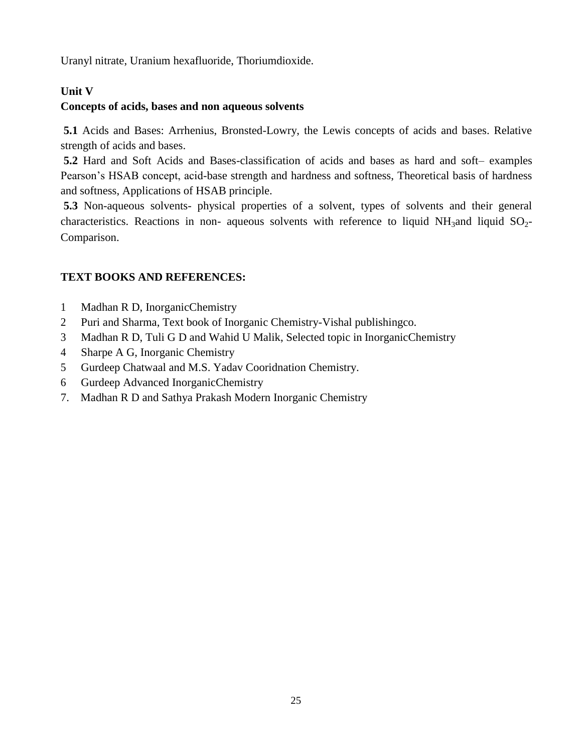Uranyl nitrate, Uranium hexafluoride, Thoriumdioxide.

**Unit V**

**Concepts of acids, bases and non aqueous solvents**

**5.1** Acids and Bases: Arrhenius, Bronsted-Lowry, the Lewis concepts of acids and bases. Relative strength of acids and bases.

**5.2** Hard and Soft Acids and Bases-classification of acids and bases as hard and soft– examples Pearson's HSAB concept, acid-base strength and hardness and softness, Theoretical basis of hardness and softness, Applications of HSAB principle.

**5.3** Non-aqueous solvents- physical properties of a solvent, types of solvents and their general characteristics. Reactions in non- aqueous solvents with reference to liquid $NH_3$and liquid $SO_2$- Comparison.

**TEXT BOOKS AND REFERENCES:**

1 Madhan R D, InorganicChemistry
2 Puri and Sharma, Text book of Inorganic Chemistry-Vishal publishingco.
3 Madhan R D, Tuli G D and Wahid U Malik, Selected topic in InorganicChemistry
4 Sharpe A G, Inorganic Chemistry
5 Gurdeep Chatwaal and M.S. Yadav Cooridnation Chemistry.
6 Gurdeep Advanced InorganicChemistry
7. Madhan R D and Sathya Prakash Modern Inorganic Chemistry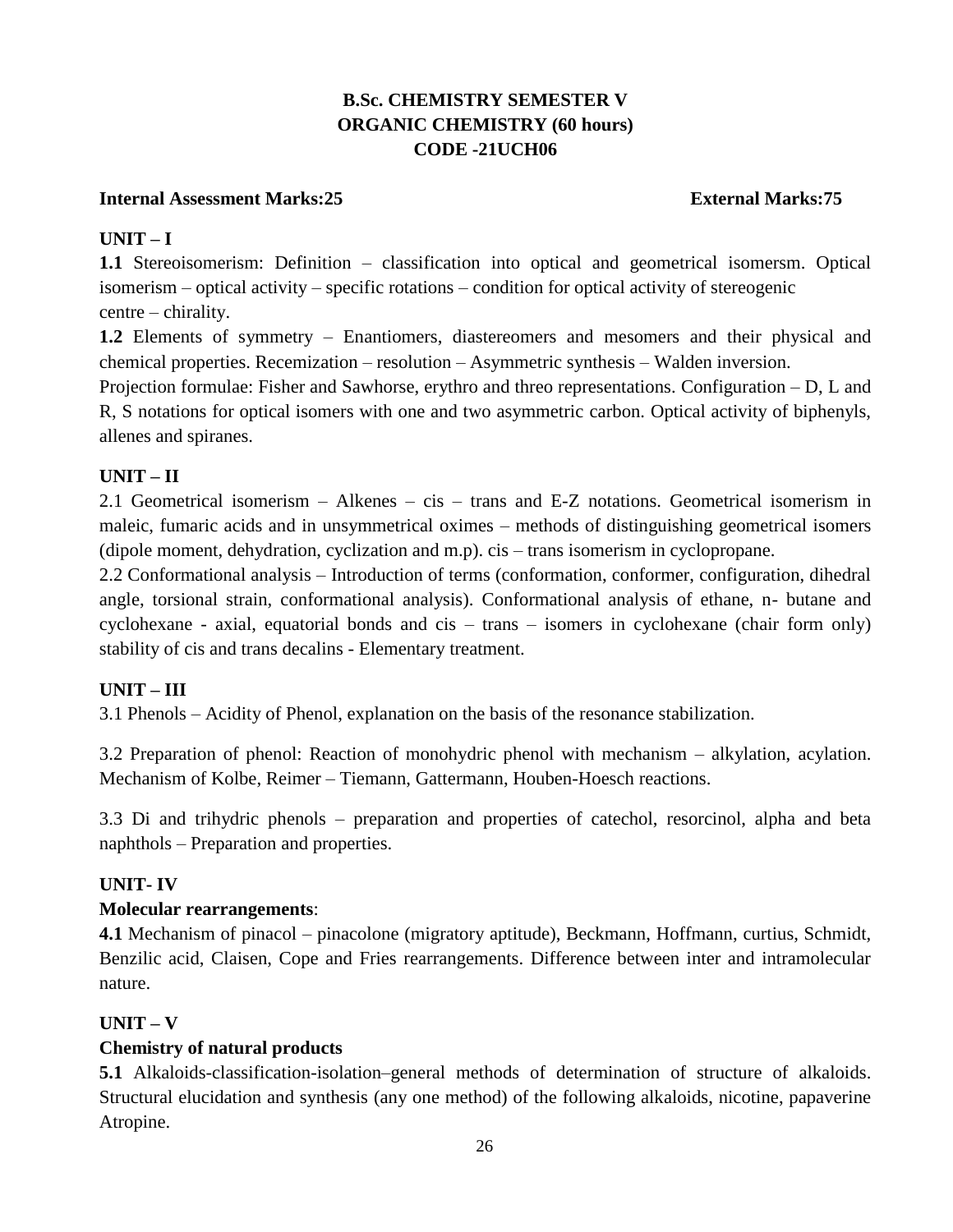# B.Sc. CHEMISTRY SEMESTER V
# ORGANIC CHEMISTRY (60 hours)
# CODE -21UCH06

**Internal Assessment Marks:25** **External Marks:75**

## UNIT – I

**1.1** Stereoisomerism: Definition – classification into optical and geometrical isomersm. Optical isomerism – optical activity – specific rotations – condition for optical activity of stereogenic centre – chirality.

**1.2** Elements of symmetry – Enantiomers, diastereomers and mesomers and their physical and chemical properties. Recemization – resolution – Asymmetric synthesis – Walden inversion.

Projection formulae: Fisher and Sawhorse, erythro and threo representations. Configuration – D, L and R, S notations for optical isomers with one and two asymmetric carbon. Optical activity of biphenyls, allenes and spiranes.

## UNIT – II

2.1 Geometrical isomerism – Alkenes – cis – trans and E-Z notations. Geometrical isomerism in maleic, fumaric acids and in unsymmetrical oximes – methods of distinguishing geometrical isomers (dipole moment, dehydration, cyclization and m.p). cis – trans isomerism in cyclopropane.

2.2 Conformational analysis – Introduction of terms (conformation, conformer, configuration, dihedral angle, torsional strain, conformational analysis). Conformational analysis of ethane, n- butane and cyclohexane - axial, equatorial bonds and cis – trans – isomers in cyclohexane (chair form only) stability of cis and trans decalins - Elementary treatment.

## UNIT – III

3.1 Phenols – Acidity of Phenol, explanation on the basis of the resonance stabilization.

3.2 Preparation of phenol: Reaction of monohydric phenol with mechanism – alkylation, acylation. Mechanism of Kolbe, Reimer – Tiemann, Gattermann, Houben-Hoesch reactions.

3.3 Di and trihydric phenols – preparation and properties of catechol, resorcinol, alpha and beta naphthols – Preparation and properties.

## UNIT- IV

**Molecular rearrangements**:

**4.1** Mechanism of pinacol – pinacolone (migratory aptitude), Beckmann, Hoffmann, curtius, Schmidt, Benzilic acid, Claisen, Cope and Fries rearrangements. Difference between inter and intramolecular nature.

## UNIT – V

**Chemistry of natural products**

**5.1** Alkaloids-classification-isolation–general methods of determination of structure of alkaloids. Structural elucidation and synthesis (any one method) of the following alkaloids, nicotine, papaverine Atropine.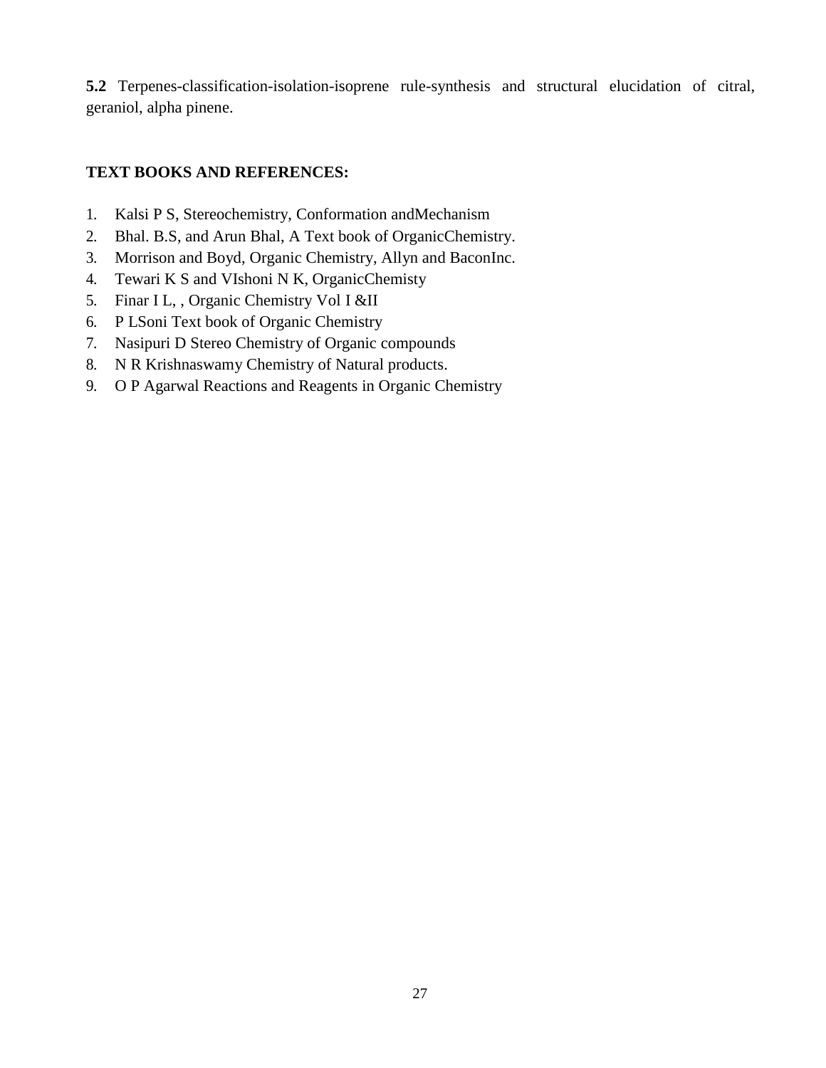**5.2** Terpenes-classification-isolation-isoprene rule-synthesis and structural elucidation of citral, geraniol, alpha pinene.

**TEXT BOOKS AND REFERENCES:**

1. Kalsi P S, Stereochemistry, Conformation andMechanism
2. Bhal. B.S, and Arun Bhal, A Text book of OrganicChemistry.
3. Morrison and Boyd, Organic Chemistry, Allyn and BaconInc.
4. Tewari K S and VIshoni N K, OrganicChemisty
5. Finar I L, , Organic Chemistry Vol I &II
6. P LSoni Text book of Organic Chemistry
7. Nasipuri D Stereo Chemistry of Organic compounds
8. N R Krishnaswamy Chemistry of Natural products.
9. O P Agarwal Reactions and Reagents in Organic Chemistry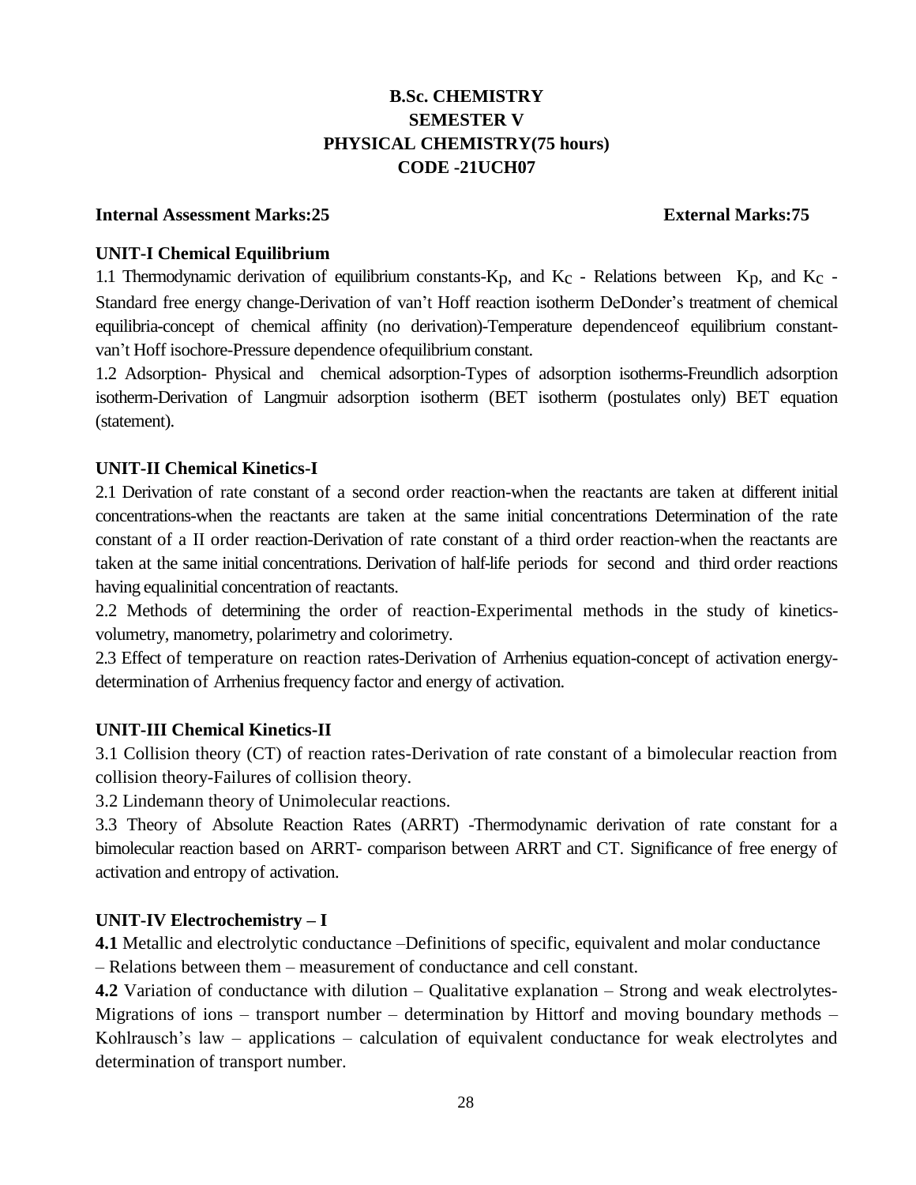**B.Sc. CHEMISTRY**
**SEMESTER V**
**PHYSICAL CHEMISTRY(75 hours)**
**CODE -21UCH07**

**Internal Assessment Marks:25** **External Marks:75**

**UNIT-I Chemical Equilibrium**

1.1 Thermodynamic derivation of equilibrium constants-$K_p$, and $K_c$ - Relations between $K_p$, and $K_c$ - Standard free energy change-Derivation of van't Hoff reaction isotherm DeDonder's treatment of chemical equilibria-concept of chemical affinity (no derivation)-Temperature dependenceof equilibrium constant-van't Hoff isochore-Pressure dependence ofequilibrium constant.

1.2 Adsorption- Physical and chemical adsorption-Types of adsorption isotherms-Freundlich adsorption isotherm-Derivation of Langmuir adsorption isotherm (BET isotherm (postulates only) BET equation (statement).

**UNIT-II Chemical Kinetics-I**

2.1 Derivation of rate constant of a second order reaction-when the reactants are taken at different initial concentrations-when the reactants are taken at the same initial concentrations Determination of the rate constant of a II order reaction-Derivation of rate constant of a third order reaction-when the reactants are taken at the same initial concentrations. Derivation of half-life periods for second and third order reactions having equalinitial concentration of reactants.

2.2 Methods of determining the order of reaction-Experimental methods in the study of kinetics-volumetry, manometry, polarimetry and colorimetry.

2.3 Effect of temperature on reaction rates-Derivation of Arrhenius equation-concept of activation energy-determination of Arrhenius frequency factor and energy of activation.

**UNIT-III Chemical Kinetics-II**

3.1 Collision theory (CT) of reaction rates-Derivation of rate constant of a bimolecular reaction from collision theory-Failures of collision theory.

3.2 Lindemann theory of Unimolecular reactions.

3.3 Theory of Absolute Reaction Rates (ARRT) -Thermodynamic derivation of rate constant for a bimolecular reaction based on ARRT- comparison between ARRT and CT. Significance of free energy of activation and entropy of activation.

**UNIT-IV Electrochemistry – I**

**4.1** Metallic and electrolytic conductance –Definitions of specific, equivalent and molar conductance – Relations between them – measurement of conductance and cell constant.

**4.2** Variation of conductance with dilution – Qualitative explanation – Strong and weak electrolytes-Migrations of ions – transport number – determination by Hittorf and moving boundary methods – Kohlrausch's law – applications – calculation of equivalent conductance for weak electrolytes and determination of transport number.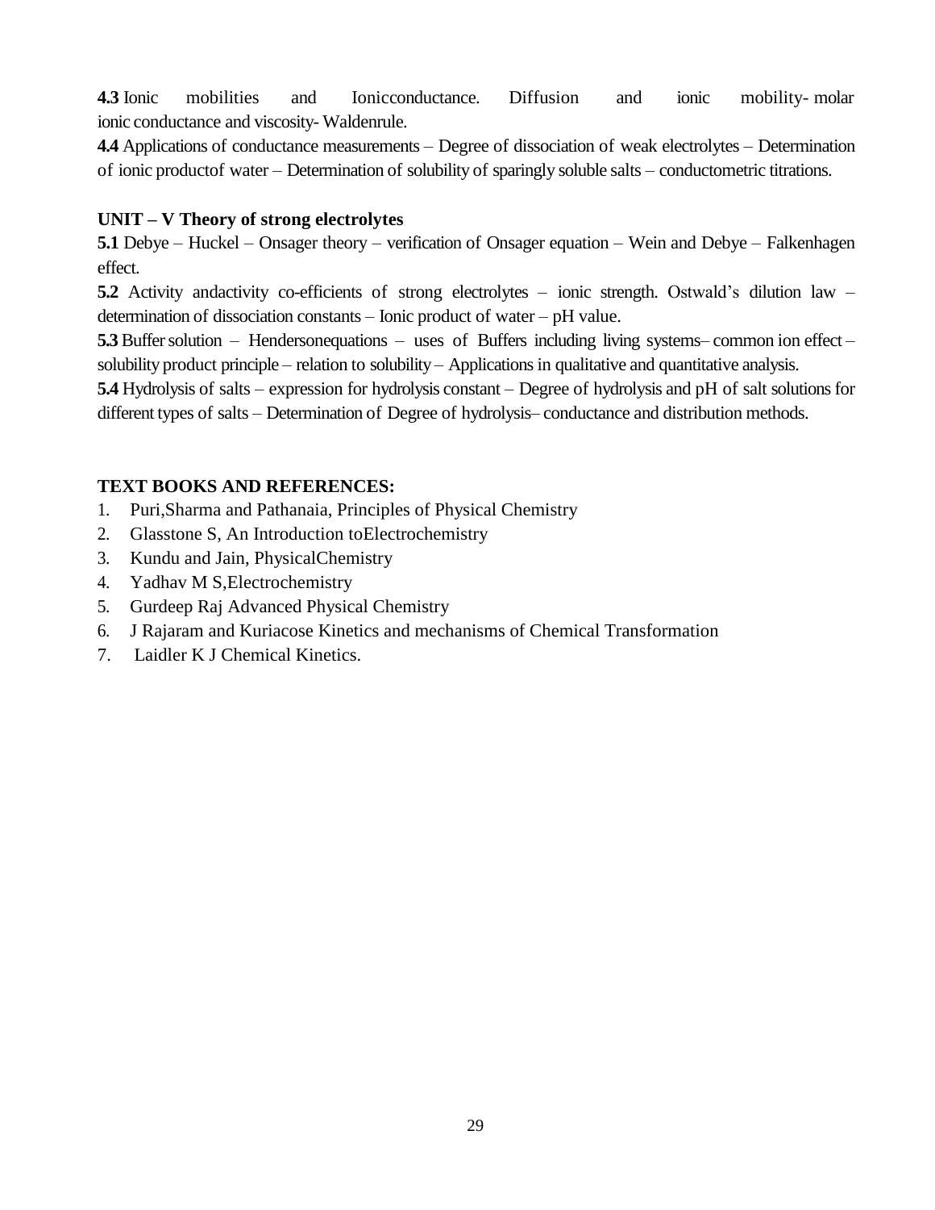**4.3** Ionic mobilities and Ionicconductance. Diffusion and ionic mobility- molar ionic conductance and viscosity- Waldenrule.

**4.4** Applications of conductance measurements – Degree of dissociation of weak electrolytes – Determination of ionic productof water – Determination of solubility of sparingly soluble salts – conductometric titrations.

### UNIT – V Theory of strong electrolytes

**5.1** Debye – Huckel – Onsager theory – verification of Onsager equation – Wein and Debye – Falkenhagen effect.

**5.2** Activity andactivity co-efficients of strong electrolytes – ionic strength. Ostwald's dilution law – determination of dissociation constants – Ionic product of water – pH value.

**5.3** Buffer solution – Hendersonequations – uses of Buffers including living systems– common ion effect – solubility product principle – relation to solubility – Applications in qualitative and quantitative analysis.

**5.4** Hydrolysis of salts – expression for hydrolysis constant – Degree of hydrolysis and pH of salt solutions for different types of salts – Determination of Degree of hydrolysis– conductance and distribution methods.

### TEXT BOOKS AND REFERENCES:

1. Puri,Sharma and Pathanaia, Principles of Physical Chemistry
2. Glasstone S, An Introduction toElectrochemistry
3. Kundu and Jain, PhysicalChemistry
4. Yadhav M S,Electrochemistry
5. Gurdeep Raj Advanced Physical Chemistry
6. J Rajaram and Kuriacose Kinetics and mechanisms of Chemical Transformation
7. Laidler K J Chemical Kinetics.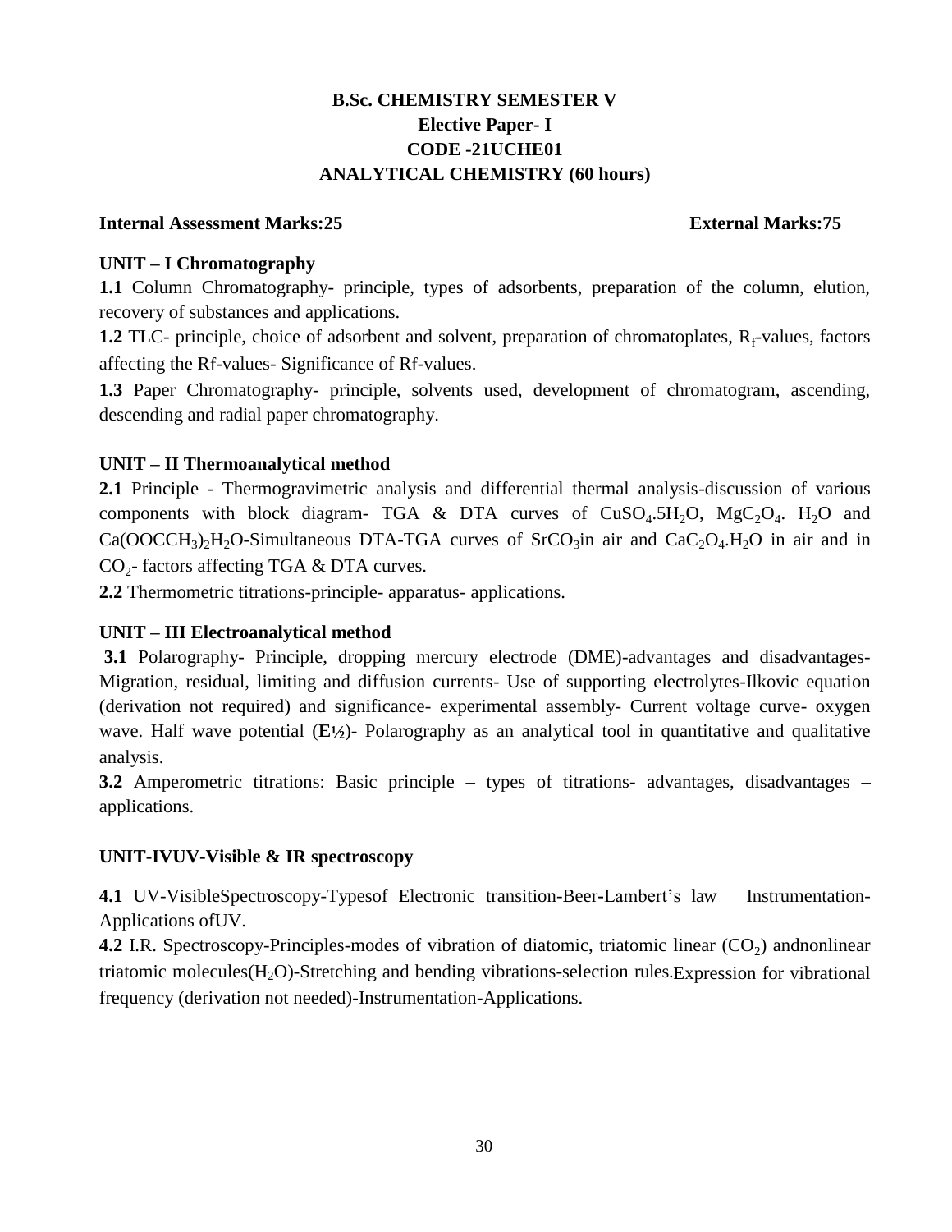# B.Sc. CHEMISTRY SEMESTER V
## Elective Paper- I
## CODE -21UCHE01
## ANALYTICAL CHEMISTRY (60 hours)

**Internal Assessment Marks:25** **External Marks:75**

### UNIT – I Chromatography

**1.1** Column Chromatography- principle, types of adsorbents, preparation of the column, elution, recovery of substances and applications.

**1.2** TLC- principle, choice of adsorbent and solvent, preparation of chromatoplates, $R_f$-values, factors affecting the Rf-values- Significance of Rf-values.

**1.3** Paper Chromatography- principle, solvents used, development of chromatogram, ascending, descending and radial paper chromatography.

### UNIT – II Thermoanalytical method

**2.1** Principle - Thermogravimetric analysis and differential thermal analysis-discussion of various components with block diagram- TGA & DTA curves of $CuSO_4.5H_2O$, $MgC_2O_4$. $H_2O$ and $Ca(OOCCH_3)_2H_2O$-Simultaneous DTA-TGA curves of $SrCO_3$in air and $CaC_2O_4.H_2O$ in air and in $CO_2$- factors affecting TGA & DTA curves.

**2.2** Thermometric titrations-principle- apparatus- applications.

### UNIT – III Electroanalytical method

**3.1** Polarography- Principle, dropping mercury electrode (DME)-advantages and disadvantages-Migration, residual, limiting and diffusion currents- Use of supporting electrolytes-Ilkovic equation (derivation not required) and significance- experimental assembly- Current voltage curve- oxygen wave. Half wave potential (**E½**)- Polarography as an analytical tool in quantitative and qualitative analysis.

**3.2** Amperometric titrations: Basic principle **–** types of titrations- advantages, disadvantages **–** applications.

### UNIT-IVUV-Visible & IR spectroscopy

**4.1** UV-VisibleSpectroscopy-Typesof Electronic transition-Beer-Lambert's law Instrumentation-Applications ofUV.

**4.2** I.R. Spectroscopy-Principles-modes of vibration of diatomic, triatomic linear ($CO_2$) andnonlinear triatomic molecules($H_2O$)-Stretching and bending vibrations-selection rules.Expression for vibrational frequency (derivation not needed)-Instrumentation-Applications.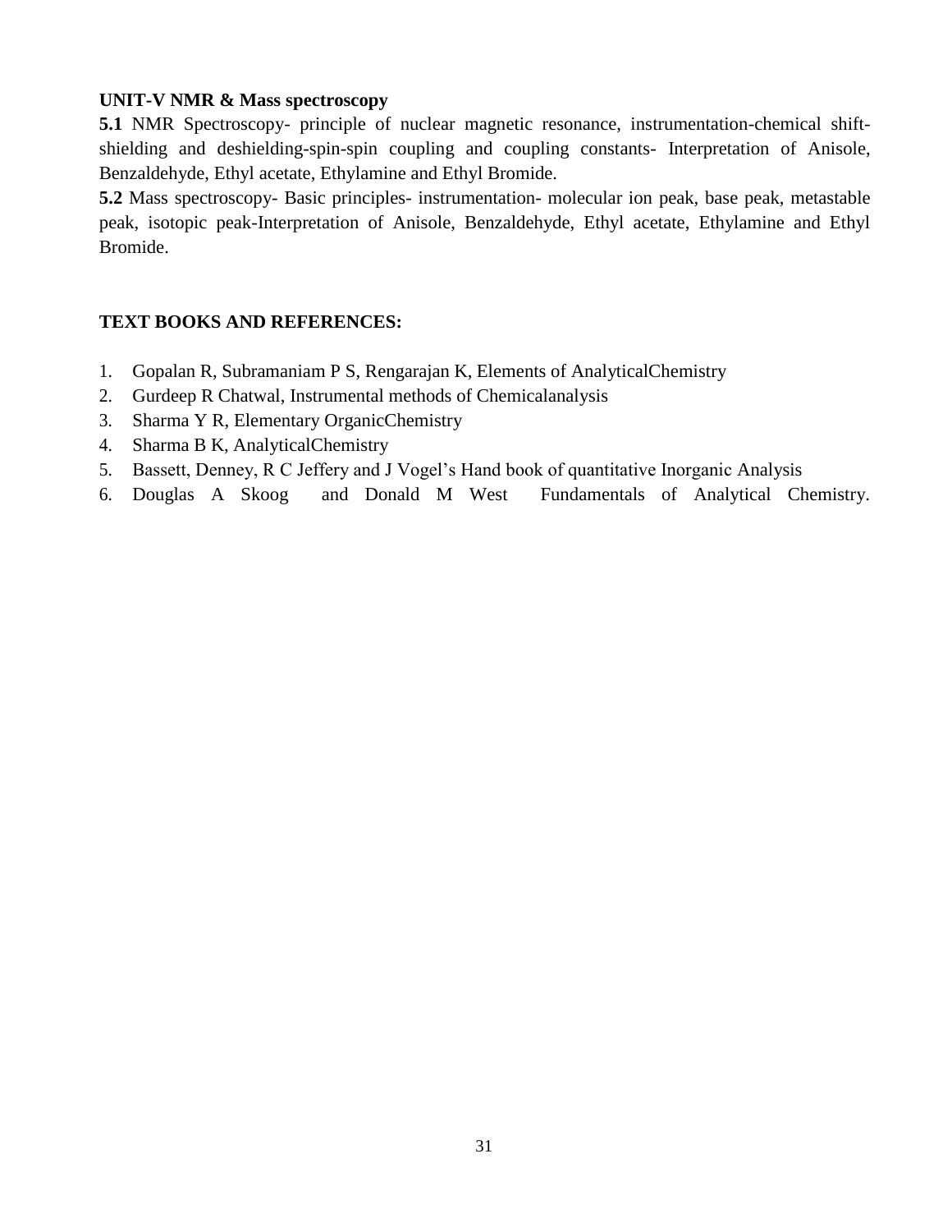**UNIT-V NMR & Mass spectroscopy**

**5.1** NMR Spectroscopy- principle of nuclear magnetic resonance, instrumentation-chemical shift-shielding and deshielding-spin-spin coupling and coupling constants- Interpretation of Anisole, Benzaldehyde, Ethyl acetate, Ethylamine and Ethyl Bromide.

**5.2** Mass spectroscopy- Basic principles- instrumentation- molecular ion peak, base peak, metastable peak, isotopic peak-Interpretation of Anisole, Benzaldehyde, Ethyl acetate, Ethylamine and Ethyl Bromide.

**TEXT BOOKS AND REFERENCES:**

1. Gopalan R, Subramaniam P S, Rengarajan K, Elements of AnalyticalChemistry
2. Gurdeep R Chatwal, Instrumental methods of Chemicalanalysis
3. Sharma Y R, Elementary OrganicChemistry
4. Sharma B K, AnalyticalChemistry
5. Bassett, Denney, R C Jeffery and J Vogel's Hand book of quantitative Inorganic Analysis
6. Douglas A Skoog and Donald M West Fundamentals of Analytical Chemistry.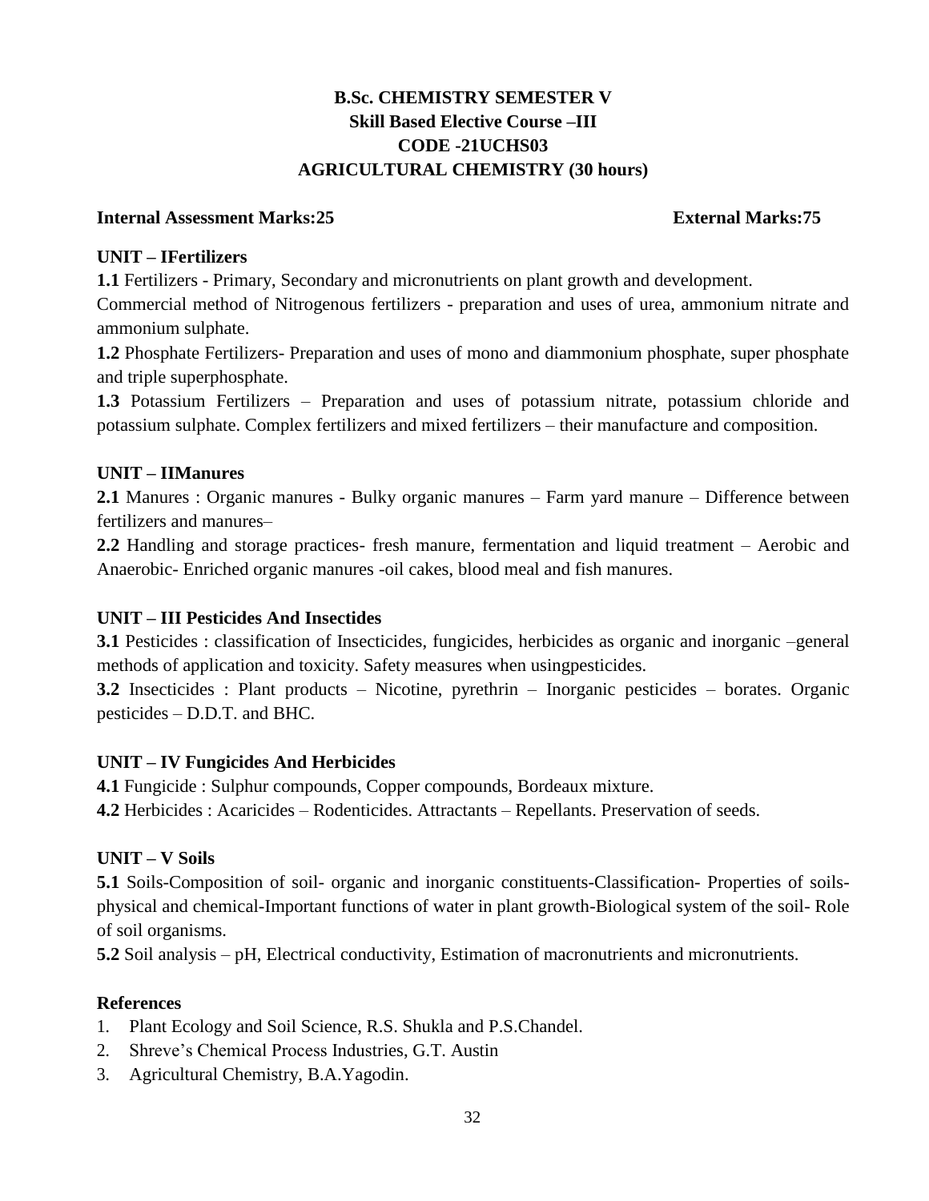# B.Sc. CHEMISTRY SEMESTER V
## Skill Based Elective Course –III
## CODE -21UCHS03
## AGRICULTURAL CHEMISTRY (30 hours)

**Internal Assessment Marks:25** **External Marks:75**

### UNIT – IFertilizers

**1.1** Fertilizers - Primary, Secondary and micronutrients on plant growth and development.

Commercial method of Nitrogenous fertilizers - preparation and uses of urea, ammonium nitrate and ammonium sulphate.

**1.2** Phosphate Fertilizers- Preparation and uses of mono and diammonium phosphate, super phosphate and triple superphosphate.

**1.3** Potassium Fertilizers – Preparation and uses of potassium nitrate, potassium chloride and potassium sulphate. Complex fertilizers and mixed fertilizers – their manufacture and composition.

### UNIT – IIManures

**2.1** Manures : Organic manures - Bulky organic manures – Farm yard manure – Difference between fertilizers and manures–

**2.2** Handling and storage practices- fresh manure, fermentation and liquid treatment – Aerobic and Anaerobic- Enriched organic manures -oil cakes, blood meal and fish manures.

### UNIT – III Pesticides And Insectides

**3.1** Pesticides : classification of Insecticides, fungicides, herbicides as organic and inorganic –general methods of application and toxicity. Safety measures when usingpesticides.

**3.2** Insecticides : Plant products – Nicotine, pyrethrin – Inorganic pesticides – borates. Organic pesticides – D.D.T. and BHC.

### UNIT – IV Fungicides And Herbicides

**4.1** Fungicide : Sulphur compounds, Copper compounds, Bordeaux mixture.

**4.2** Herbicides : Acaricides – Rodenticides. Attractants – Repellants. Preservation of seeds.

### UNIT – V Soils

**5.1** Soils-Composition of soil- organic and inorganic constituents-Classification- Properties of soils-physical and chemical-Important functions of water in plant growth-Biological system of the soil- Role of soil organisms.

**5.2** Soil analysis – pH, Electrical conductivity, Estimation of macronutrients and micronutrients.

### References

1. Plant Ecology and Soil Science, R.S. Shukla and P.S.Chandel.
2. Shreve's Chemical Process Industries, G.T. Austin
3. Agricultural Chemistry, B.A.Yagodin.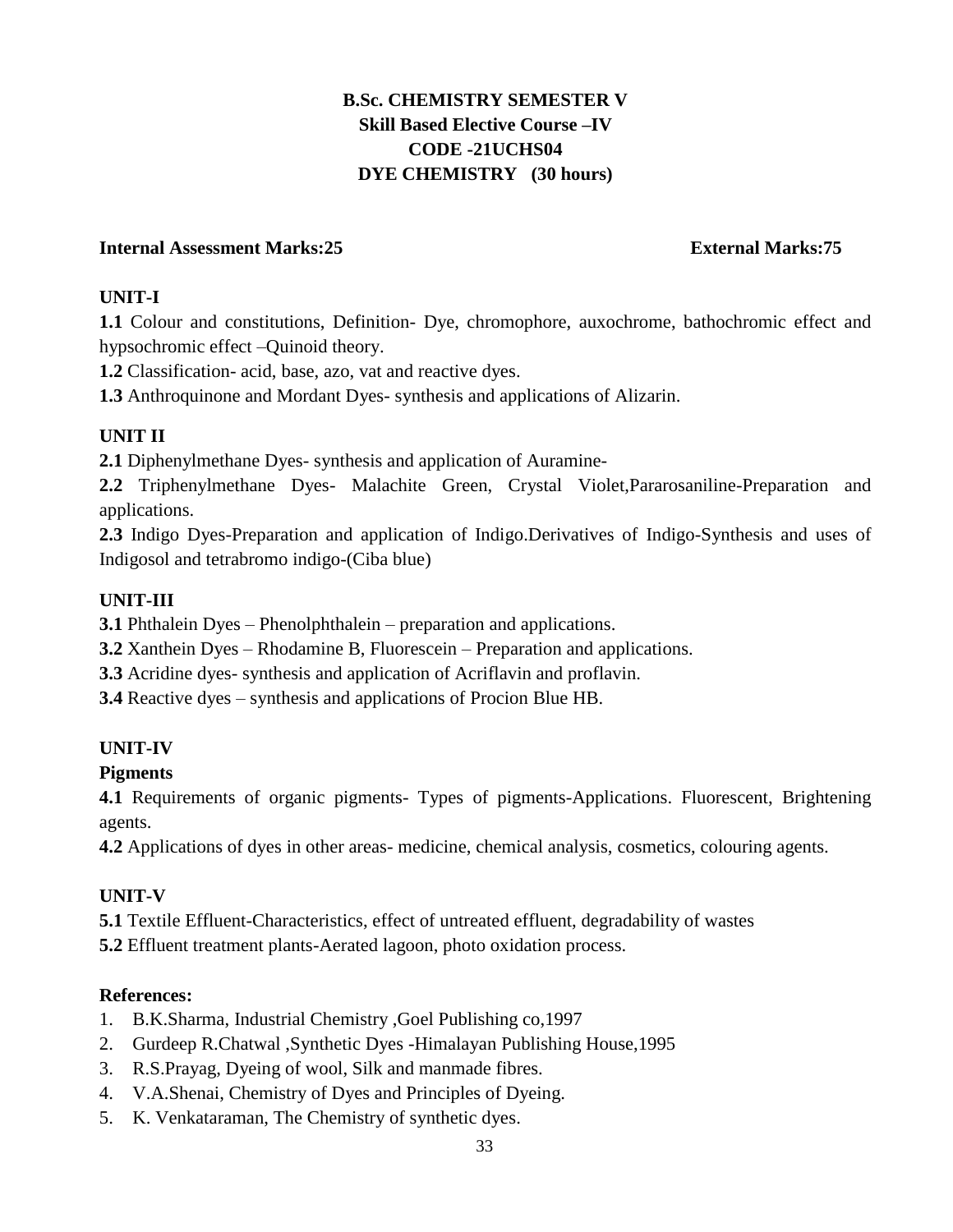# B.Sc. CHEMISTRY SEMESTER V
## Skill Based Elective Course –IV
## CODE -21UCHS04
## DYE CHEMISTRY (30 hours)

**Internal Assessment Marks:25** **External Marks:75**

### UNIT-I

**1.1** Colour and constitutions, Definition- Dye, chromophore, auxochrome, bathochromic effect and hypsochromic effect –Quinoid theory.

**1.2** Classification- acid, base, azo, vat and reactive dyes.

**1.3** Anthroquinone and Mordant Dyes- synthesis and applications of Alizarin.

### UNIT II

**2.1** Diphenylmethane Dyes- synthesis and application of Auramine-

**2.2** Triphenylmethane Dyes- Malachite Green, Crystal Violet,Pararosaniline-Preparation and applications.

**2.3** Indigo Dyes-Preparation and application of Indigo.Derivatives of Indigo-Synthesis and uses of Indigosol and tetrabromo indigo-(Ciba blue)

### UNIT-III

**3.1** Phthalein Dyes – Phenolphthalein – preparation and applications.

**3.2** Xanthein Dyes – Rhodamine B, Fluorescein – Preparation and applications.

**3.3** Acridine dyes- synthesis and application of Acriflavin and proflavin.

**3.4** Reactive dyes – synthesis and applications of Procion Blue HB.

### UNIT-IV

**Pigments**

**4.1** Requirements of organic pigments- Types of pigments-Applications. Fluorescent, Brightening agents.

**4.2** Applications of dyes in other areas- medicine, chemical analysis, cosmetics, colouring agents.

### UNIT-V

**5.1** Textile Effluent-Characteristics, effect of untreated effluent, degradability of wastes

**5.2** Effluent treatment plants-Aerated lagoon, photo oxidation process.

### References:

1. B.K.Sharma, Industrial Chemistry ,Goel Publishing co,1997
2. Gurdeep R.Chatwal ,Synthetic Dyes -Himalayan Publishing House,1995
3. R.S.Prayag, Dyeing of wool, Silk and manmade fibres.
4. V.A.Shenai, Chemistry of Dyes and Principles of Dyeing.
5. K. Venkataraman, The Chemistry of synthetic dyes.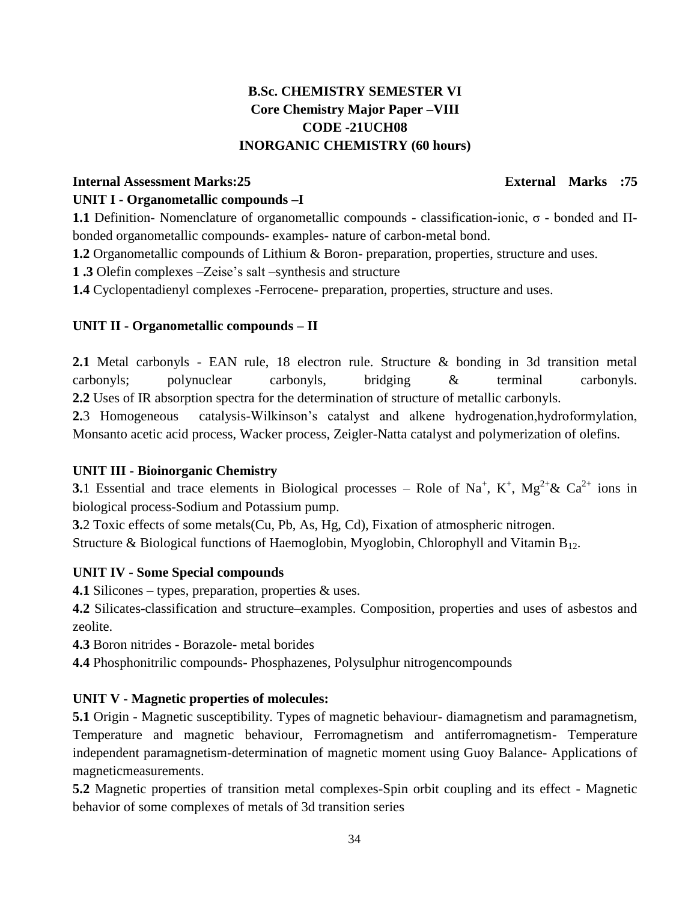## B.Sc. CHEMISTRY SEMESTER VI
## Core Chemistry Major Paper –VIII
## CODE -21UCH08
## INORGANIC CHEMISTRY (60 hours)

**Internal Assessment Marks:25** **External Marks :75**

### UNIT I - Organometallic compounds –I

**1.1** Definition- Nomenclature of organometallic compounds - classification-ionic, σ - bonded and Π-bonded organometallic compounds- examples- nature of carbon-metal bond.

**1.2** Organometallic compounds of Lithium & Boron- preparation, properties, structure and uses.

**1 .3** Olefin complexes –Zeise's salt –synthesis and structure

**1.4** Cyclopentadienyl complexes -Ferrocene- preparation, properties, structure and uses.

### UNIT II - Organometallic compounds – II

**2.1** Metal carbonyls - EAN rule, 18 electron rule. Structure & bonding in 3d transition metal carbonyls; polynuclear carbonyls, bridging & terminal carbonyls.

**2.2** Uses of IR absorption spectra for the determination of structure of metallic carbonyls.

**2.**3 Homogeneous catalysis-Wilkinson's catalyst and alkene hydrogenation,hydroformylation, Monsanto acetic acid process, Wacker process, Zeigler-Natta catalyst and polymerization of olefins.

### UNIT III - Bioinorganic Chemistry

**3.**1 Essential and trace elements in Biological processes – Role of $Na^{+}$, $K^{+}$, $Mg^{2+}$& $Ca^{2+}$ ions in biological process-Sodium and Potassium pump.

**3.**2 Toxic effects of some metals(Cu, Pb, As, Hg, Cd), Fixation of atmospheric nitrogen.

Structure & Biological functions of Haemoglobin, Myoglobin, Chlorophyll and Vitamin $B_{12}$.

### UNIT IV - Some Special compounds

**4.1** Silicones – types, preparation, properties & uses.

**4.2** Silicates-classification and structure–examples. Composition, properties and uses of asbestos and zeolite.

**4.3** Boron nitrides - Borazole- metal borides

**4.4** Phosphonitrilic compounds- Phosphazenes, Polysulphur nitrogencompounds

### UNIT V - Magnetic properties of molecules:

**5.1** Origin - Magnetic susceptibility. Types of magnetic behaviour- diamagnetism and paramagnetism, Temperature and magnetic behaviour, Ferromagnetism and antiferromagnetism- Temperature independent paramagnetism-determination of magnetic moment using Guoy Balance- Applications of magneticmeasurements.

**5.2** Magnetic properties of transition metal complexes-Spin orbit coupling and its effect - Magnetic behavior of some complexes of metals of 3d transition series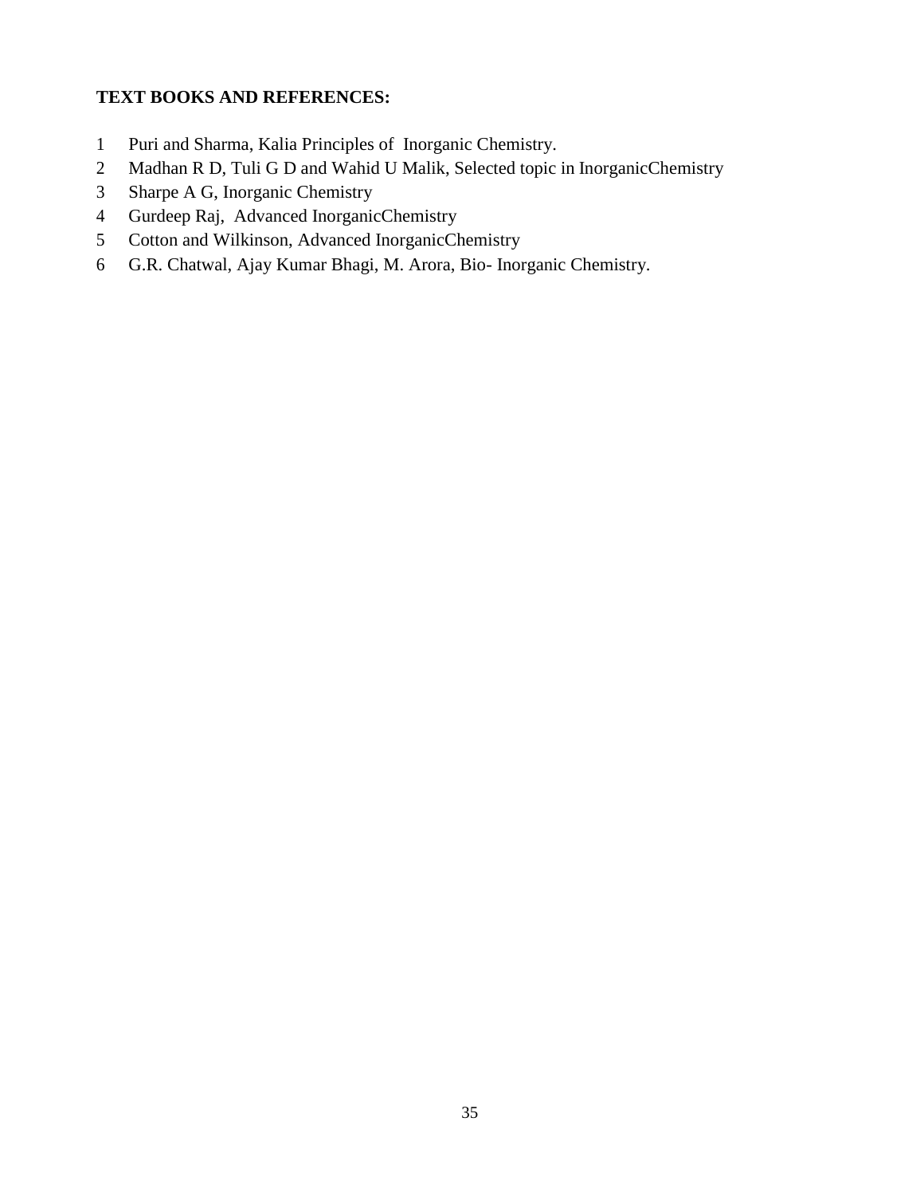**TEXT BOOKS AND REFERENCES:**

1 Puri and Sharma, Kalia Principles of Inorganic Chemistry.
2 Madhan R D, Tuli G D and Wahid U Malik, Selected topic in InorganicChemistry
3 Sharpe A G, Inorganic Chemistry
4 Gurdeep Raj, Advanced InorganicChemistry
5 Cotton and Wilkinson, Advanced InorganicChemistry
6 G.R. Chatwal, Ajay Kumar Bhagi, M. Arora, Bio- Inorganic Chemistry.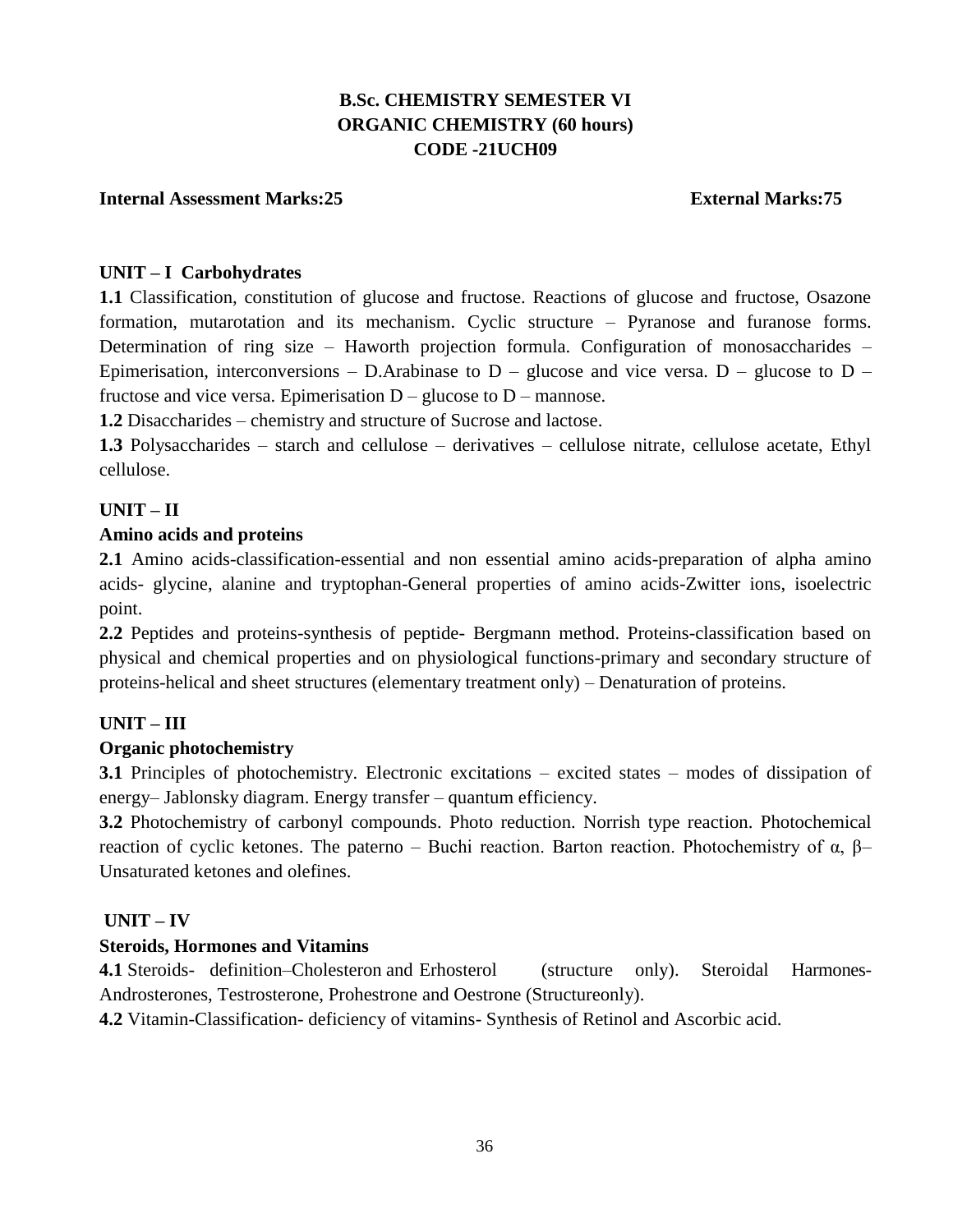# B.Sc. CHEMISTRY SEMESTER VI
# ORGANIC CHEMISTRY (60 hours)
# CODE -21UCH09

**Internal Assessment Marks:25** **External Marks:75**

## UNIT – I Carbohydrates

**1.1** Classification, constitution of glucose and fructose. Reactions of glucose and fructose, Osazone formation, mutarotation and its mechanism. Cyclic structure – Pyranose and furanose forms. Determination of ring size – Haworth projection formula. Configuration of monosaccharides – Epimerisation, interconversions – D.Arabinase to D – glucose and vice versa. D – glucose to D – fructose and vice versa. Epimerisation D – glucose to D – mannose.

**1.2** Disaccharides – chemistry and structure of Sucrose and lactose.

**1.3** Polysaccharides – starch and cellulose – derivatives – cellulose nitrate, cellulose acetate, Ethyl cellulose.

## UNIT – II

### Amino acids and proteins

**2.1** Amino acids-classification-essential and non essential amino acids-preparation of alpha amino acids- glycine, alanine and tryptophan-General properties of amino acids-Zwitter ions, isoelectric point.

**2.2** Peptides and proteins-synthesis of peptide- Bergmann method. Proteins-classification based on physical and chemical properties and on physiological functions-primary and secondary structure of proteins-helical and sheet structures (elementary treatment only) – Denaturation of proteins.

## UNIT – III

### Organic photochemistry

**3.1** Principles of photochemistry. Electronic excitations – excited states – modes of dissipation of energy– Jablonsky diagram. Energy transfer – quantum efficiency.

**3.2** Photochemistry of carbonyl compounds. Photo reduction. Norrish type reaction. Photochemical reaction of cyclic ketones. The paterno – Buchi reaction. Barton reaction. Photochemistry of α, β– Unsaturated ketones and olefines.

## UNIT – IV

### Steroids, Hormones and Vitamins

**4.1** Steroids- definition–Cholesteron and Erhosterol (structure only). Steroidal Harmones- Androsterones, Testrosterone, Prohestrone and Oestrone (Structureonly).

**4.2** Vitamin-Classification- deficiency of vitamins- Synthesis of Retinol and Ascorbic acid.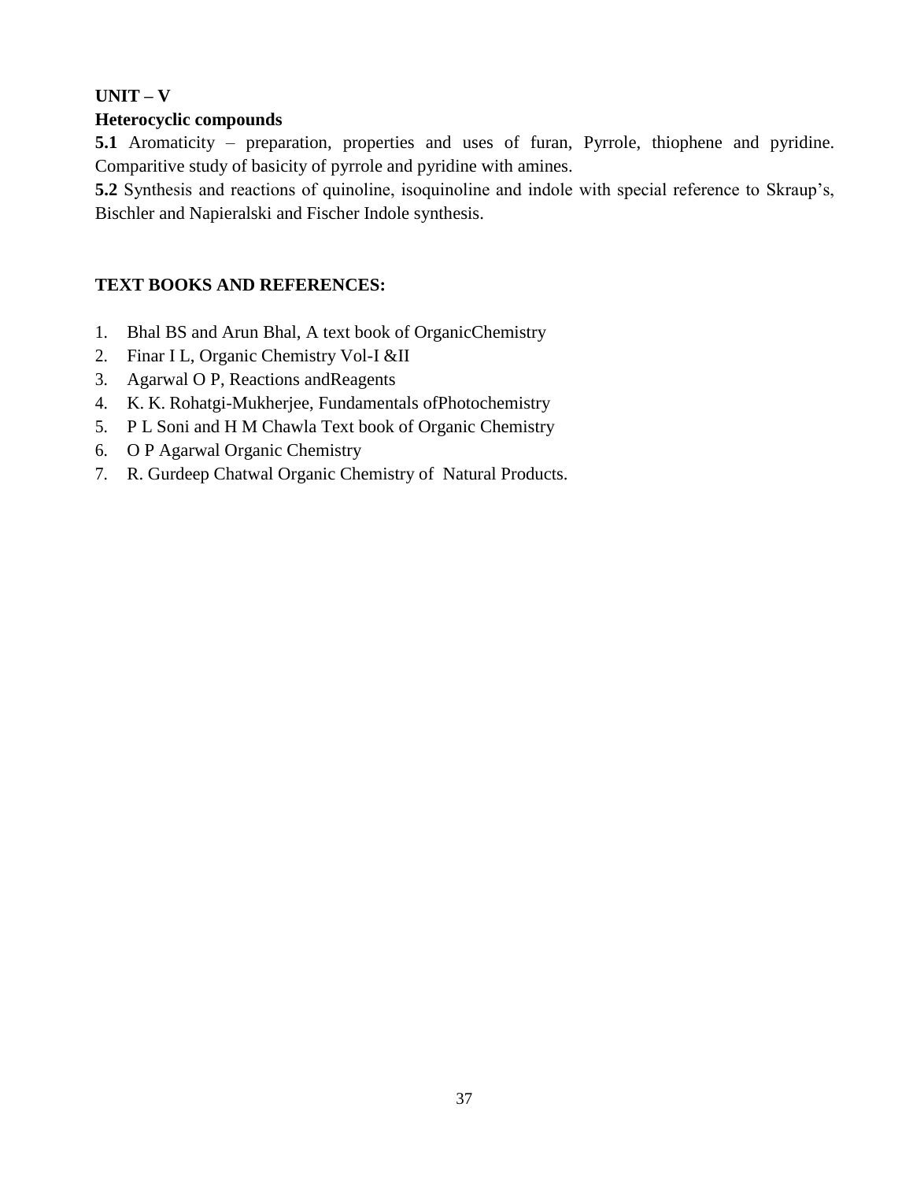**UNIT – V**

**Heterocyclic compounds**

**5.1** Aromaticity – preparation, properties and uses of furan, Pyrrole, thiophene and pyridine. Comparitive study of basicity of pyrrole and pyridine with amines.

**5.2** Synthesis and reactions of quinoline, isoquinoline and indole with special reference to Skraup's, Bischler and Napieralski and Fischer Indole synthesis.

**TEXT BOOKS AND REFERENCES:**

1. Bhal BS and Arun Bhal, A text book of OrganicChemistry
2. Finar I L, Organic Chemistry Vol-I &II
3. Agarwal O P, Reactions andReagents
4. K. K. Rohatgi-Mukherjee, Fundamentals ofPhotochemistry
5. P L Soni and H M Chawla Text book of Organic Chemistry
6. O P Agarwal Organic Chemistry
7. R. Gurdeep Chatwal Organic Chemistry of Natural Products.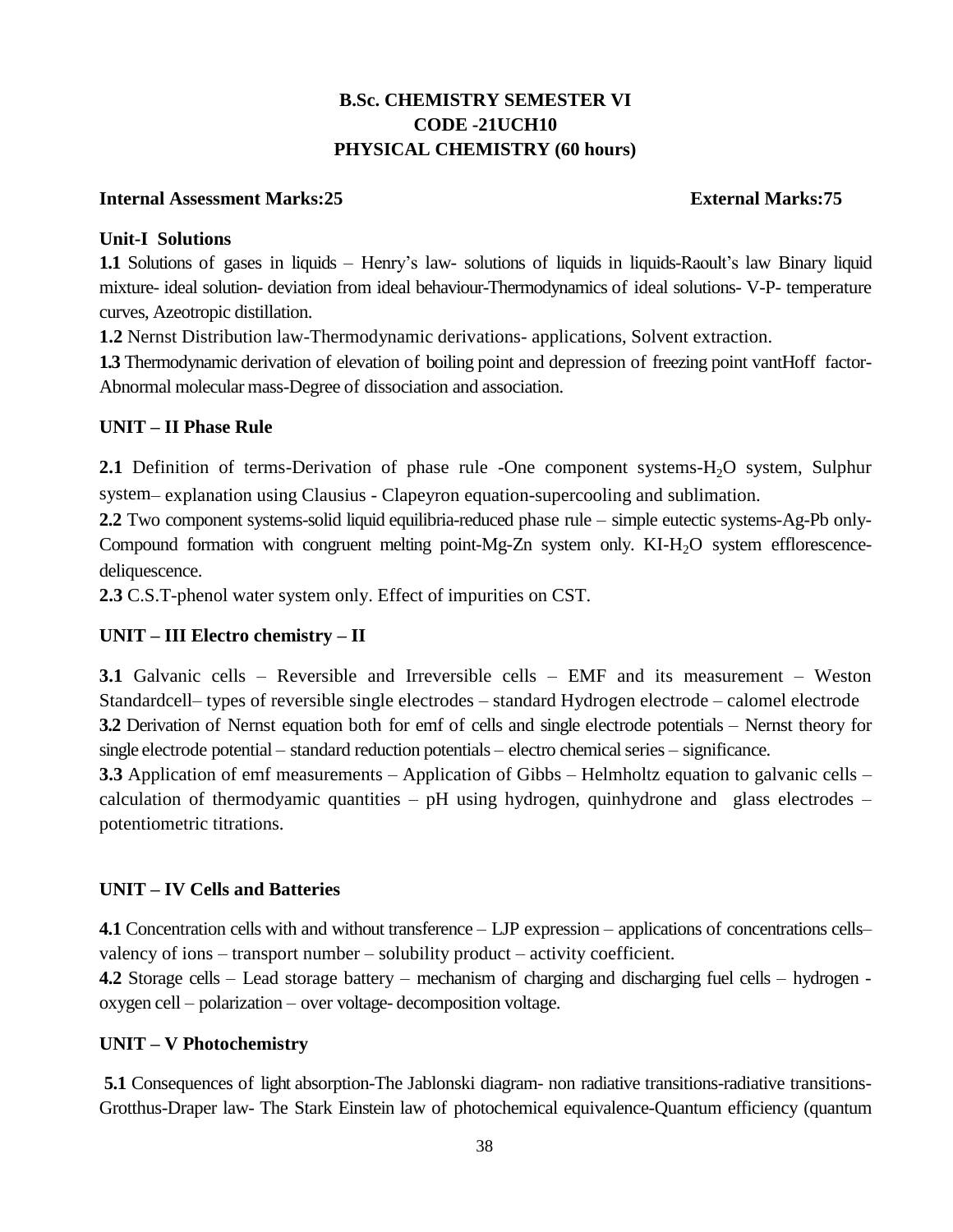# B.Sc. CHEMISTRY SEMESTER VI
# CODE -21UCH10
# PHYSICAL CHEMISTRY (60 hours)

**Internal Assessment Marks:25** **External Marks:75**

## Unit-I Solutions

**1.1** Solutions of gases in liquids – Henry's law- solutions of liquids in liquids-Raoult's law Binary liquid mixture- ideal solution- deviation from ideal behaviour-Thermodynamics of ideal solutions- V-P- temperature curves, Azeotropic distillation.

**1.2** Nernst Distribution law-Thermodynamic derivations- applications, Solvent extraction.

**1.3** Thermodynamic derivation of elevation of boiling point and depression of freezing point vantHoff factor- Abnormal molecular mass-Degree of dissociation and association.

## UNIT – II Phase Rule

**2.1** Definition of terms-Derivation of phase rule -One component systems-$H_2O$ system, Sulphur system– explanation using Clausius - Clapeyron equation-supercooling and sublimation.

**2.2** Two component systems-solid liquid equilibria-reduced phase rule – simple eutectic systems-Ag-Pb only- Compound formation with congruent melting point-Mg-Zn system only. KI-$H_2O$ system efflorescence- deliquescence.

**2.3** C.S.T-phenol water system only. Effect of impurities on CST.

## UNIT – III Electro chemistry – II

**3.1** Galvanic cells – Reversible and Irreversible cells – EMF and its measurement – Weston Standardcell– types of reversible single electrodes – standard Hydrogen electrode – calomel electrode

**3.2** Derivation of Nernst equation both for emf of cells and single electrode potentials – Nernst theory for single electrode potential – standard reduction potentials – electro chemical series – significance.

**3.3** Application of emf measurements – Application of Gibbs – Helmholtz equation to galvanic cells – calculation of thermodyamic quantities – pH using hydrogen, quinhydrone and glass electrodes – potentiometric titrations.

## UNIT – IV Cells and Batteries

**4.1** Concentration cells with and without transference – LJP expression – applications of concentrations cells– valency of ions – transport number – solubility product – activity coefficient.

**4.2** Storage cells – Lead storage battery – mechanism of charging and discharging fuel cells – hydrogen - oxygen cell – polarization – over voltage- decomposition voltage.

## UNIT – V Photochemistry

**5.1** Consequences of light absorption-The Jablonski diagram- non radiative transitions-radiative transitions- Grotthus-Draper law- The Stark Einstein law of photochemical equivalence-Quantum efficiency (quantum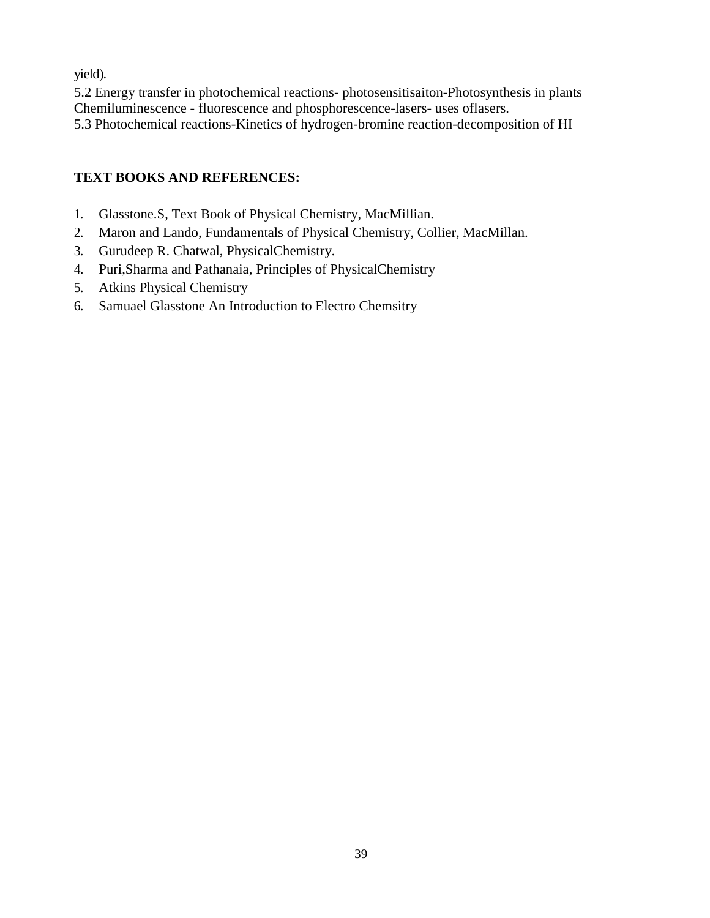yield).

5.2 Energy transfer in photochemical reactions- photosensitisaiton-Photosynthesis in plants Chemiluminescence - fluorescence and phosphorescence-lasers- uses oflasers.

5.3 Photochemical reactions-Kinetics of hydrogen-bromine reaction-decomposition of HI

**TEXT BOOKS AND REFERENCES:**

1. Glasstone.S, Text Book of Physical Chemistry, MacMillian.
2. Maron and Lando, Fundamentals of Physical Chemistry, Collier, MacMillan.
3. Gurudeep R. Chatwal, PhysicalChemistry.
4. Puri,Sharma and Pathanaia, Principles of PhysicalChemistry
5. Atkins Physical Chemistry
6. Samuael Glasstone An Introduction to Electro Chemsitry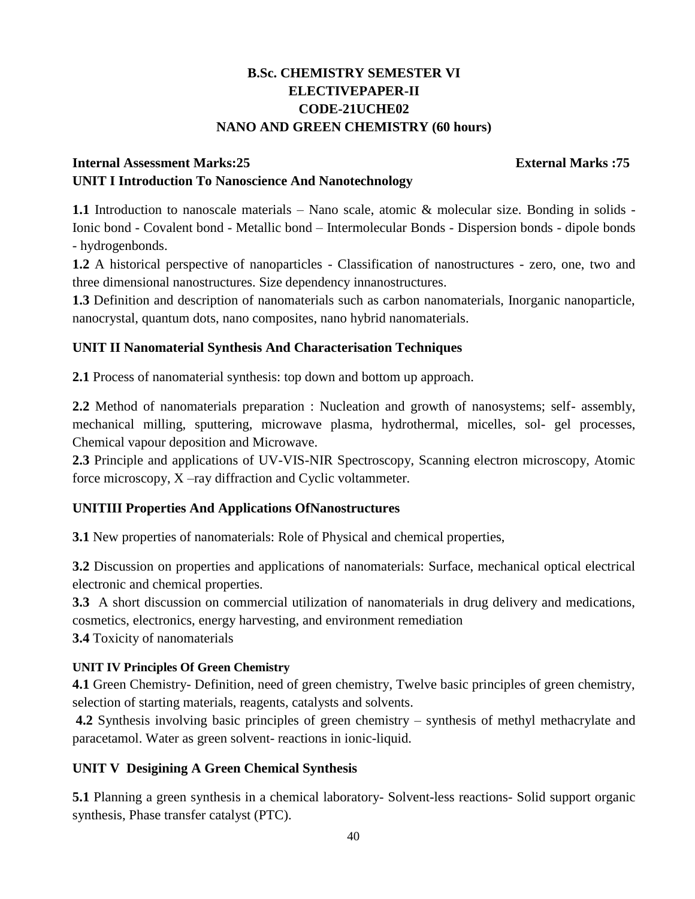# B.Sc. CHEMISTRY SEMESTER VI
## ELECTIVEPAPER-II
## CODE-21UCHE02
## NANO AND GREEN CHEMISTRY (60 hours)

**Internal Assessment Marks:25** **External Marks :75**

**UNIT I Introduction To Nanoscience And Nanotechnology**

**1.1** Introduction to nanoscale materials – Nano scale, atomic & molecular size. Bonding in solids - Ionic bond - Covalent bond - Metallic bond – Intermolecular Bonds - Dispersion bonds - dipole bonds - hydrogenbonds.

**1.2** A historical perspective of nanoparticles - Classification of nanostructures - zero, one, two and three dimensional nanostructures. Size dependency innanostructures.

**1.3** Definition and description of nanomaterials such as carbon nanomaterials, Inorganic nanoparticle, nanocrystal, quantum dots, nano composites, nano hybrid nanomaterials.

**UNIT II Nanomaterial Synthesis And Characterisation Techniques**

**2.1** Process of nanomaterial synthesis: top down and bottom up approach.

**2.2** Method of nanomaterials preparation : Nucleation and growth of nanosystems; self- assembly, mechanical milling, sputtering, microwave plasma, hydrothermal, micelles, sol- gel processes, Chemical vapour deposition and Microwave.

**2.3** Principle and applications of UV-VIS-NIR Spectroscopy, Scanning electron microscopy, Atomic force microscopy, X –ray diffraction and Cyclic voltammeter.

**UNITIII Properties And Applications OfNanostructures**

**3.1** New properties of nanomaterials: Role of Physical and chemical properties,

**3.2** Discussion on properties and applications of nanomaterials: Surface, mechanical optical electrical electronic and chemical properties.

**3.3** A short discussion on commercial utilization of nanomaterials in drug delivery and medications, cosmetics, electronics, energy harvesting, and environment remediation

**3.4** Toxicity of nanomaterials

**UNIT IV Principles Of Green Chemistry**

**4.1** Green Chemistry- Definition, need of green chemistry, Twelve basic principles of green chemistry, selection of starting materials, reagents, catalysts and solvents.

**4.2** Synthesis involving basic principles of green chemistry – synthesis of methyl methacrylate and paracetamol. Water as green solvent- reactions in ionic-liquid.

**UNIT V Desigining A Green Chemical Synthesis**

**5.1** Planning a green synthesis in a chemical laboratory- Solvent-less reactions- Solid support organic synthesis, Phase transfer catalyst (PTC).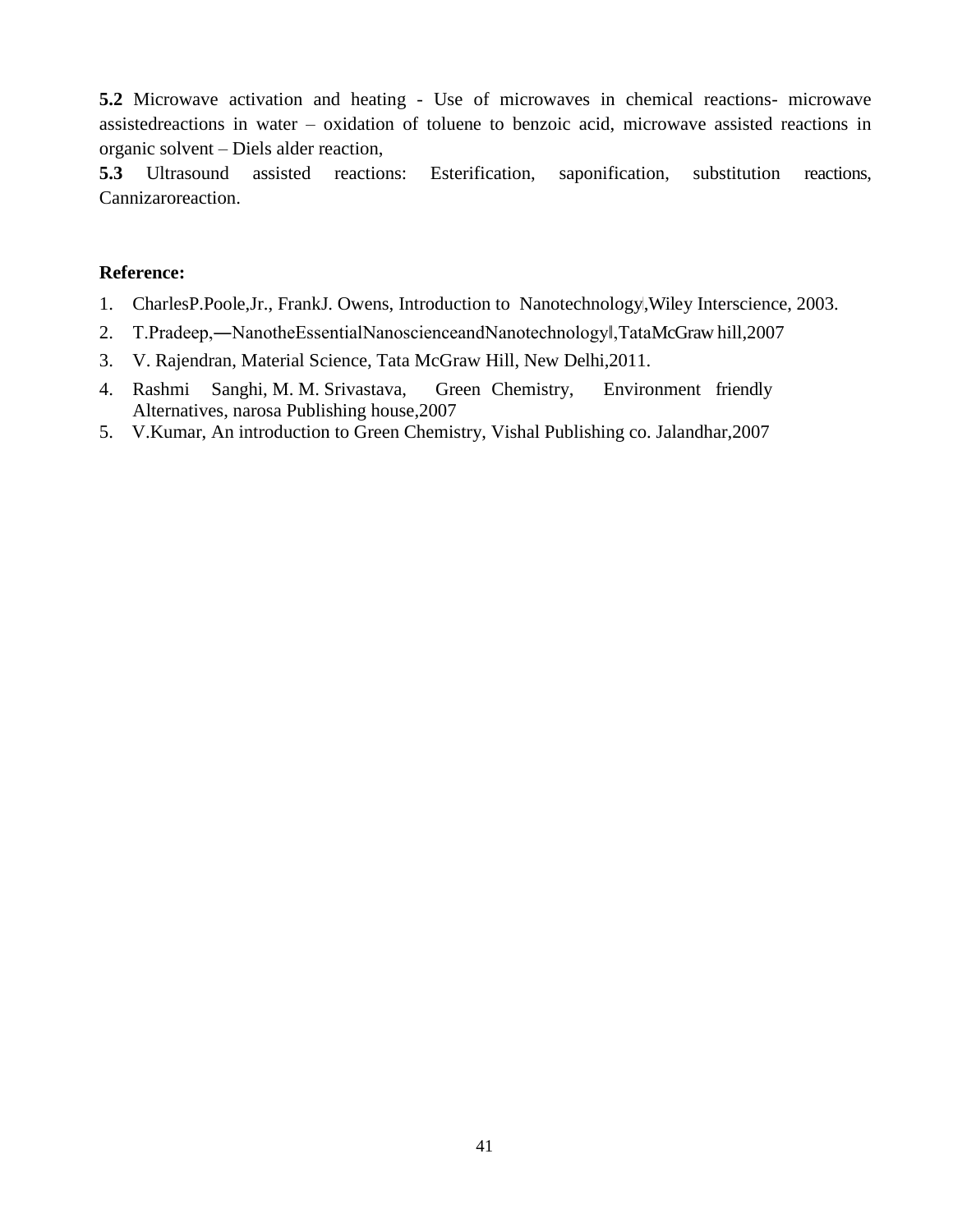**5.2** Microwave activation and heating - Use of microwaves in chemical reactions- microwave assistedreactions in water – oxidation of toluene to benzoic acid, microwave assisted reactions in organic solvent – Diels alder reaction,

**5.3** Ultrasound assisted reactions: Esterification, saponification, substitution reactions, Cannizaroreaction.

**Reference:**

1. CharlesP.Poole,Jr., FrankJ. Owens, Introduction to Nanotechnology‖,Wiley Interscience, 2003.
2. T.Pradeep,―NanotheEssentialNanoscienceandNanotechnology‖,TataMcGraw hill,2007
3. V. Rajendran, Material Science, Tata McGraw Hill, New Delhi,2011.
4. Rashmi Sanghi, M. M. Srivastava, Green Chemistry, Environment friendly Alternatives, narosa Publishing house,2007
5. V.Kumar, An introduction to Green Chemistry, Vishal Publishing co. Jalandhar,2007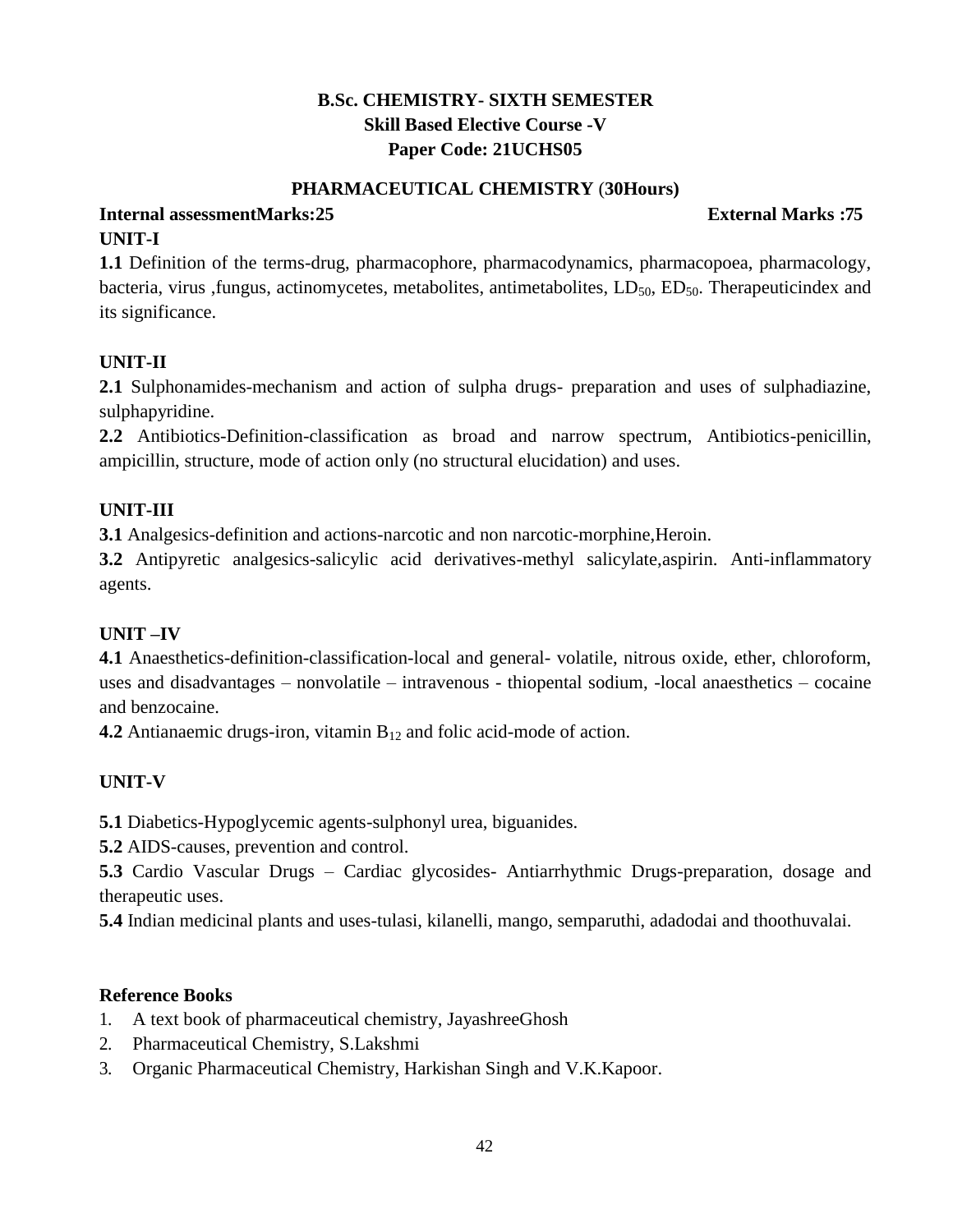# B.Sc. CHEMISTRY- SIXTH SEMESTER

## Skill Based Elective Course -V

## Paper Code: 21UCHS05

### PHARMACEUTICAL CHEMISTRY (30Hours)

**Internal assessmentMarks:25** **External Marks :75**

**UNIT-I**

**1.1** Definition of the terms-drug, pharmacophore, pharmacodynamics, pharmacopoea, pharmacology, bacteria, virus ,fungus, actinomycetes, metabolites, antimetabolites, $LD_{50}$, $ED_{50}$. Therapeuticindex and its significance.

**UNIT-II**

**2.1** Sulphonamides-mechanism and action of sulpha drugs- preparation and uses of sulphadiazine, sulphapyridine.

**2.2** Antibiotics-Definition-classification as broad and narrow spectrum, Antibiotics-penicillin, ampicillin, structure, mode of action only (no structural elucidation) and uses.

**UNIT-III**

**3.1** Analgesics-definition and actions-narcotic and non narcotic-morphine,Heroin.

**3.2** Antipyretic analgesics-salicylic acid derivatives-methyl salicylate,aspirin. Anti-inflammatory agents.

**UNIT –IV**

**4.1** Anaesthetics-definition-classification-local and general- volatile, nitrous oxide, ether, chloroform, uses and disadvantages – nonvolatile – intravenous - thiopental sodium, -local anaesthetics – cocaine and benzocaine.

**4.2** Antianaemic drugs-iron, vitamin $B_{12}$ and folic acid-mode of action.

**UNIT-V**

**5.1** Diabetics-Hypoglycemic agents-sulphonyl urea, biguanides.

**5.2** AIDS-causes, prevention and control.

**5.3** Cardio Vascular Drugs – Cardiac glycosides- Antiarrhythmic Drugs-preparation, dosage and therapeutic uses.

**5.4** Indian medicinal plants and uses-tulasi, kilanelli, mango, semparuthi, adadodai and thoothuvalai.

**Reference Books**

1. A text book of pharmaceutical chemistry, JayashreeGhosh
2. Pharmaceutical Chemistry, S.Lakshmi
3. Organic Pharmaceutical Chemistry, Harkishan Singh and V.K.Kapoor.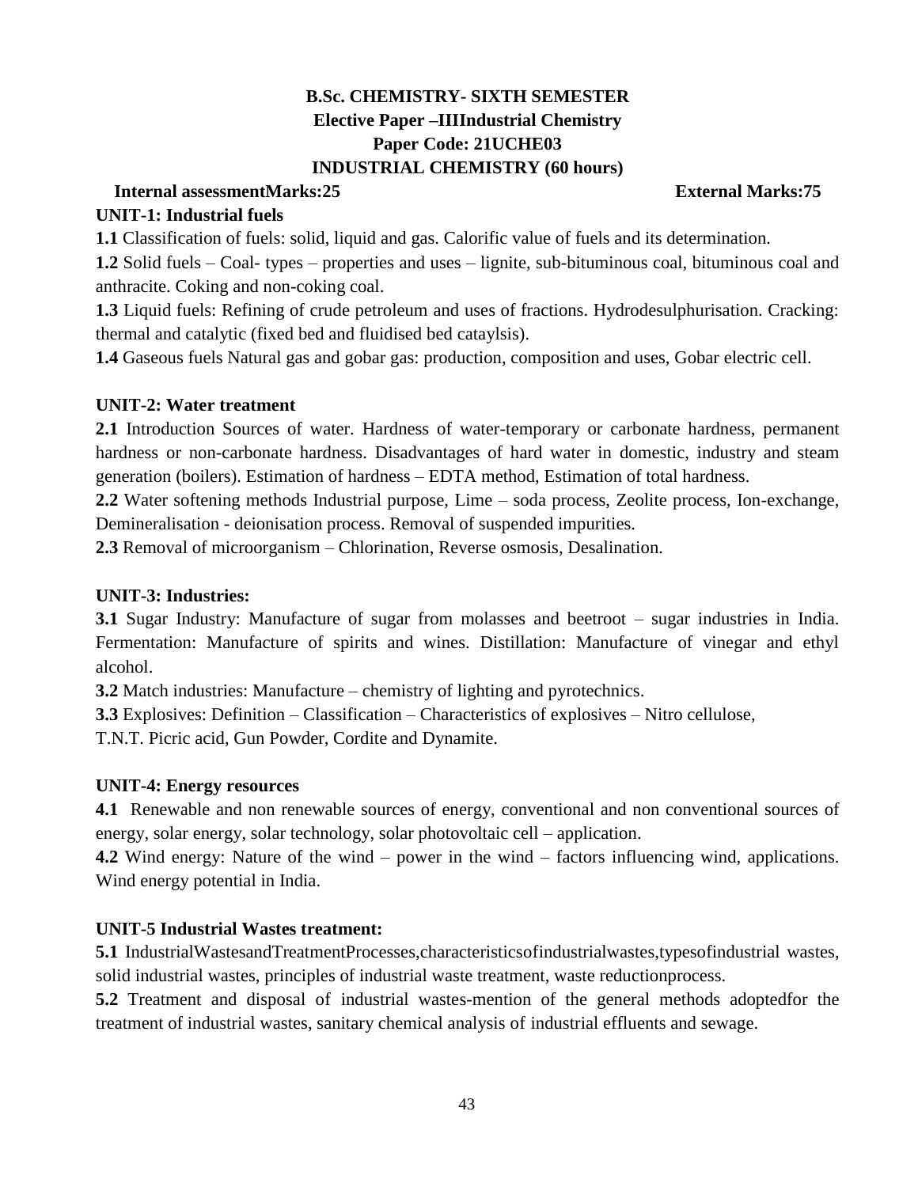**B.Sc. CHEMISTRY- SIXTH SEMESTER**
**Elective Paper –IIIIndustrial Chemistry**
**Paper Code: 21UCHE03**
**INDUSTRIAL CHEMISTRY (60 hours)**

**Internal assessmentMarks:25** **External Marks:75**

## UNIT-1: Industrial fuels

**1.1** Classification of fuels: solid, liquid and gas. Calorific value of fuels and its determination.

**1.2** Solid fuels – Coal- types – properties and uses – lignite, sub-bituminous coal, bituminous coal and anthracite. Coking and non-coking coal.

**1.3** Liquid fuels: Refining of crude petroleum and uses of fractions. Hydrodesulphurisation. Cracking: thermal and catalytic (fixed bed and fluidised bed cataylsis).

**1.4** Gaseous fuels Natural gas and gobar gas: production, composition and uses, Gobar electric cell.

## UNIT-2: Water treatment

**2.1** Introduction Sources of water. Hardness of water-temporary or carbonate hardness, permanent hardness or non-carbonate hardness. Disadvantages of hard water in domestic, industry and steam generation (boilers). Estimation of hardness – EDTA method, Estimation of total hardness.

**2.2** Water softening methods Industrial purpose, Lime – soda process, Zeolite process, Ion-exchange, Demineralisation - deionisation process. Removal of suspended impurities.

**2.3** Removal of microorganism – Chlorination, Reverse osmosis, Desalination.

## UNIT-3: Industries:

**3.1** Sugar Industry: Manufacture of sugar from molasses and beetroot – sugar industries in India. Fermentation: Manufacture of spirits and wines. Distillation: Manufacture of vinegar and ethyl alcohol.

**3.2** Match industries: Manufacture – chemistry of lighting and pyrotechnics.

**3.3** Explosives: Definition – Classification – Characteristics of explosives – Nitro cellulose, T.N.T. Picric acid, Gun Powder, Cordite and Dynamite.

## UNIT-4: Energy resources

**4.1** Renewable and non renewable sources of energy, conventional and non conventional sources of energy, solar energy, solar technology, solar photovoltaic cell – application.

**4.2** Wind energy: Nature of the wind – power in the wind – factors influencing wind, applications. Wind energy potential in India.

## UNIT-5 Industrial Wastes treatment:

**5.1** IndustrialWastesandTreatmentProcesses,characteristicsofindustrialwastes,typesofindustrial wastes, solid industrial wastes, principles of industrial waste treatment, waste reductionprocess.

**5.2** Treatment and disposal of industrial wastes-mention of the general methods adoptedfor the treatment of industrial wastes, sanitary chemical analysis of industrial effluents and sewage.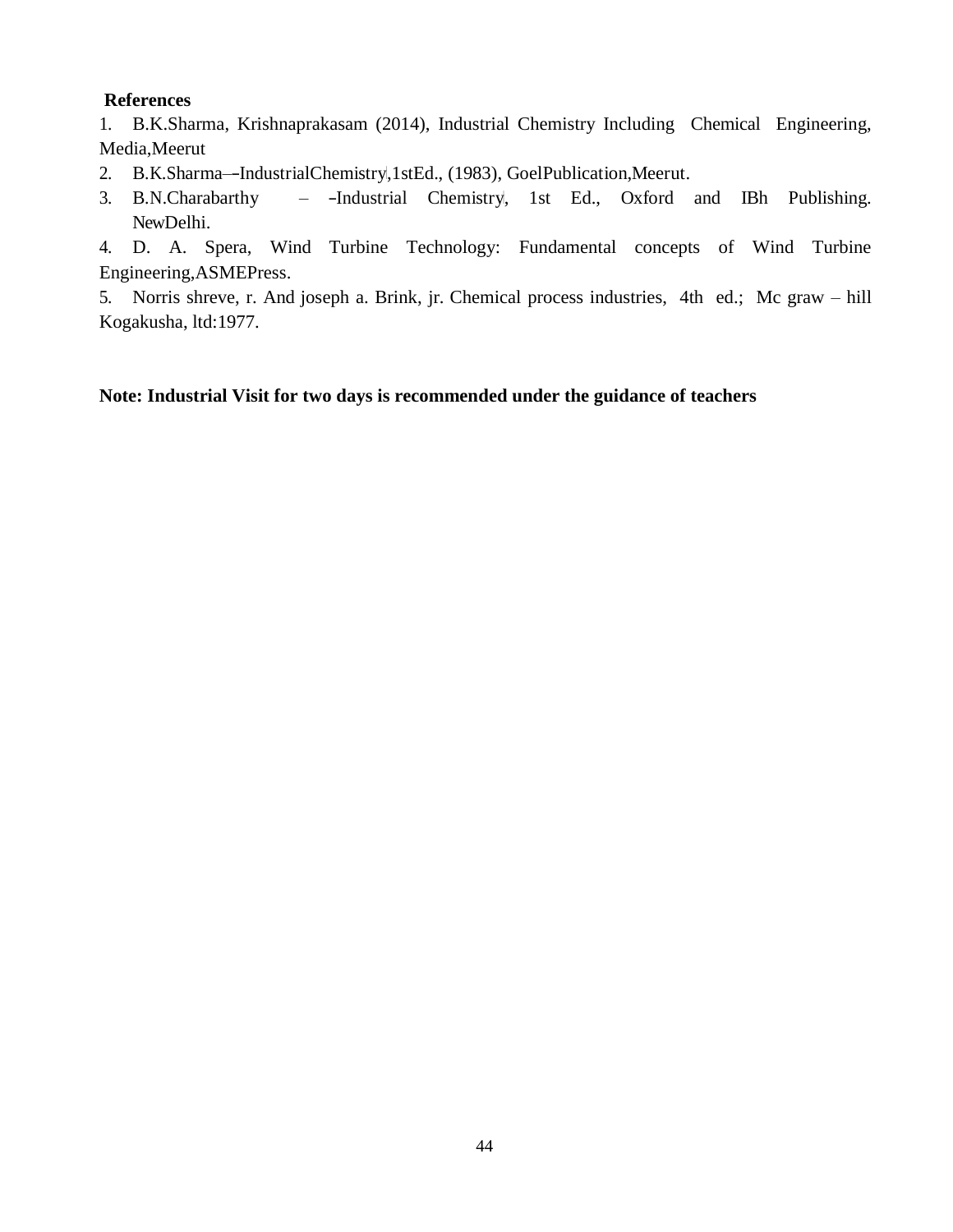**References**

1. B.K.Sharma, Krishnaprakasam (2014), Industrial Chemistry Including Chemical Engineering, Media,Meerut
2. B.K.Sharma–‒IndustrialChemistry‖,1stEd., (1983), GoelPublication,Meerut.
3. B.N.Charabarthy – ‒Industrial Chemistry‖, 1st Ed., Oxford and IBh Publishing. NewDelhi.
4. D. A. Spera, Wind Turbine Technology: Fundamental concepts of Wind Turbine Engineering,ASMEPress.
5. Norris shreve, r. And joseph a. Brink, jr. Chemical process industries, 4th ed.; Mc graw – hill Kogakusha, ltd:1977.

**Note: Industrial Visit for two days is recommended under the guidance of teachers**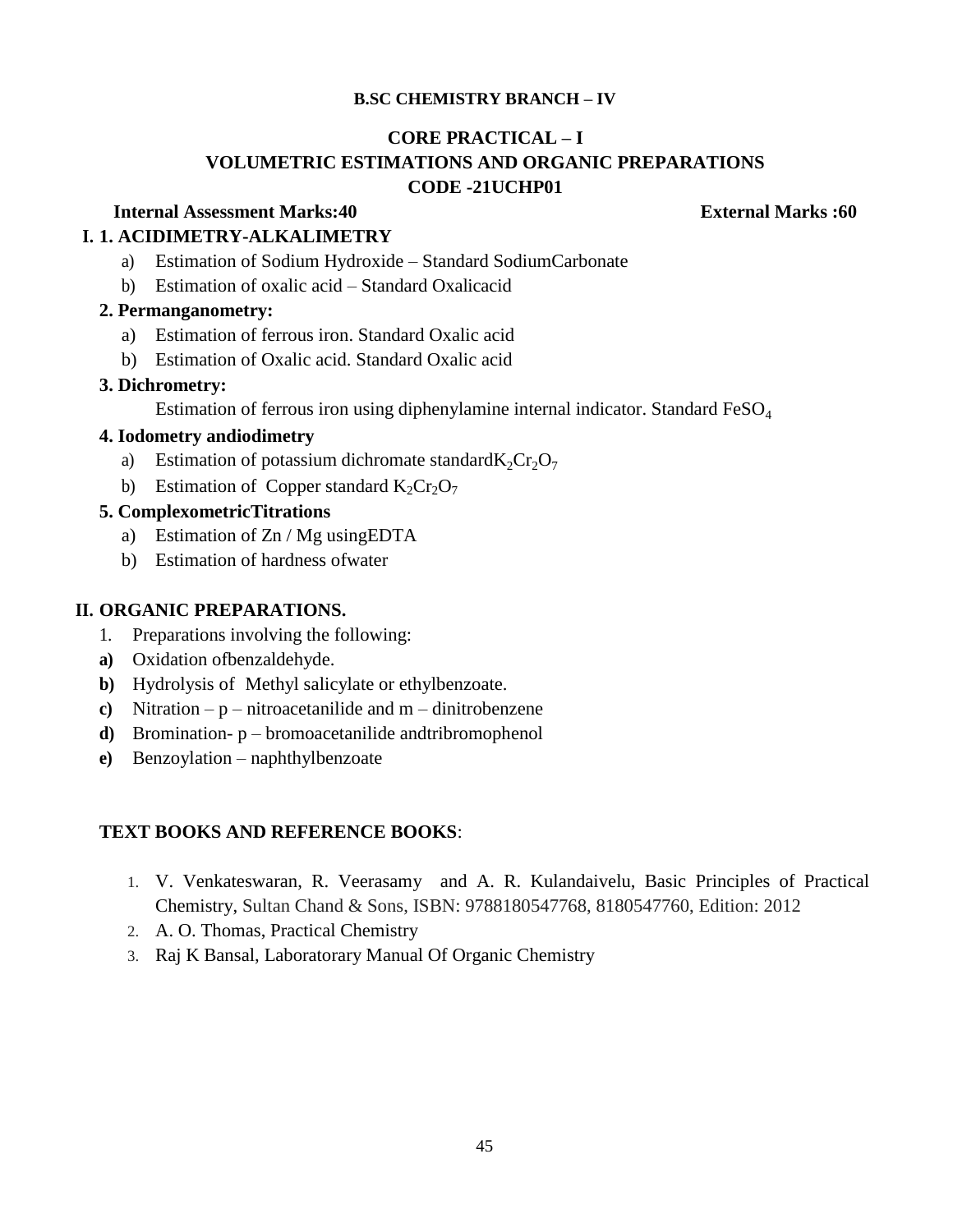**B.SC CHEMISTRY BRANCH – IV**

# CORE PRACTICAL – I
# VOLUMETRIC ESTIMATIONS AND ORGANIC PREPARATIONS
# CODE -21UCHP01

**Internal Assessment Marks:40** **External Marks :60**

## I. 1. ACIDIMETRY-ALKALIMETRY

a) Estimation of Sodium Hydroxide – Standard SodiumCarbonate
b) Estimation of oxalic acid – Standard Oxalicacid

### 2. Permanganometry:

a) Estimation of ferrous iron. Standard Oxalic acid
b) Estimation of Oxalic acid. Standard Oxalic acid

### 3. Dichrometry:

Estimation of ferrous iron using diphenylamine internal indicator. Standard $FeSO_4$

### 4. Iodometry andiodimetry

a) Estimation of potassium dichromate standard$K_2Cr_2O_7$
b) Estimation of Copper standard $K_2Cr_2O_7$

### 5. ComplexometricTitrations

a) Estimation of Zn / Mg usingEDTA
b) Estimation of hardness ofwater

## II. ORGANIC PREPARATIONS.

1. Preparations involving the following:

**a)** Oxidation ofbenzaldehyde.
**b)** Hydrolysis of Methyl salicylate or ethylbenzoate.
**c)** Nitration – p – nitroacetanilide and m – dinitrobenzene
**d)** Bromination- p – bromoacetanilide andtribromophenol
**e)** Benzoylation – naphthylbenzoate

**TEXT BOOKS AND REFERENCE BOOKS**:

1. V. Venkateswaran, R. Veerasamy and A. R. Kulandaivelu, Basic Principles of Practical Chemistry, Sultan Chand & Sons, ISBN: 9788180547768, 8180547760, Edition: 2012
2. A. O. Thomas, Practical Chemistry
3. Raj K Bansal, Laboratorary Manual Of Organic Chemistry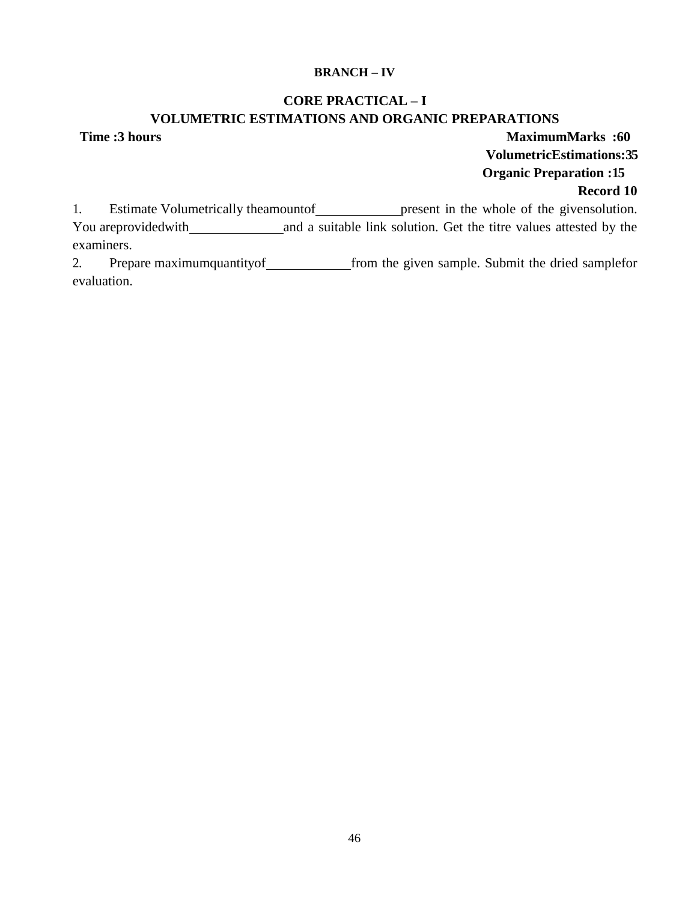**BRANCH – IV**

## CORE PRACTICAL – I

## VOLUMETRIC ESTIMATIONS AND ORGANIC PREPARATIONS

**Time :3 hours** **MaximumMarks :60**

**VolumetricEstimations:35**

**Organic Preparation :15**

**Record 10**

1. Estimate Volumetrically theamountof____________present in the whole of the givensolution. You areprovidedwith______________and a suitable link solution. Get the titre values attested by the examiners.
2. Prepare maximumquantityof____________from the given sample. Submit the dried samplefor evaluation.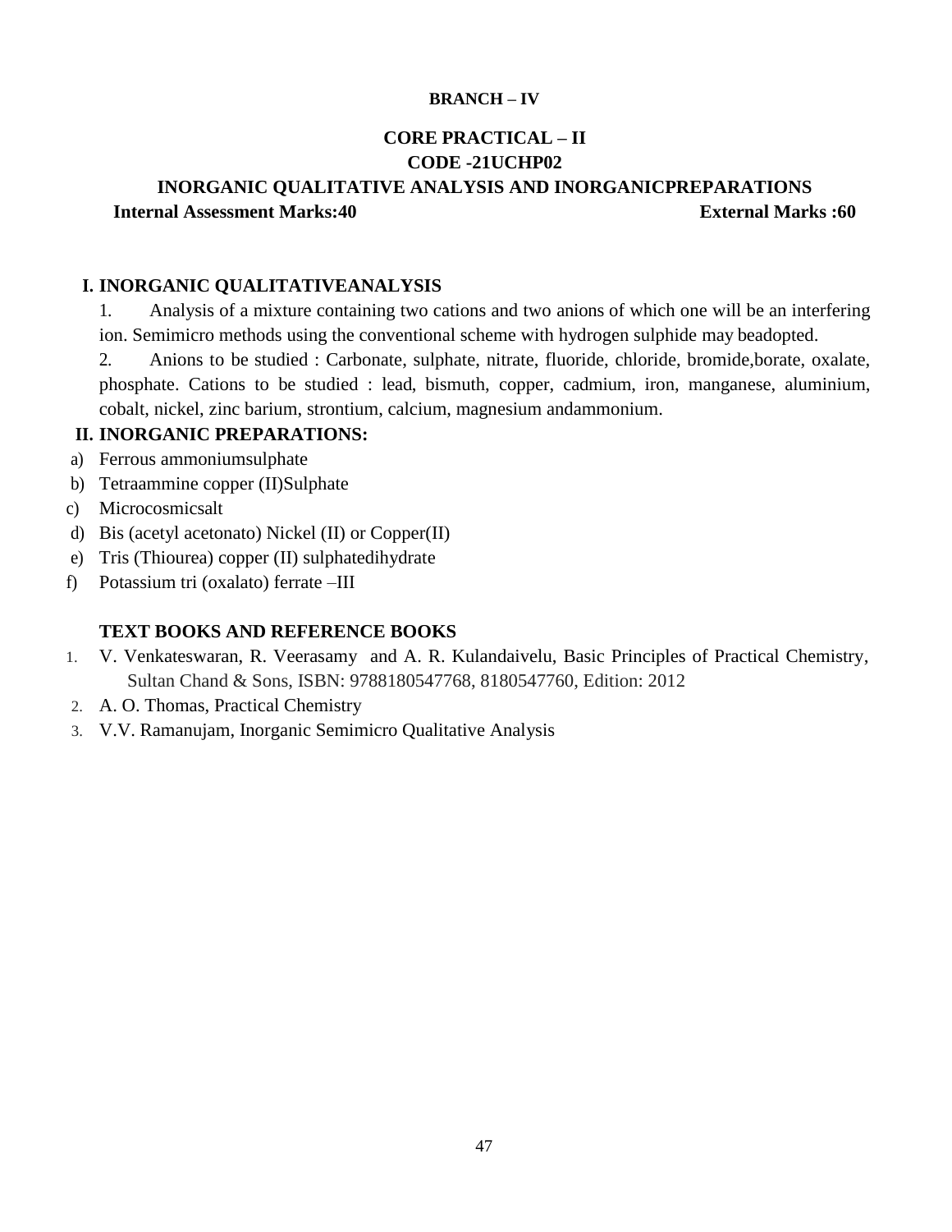**BRANCH – IV**

## CORE PRACTICAL – II
## CODE -21UCHP02
## INORGANIC QUALITATIVE ANALYSIS AND INORGANICPREPARATIONS

**Internal Assessment Marks:40** **External Marks :60**

### I. INORGANIC QUALITATIVEANALYSIS

1. Analysis of a mixture containing two cations and two anions of which one will be an interfering ion. Semimicro methods using the conventional scheme with hydrogen sulphide may beadopted.
2. Anions to be studied : Carbonate, sulphate, nitrate, fluoride, chloride, bromide,borate, oxalate, phosphate. Cations to be studied : lead, bismuth, copper, cadmium, iron, manganese, aluminium, cobalt, nickel, zinc barium, strontium, calcium, magnesium andammonium.

### II. INORGANIC PREPARATIONS:

a) Ferrous ammoniumsulphate
b) Tetraammine copper (II)Sulphate
c) Microcosmicsalt
d) Bis (acetyl acetonato) Nickel (II) or Copper(II)
e) Tris (Thiourea) copper (II) sulphatedihydrate
f) Potassium tri (oxalato) ferrate –III

### TEXT BOOKS AND REFERENCE BOOKS

1. V. Venkateswaran, R. Veerasamy and A. R. Kulandaivelu, Basic Principles of Practical Chemistry, Sultan Chand & Sons, ISBN: 9788180547768, 8180547760, Edition: 2012
2. A. O. Thomas, Practical Chemistry
3. V.V. Ramanujam, Inorganic Semimicro Qualitative Analysis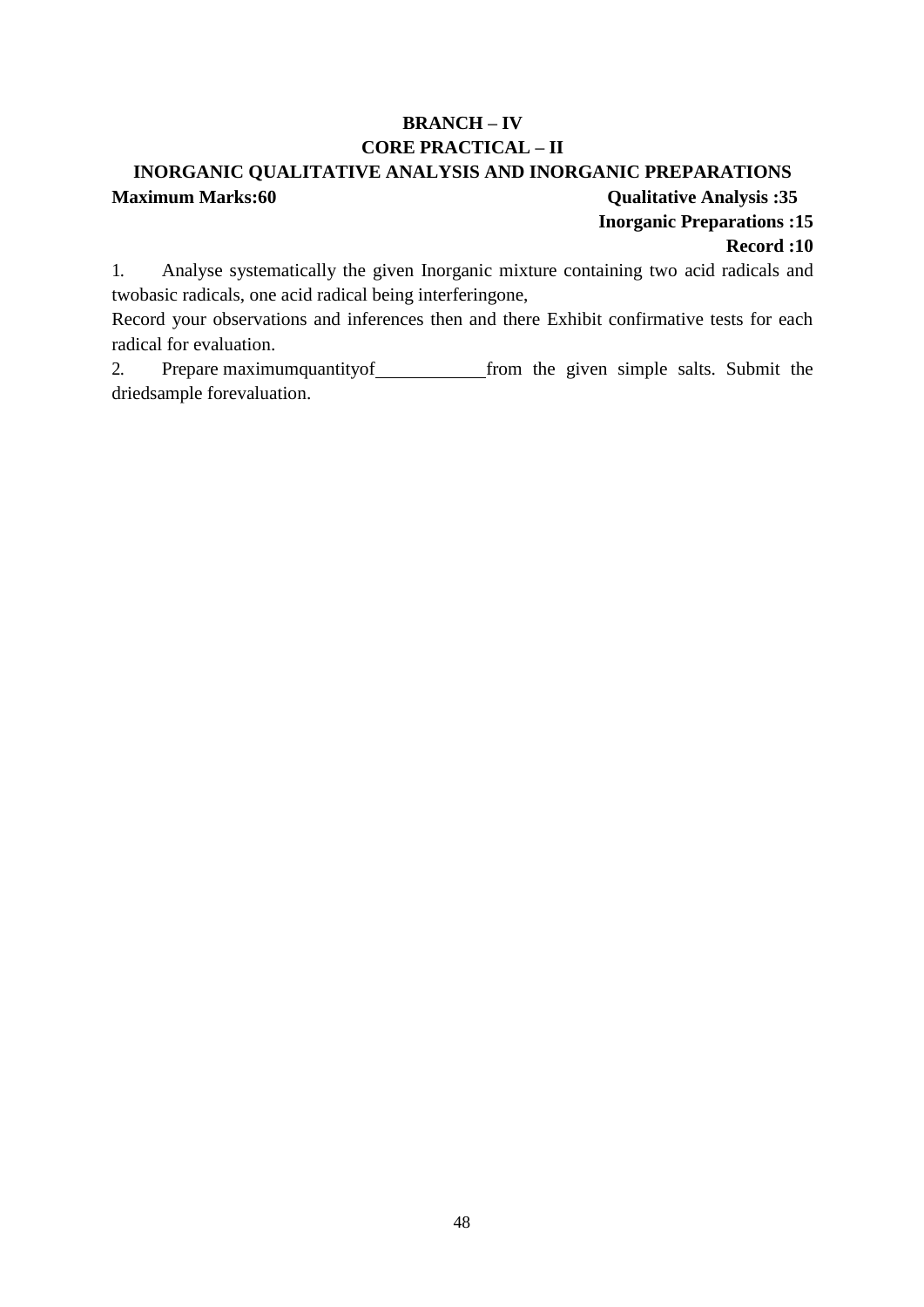**BRANCH – IV**

**CORE PRACTICAL – II**

**INORGANIC QUALITATIVE ANALYSIS AND INORGANIC PREPARATIONS**

**Maximum Marks:60** **Qualitative Analysis :35**

**Inorganic Preparations :15**

**Record :10**

1. Analyse systematically the given Inorganic mixture containing two acid radicals and twobasic radicals, one acid radical being interferingone,

Record your observations and inferences then and there Exhibit confirmative tests for each radical for evaluation.

2. Prepare maximumquantityof____________from the given simple salts. Submit the driedsample forevaluation.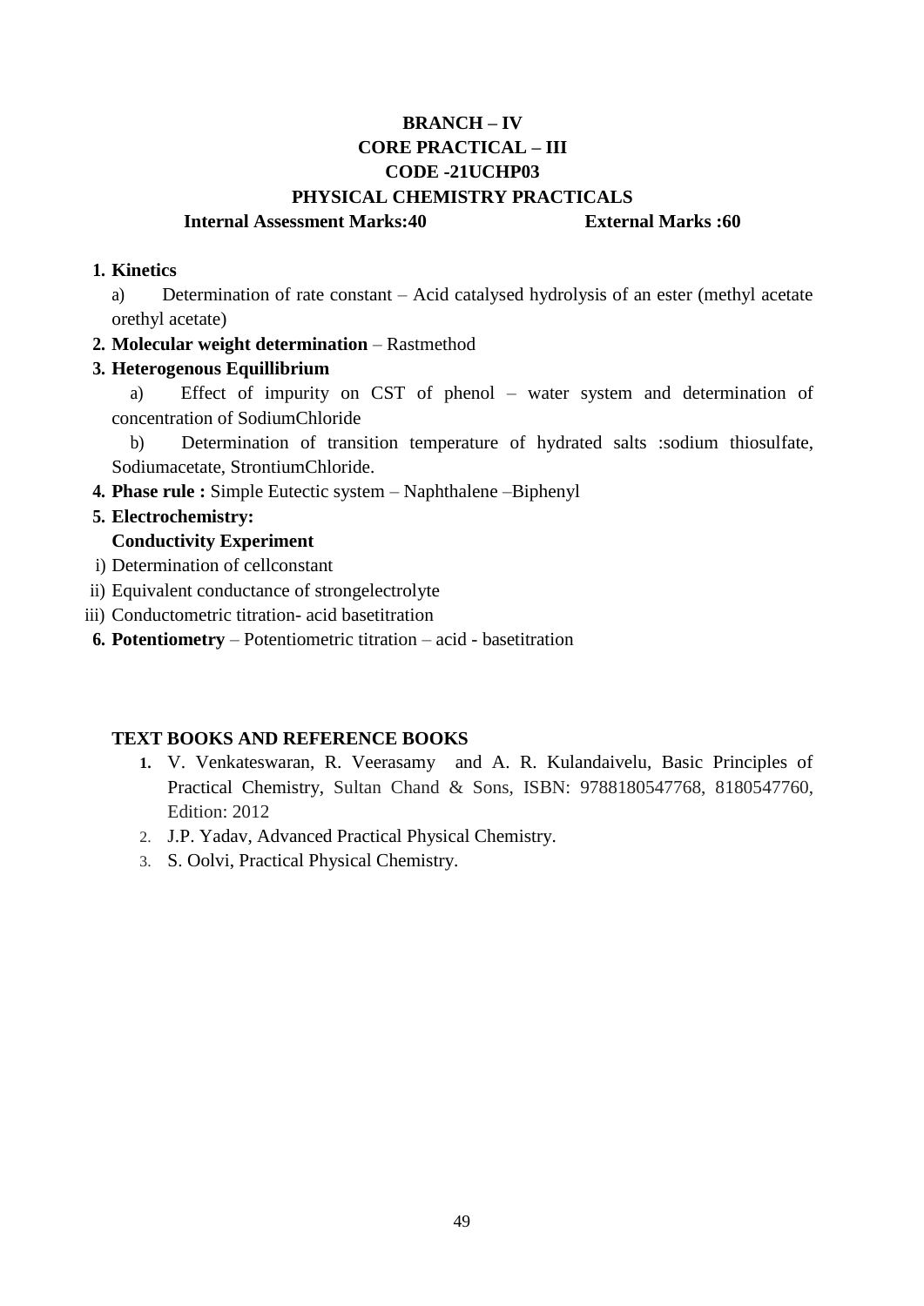**BRANCH – IV**
**CORE PRACTICAL – III**
**CODE -21UCHP03**
**PHYSICAL CHEMISTRY PRACTICALS**

**Internal Assessment Marks:40** **External Marks :60**

1. **Kinetics**

   a) Determination of rate constant – Acid catalysed hydrolysis of an ester (methyl acetate orethyl acetate)

2. **Molecular weight determination** – Rastmethod
3. **Heterogenous Equillibrium**

   a) Effect of impurity on CST of phenol – water system and determination of concentration of SodiumChloride

   b) Determination of transition temperature of hydrated salts :sodium thiosulfate, Sodiumacetate, StrontiumChloride.

4. **Phase rule :** Simple Eutectic system – Naphthalene –Biphenyl
5. **Electrochemistry:**

   **Conductivity Experiment**

   i) Determination of cellconstant

   ii) Equivalent conductance of strongelectrolyte

   iii) Conductometric titration- acid basetitration

6. **Potentiometry** – Potentiometric titration – acid - basetitration

**TEXT BOOKS AND REFERENCE BOOKS**

1. V. Venkateswaran, R. Veerasamy and A. R. Kulandaivelu, Basic Principles of Practical Chemistry, Sultan Chand & Sons, ISBN: 9788180547768, 8180547760, Edition: 2012
2. J.P. Yadav, Advanced Practical Physical Chemistry.
3. S. Oolvi, Practical Physical Chemistry.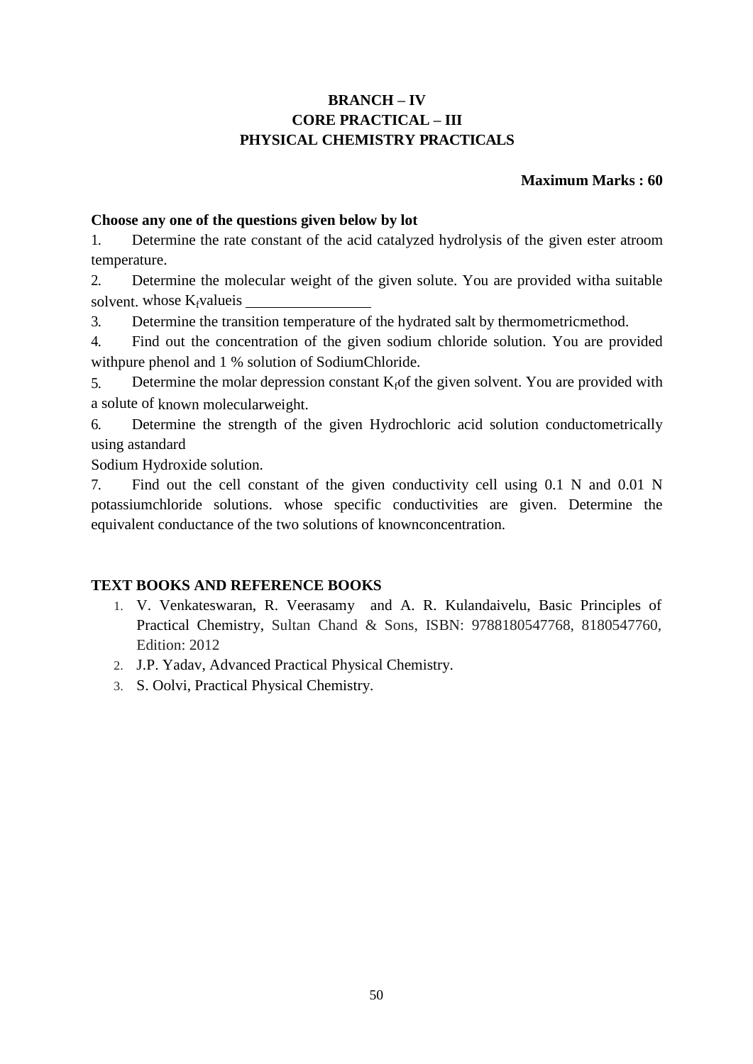**BRANCH – IV**
**CORE PRACTICAL – III**
**PHYSICAL CHEMISTRY PRACTICALS**

**Maximum Marks : 60**

**Choose any one of the questions given below by lot**

1. Determine the rate constant of the acid catalyzed hydrolysis of the given ester atroom temperature.
2. Determine the molecular weight of the given solute. You are provided witha suitable solvent. whose $K_f$valueis ________________
3. Determine the transition temperature of the hydrated salt by thermometricmethod.
4. Find out the concentration of the given sodium chloride solution. You are provided withpure phenol and 1 % solution of SodiumChloride.
5. Determine the molar depression constant $K_f$of the given solvent. You are provided with a solute of known molecularweight.
6. Determine the strength of the given Hydrochloric acid solution conductometrically using astandard Sodium Hydroxide solution.
7. Find out the cell constant of the given conductivity cell using 0.1 N and 0.01 N potassiumchloride solutions. whose specific conductivities are given. Determine the equivalent conductance of the two solutions of knownconcentration.

**TEXT BOOKS AND REFERENCE BOOKS**

1. V. Venkateswaran, R. Veerasamy and A. R. Kulandaivelu, Basic Principles of Practical Chemistry, Sultan Chand & Sons, ISBN: 9788180547768, 8180547760, Edition: 2012
2. J.P. Yadav, Advanced Practical Physical Chemistry.
3. S. Oolvi, Practical Physical Chemistry.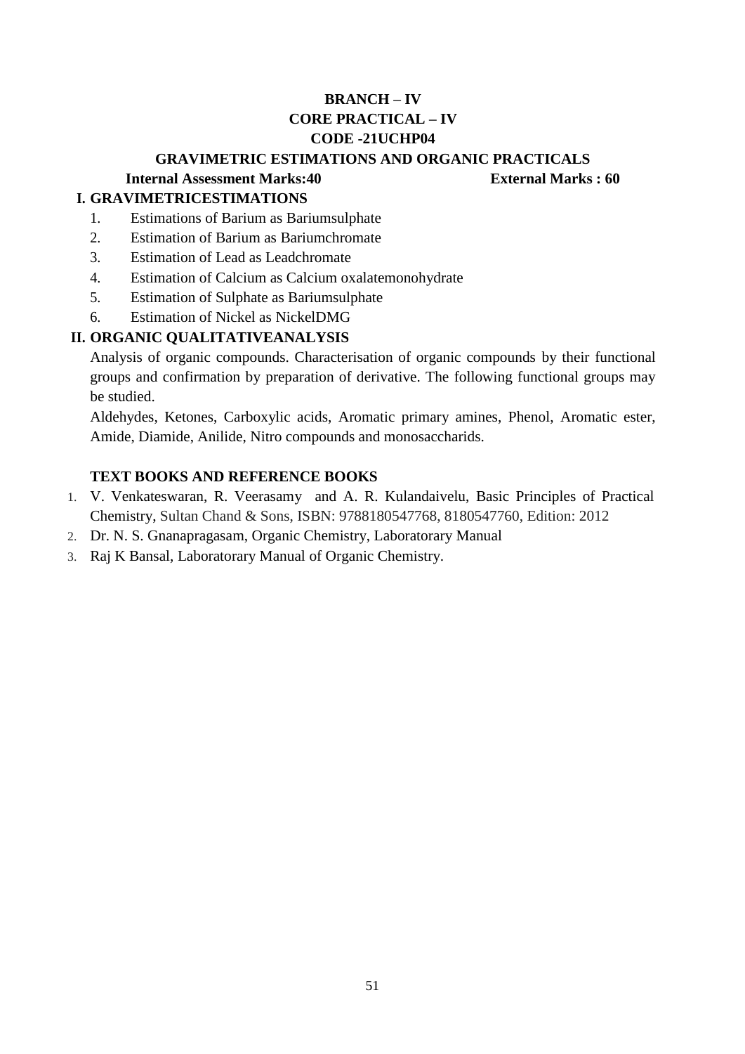**BRANCH – IV**

**CORE PRACTICAL – IV**

**CODE -21UCHP04**

**GRAVIMETRIC ESTIMATIONS AND ORGANIC PRACTICALS**

**Internal Assessment Marks:40** **External Marks : 60**

## I. GRAVIMETRICESTIMATIONS

1. Estimations of Barium as Bariumsulphate
2. Estimation of Barium as Bariumchromate
3. Estimation of Lead as Leadchromate
4. Estimation of Calcium as Calcium oxalatemonohydrate
5. Estimation of Sulphate as Bariumsulphate
6. Estimation of Nickel as NickelDMG

## II. ORGANIC QUALITATIVEANALYSIS

Analysis of organic compounds. Characterisation of organic compounds by their functional groups and confirmation by preparation of derivative. The following functional groups may be studied.

Aldehydes, Ketones, Carboxylic acids, Aromatic primary amines, Phenol, Aromatic ester, Amide, Diamide, Anilide, Nitro compounds and monosaccharids.

### TEXT BOOKS AND REFERENCE BOOKS

1. V. Venkateswaran, R. Veerasamy and A. R. Kulandaivelu, Basic Principles of Practical Chemistry, Sultan Chand & Sons, ISBN: 9788180547768, 8180547760, Edition: 2012
2. Dr. N. S. Gnanapragasam, Organic Chemistry, Laboratorary Manual
3. Raj K Bansal, Laboratorary Manual of Organic Chemistry.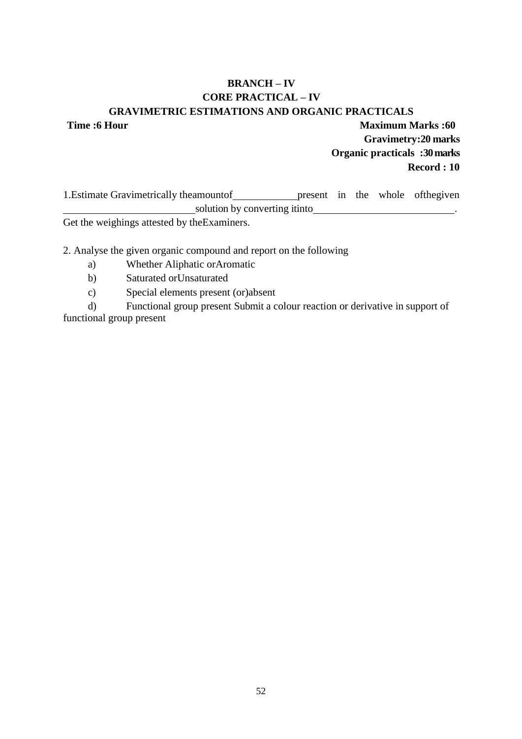**BRANCH – IV**

**CORE PRACTICAL – IV**

**GRAVIMETRIC ESTIMATIONS AND ORGANIC PRACTICALS**

**Time :6 Hour** **Maximum Marks :60**

**Gravimetry:20 marks**

**Organic practicals :30 marks**

**Record : 10**

1.Estimate Gravimetrically theamountof____________present in the whole ofthegiven ________________________solution by converting itinto_________________________.
Get the weighings attested by theExaminers.

2. Analyse the given organic compound and report on the following

a) Whether Aliphatic orAromatic

b) Saturated orUnsaturated

c) Special elements present (or)absent

d) Functional group present Submit a colour reaction or derivative in support of functional group present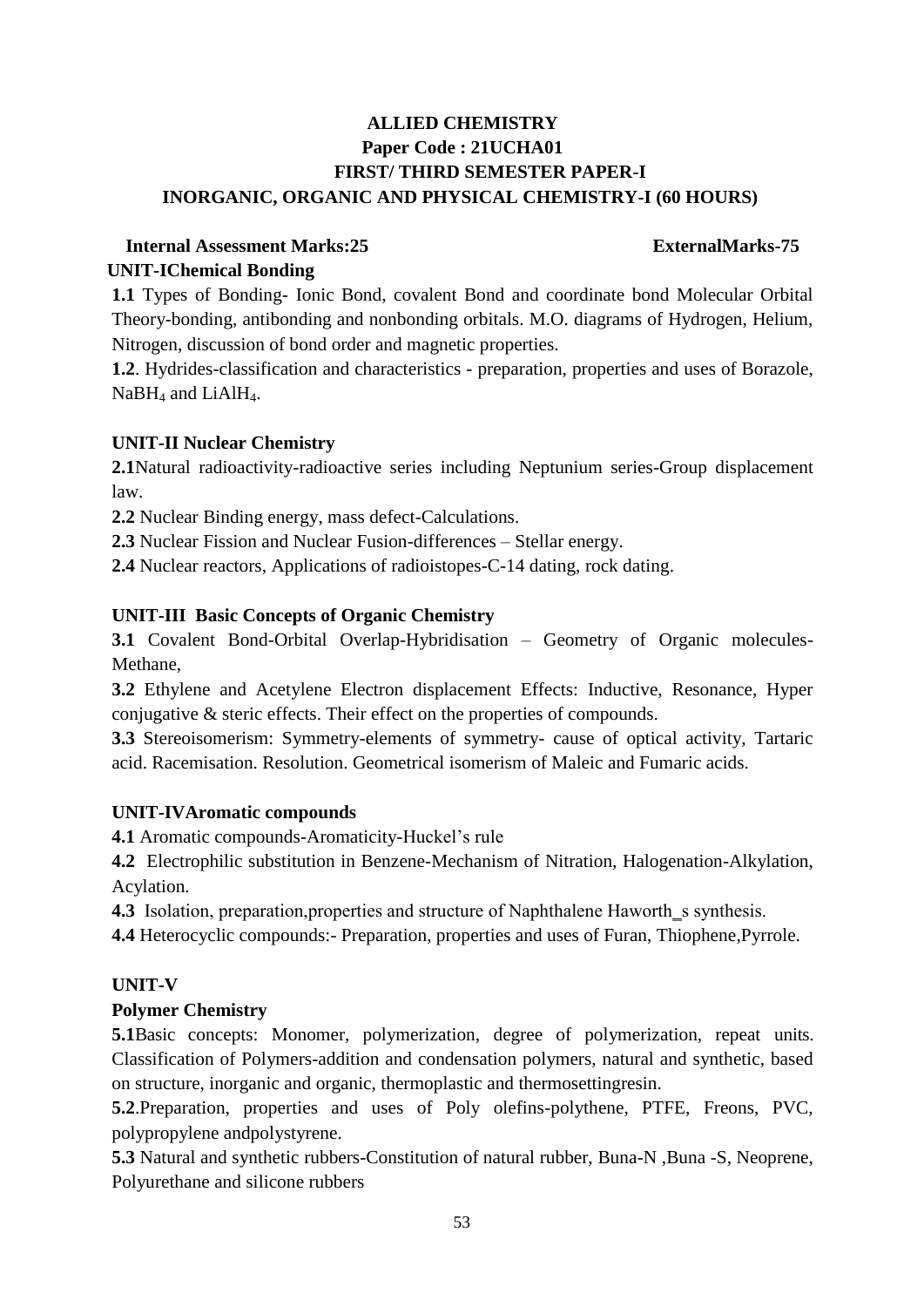# ALLIED CHEMISTRY

## Paper Code : 21UCHA01

## FIRST/ THIRD SEMESTER PAPER-I

## INORGANIC, ORGANIC AND PHYSICAL CHEMISTRY-I (60 HOURS)

**Internal Assessment Marks:25** **ExternalMarks-75**

### UNIT-IChemical Bonding

**1.1** Types of Bonding- Ionic Bond, covalent Bond and coordinate bond Molecular Orbital Theory-bonding, antibonding and nonbonding orbitals. M.O. diagrams of Hydrogen, Helium, Nitrogen, discussion of bond order and magnetic properties.

**1.2**. Hydrides-classification and characteristics - preparation, properties and uses of Borazole, $NaBH_4$ and $LiAlH_4$.

### UNIT-II Nuclear Chemistry

**2.1**Natural radioactivity-radioactive series including Neptunium series-Group displacement law.

**2.2** Nuclear Binding energy, mass defect-Calculations.

**2.3** Nuclear Fission and Nuclear Fusion-differences – Stellar energy.

**2.4** Nuclear reactors, Applications of radioistopes-C-14 dating, rock dating.

### UNIT-III Basic Concepts of Organic Chemistry

**3.1** Covalent Bond-Orbital Overlap-Hybridisation – Geometry of Organic molecules-Methane,

**3.2** Ethylene and Acetylene Electron displacement Effects: Inductive, Resonance, Hyper conjugative & steric effects. Their effect on the properties of compounds.

**3.3** Stereoisomerism: Symmetry-elements of symmetry- cause of optical activity, Tartaric acid. Racemisation. Resolution. Geometrical isomerism of Maleic and Fumaric acids.

### UNIT-IVAromatic compounds

**4.1** Aromatic compounds-Aromaticity-Huckel's rule

**4.2** Electrophilic substitution in Benzene-Mechanism of Nitration, Halogenation-Alkylation, Acylation.

**4.3** Isolation, preparation,properties and structure of Naphthalene Haworth‗s synthesis.

**4.4** Heterocyclic compounds:- Preparation, properties and uses of Furan, Thiophene,Pyrrole.

### UNIT-V

### Polymer Chemistry

**5.1**Basic concepts: Monomer, polymerization, degree of polymerization, repeat units. Classification of Polymers-addition and condensation polymers, natural and synthetic, based on structure, inorganic and organic, thermoplastic and thermosettingresin.

**5.2**.Preparation, properties and uses of Poly olefins-polythene, PTFE, Freons, PVC, polypropylene andpolystyrene.

**5.3** Natural and synthetic rubbers-Constitution of natural rubber, Buna-N ,Buna -S, Neoprene, Polyurethane and silicone rubbers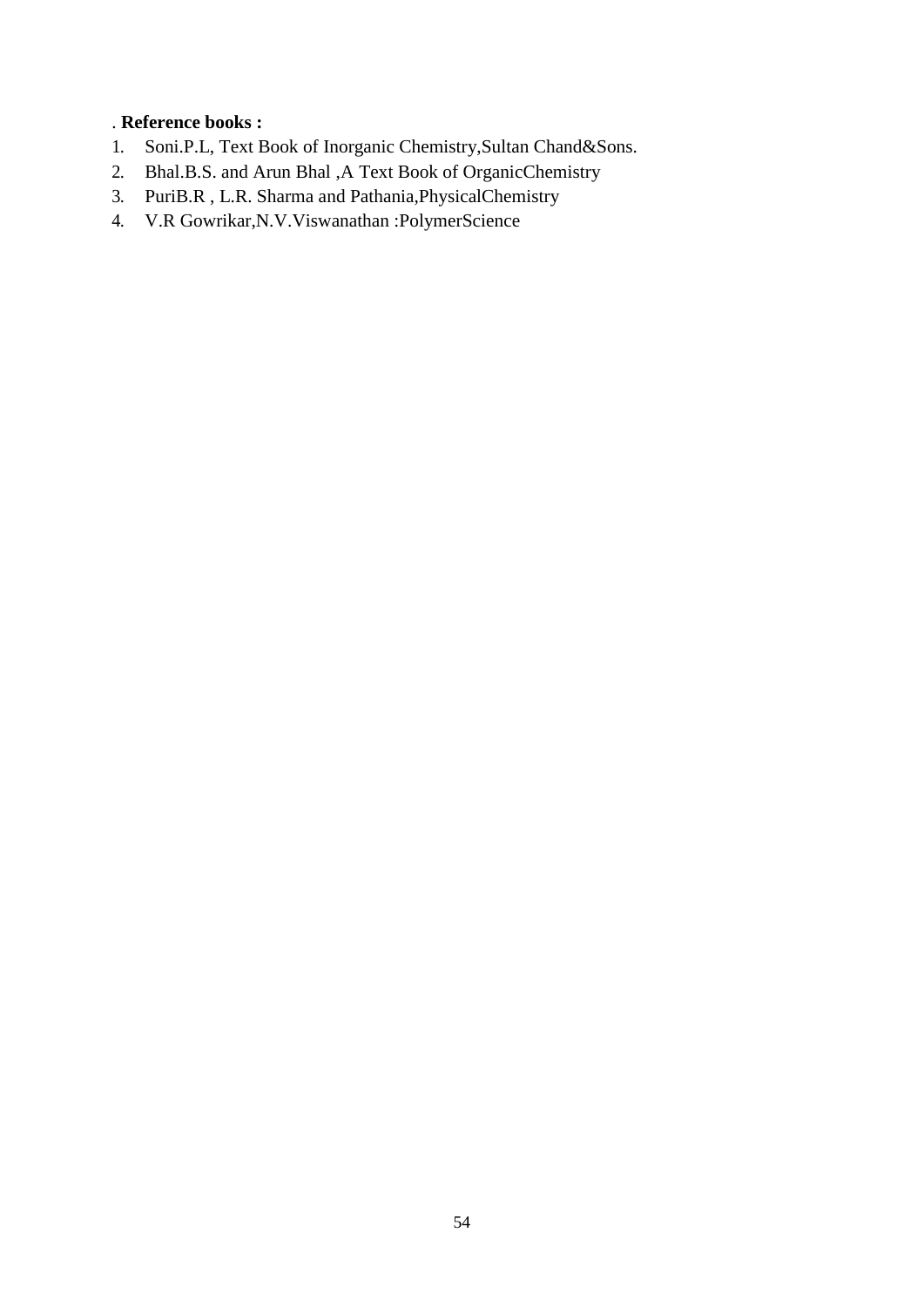. **Reference books :**

1. Soni.P.L, Text Book of Inorganic Chemistry,Sultan Chand&Sons.
2. Bhal.B.S. and Arun Bhal ,A Text Book of OrganicChemistry
3. PuriB.R , L.R. Sharma and Pathania,PhysicalChemistry
4. V.R Gowrikar,N.V.Viswanathan :PolymerScience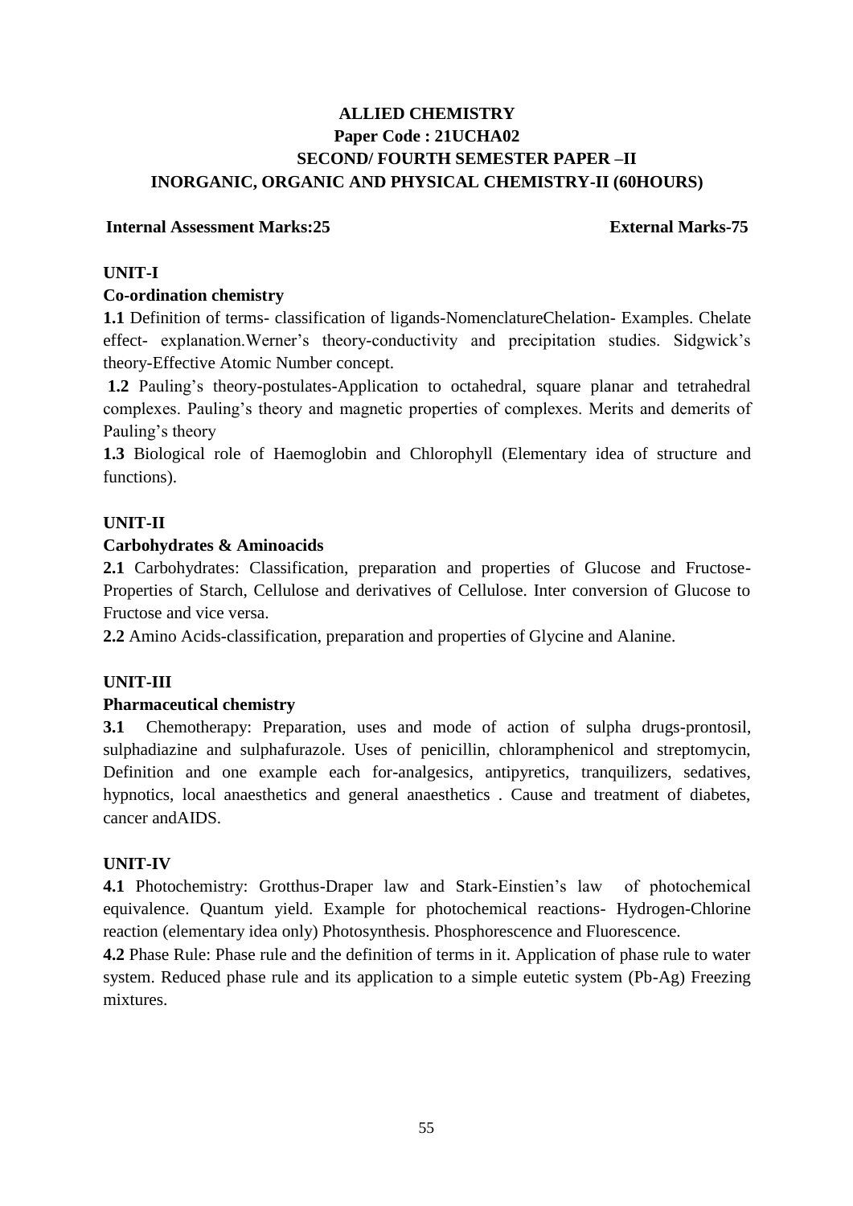# ALLIED CHEMISTRY

## Paper Code : 21UCHA02

## SECOND/ FOURTH SEMESTER PAPER –II

## INORGANIC, ORGANIC AND PHYSICAL CHEMISTRY-II (60HOURS)

**Internal Assessment Marks:25** **External Marks-75**

### UNIT-I

**Co-ordination chemistry**

**1.1** Definition of terms- classification of ligands-NomenclatureChelation- Examples. Chelate effect- explanation.Werner's theory-conductivity and precipitation studies. Sidgwick's theory-Effective Atomic Number concept.

**1.2** Pauling's theory-postulates-Application to octahedral, square planar and tetrahedral complexes. Pauling's theory and magnetic properties of complexes. Merits and demerits of Pauling's theory

**1.3** Biological role of Haemoglobin and Chlorophyll (Elementary idea of structure and functions).

### UNIT-II

**Carbohydrates & Aminoacids**

**2.1** Carbohydrates: Classification, preparation and properties of Glucose and Fructose-Properties of Starch, Cellulose and derivatives of Cellulose. Inter conversion of Glucose to Fructose and vice versa.

**2.2** Amino Acids-classification, preparation and properties of Glycine and Alanine.

### UNIT-III

**Pharmaceutical chemistry**

**3.1** Chemotherapy: Preparation, uses and mode of action of sulpha drugs-prontosil, sulphadiazine and sulphafurazole. Uses of penicillin, chloramphenicol and streptomycin, Definition and one example each for-analgesics, antipyretics, tranquilizers, sedatives, hypnotics, local anaesthetics and general anaesthetics . Cause and treatment of diabetes, cancer andAIDS.

### UNIT-IV

**4.1** Photochemistry: Grotthus-Draper law and Stark-Einstien's law of photochemical equivalence. Quantum yield. Example for photochemical reactions- Hydrogen-Chlorine reaction (elementary idea only) Photosynthesis. Phosphorescence and Fluorescence.

**4.2** Phase Rule: Phase rule and the definition of terms in it. Application of phase rule to water system. Reduced phase rule and its application to a simple eutetic system (Pb-Ag) Freezing mixtures.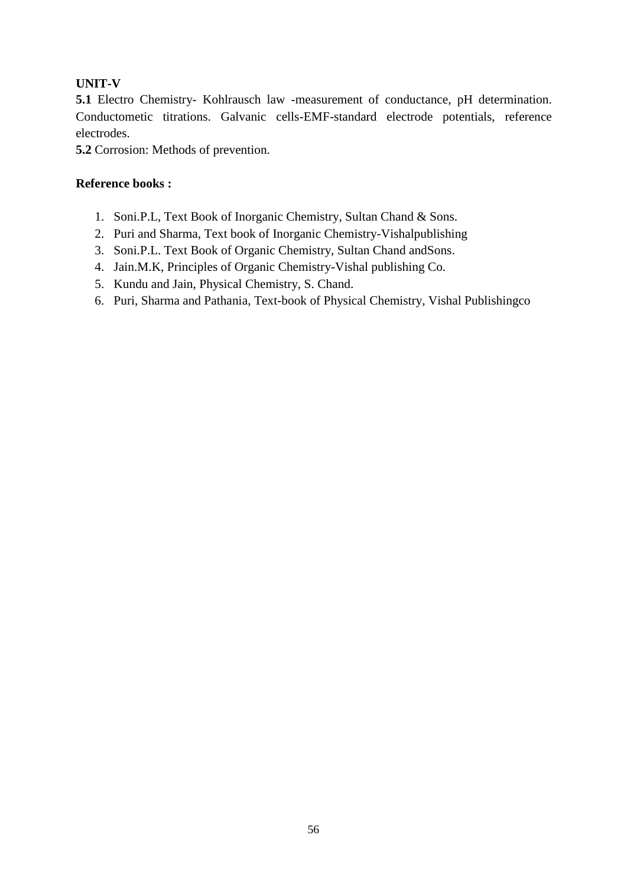**UNIT-V**

**5.1** Electro Chemistry- Kohlrausch law -measurement of conductance, pH determination. Conductometic titrations. Galvanic cells-EMF-standard electrode potentials, reference electrodes.

**5.2** Corrosion: Methods of prevention.

**Reference books :**

1. Soni.P.L, Text Book of Inorganic Chemistry, Sultan Chand & Sons.
2. Puri and Sharma, Text book of Inorganic Chemistry-Vishalpublishing
3. Soni.P.L. Text Book of Organic Chemistry, Sultan Chand andSons.
4. Jain.M.K, Principles of Organic Chemistry-Vishal publishing Co.
5. Kundu and Jain, Physical Chemistry, S. Chand.
6. Puri, Sharma and Pathania, Text-book of Physical Chemistry, Vishal Publishingco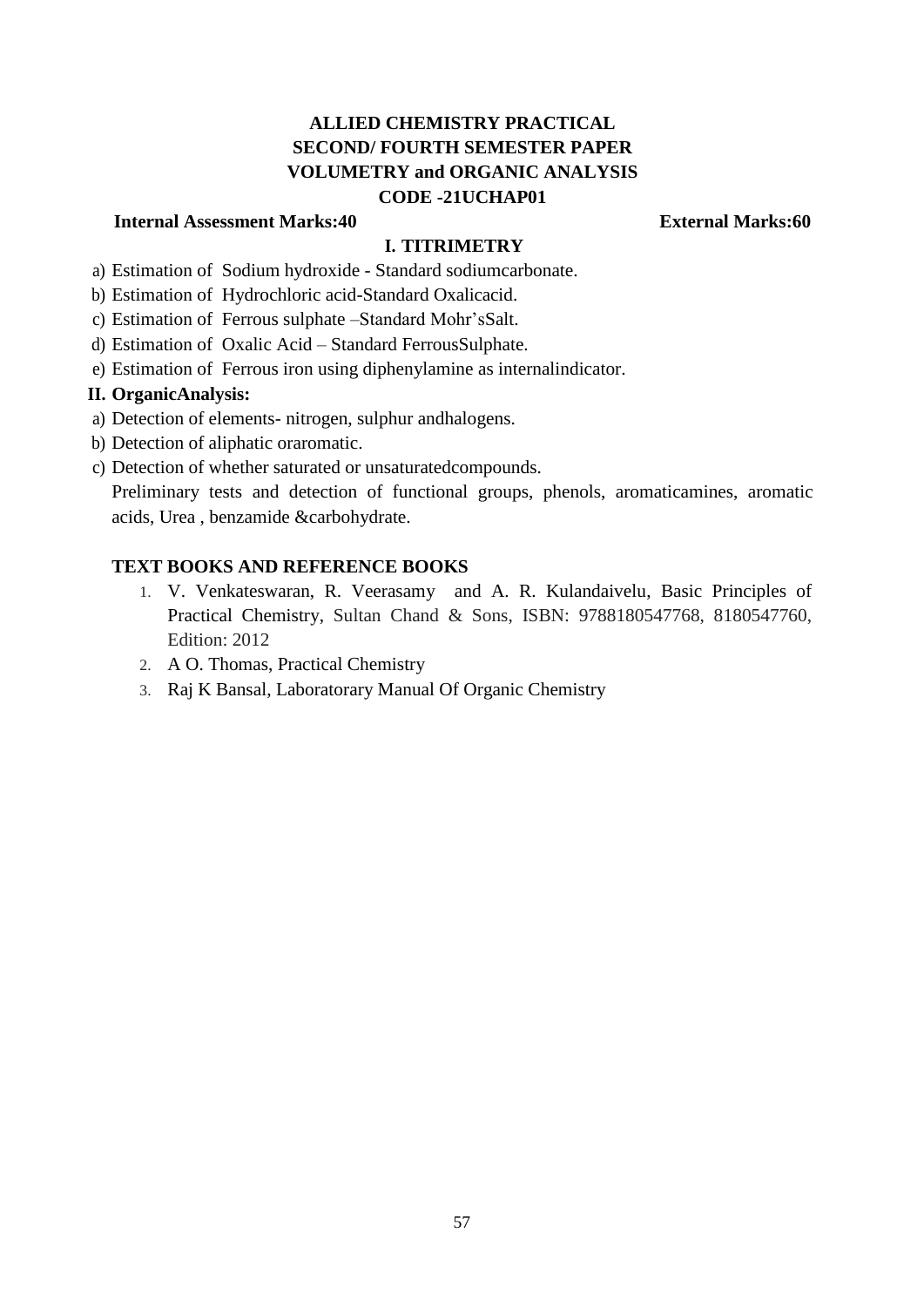# ALLIED CHEMISTRY PRACTICAL
# SECOND/ FOURTH SEMESTER PAPER
# VOLUMETRY and ORGANIC ANALYSIS
# CODE -21UCHAP01

**Internal Assessment Marks:40** **External Marks:60**

## I. TITRIMETRY

a) Estimation of Sodium hydroxide - Standard sodiumcarbonate.
b) Estimation of Hydrochloric acid-Standard Oxalicacid.
c) Estimation of Ferrous sulphate –Standard Mohr'sSalt.
d) Estimation of Oxalic Acid – Standard FerrousSulphate.
e) Estimation of Ferrous iron using diphenylamine as internalindicator.

## II. OrganicAnalysis:

a) Detection of elements- nitrogen, sulphur andhalogens.
b) Detection of aliphatic oraromatic.
c) Detection of whether saturated or unsaturatedcompounds.
Preliminary tests and detection of functional groups, phenols, aromaticamines, aromatic acids, Urea , benzamide &carbohydrate.

### TEXT BOOKS AND REFERENCE BOOKS

1. V. Venkateswaran, R. Veerasamy and A. R. Kulandaivelu, Basic Principles of Practical Chemistry, Sultan Chand & Sons, ISBN: 9788180547768, 8180547760, Edition: 2012
2. A O. Thomas, Practical Chemistry
3. Raj K Bansal, Laboratorary Manual Of Organic Chemistry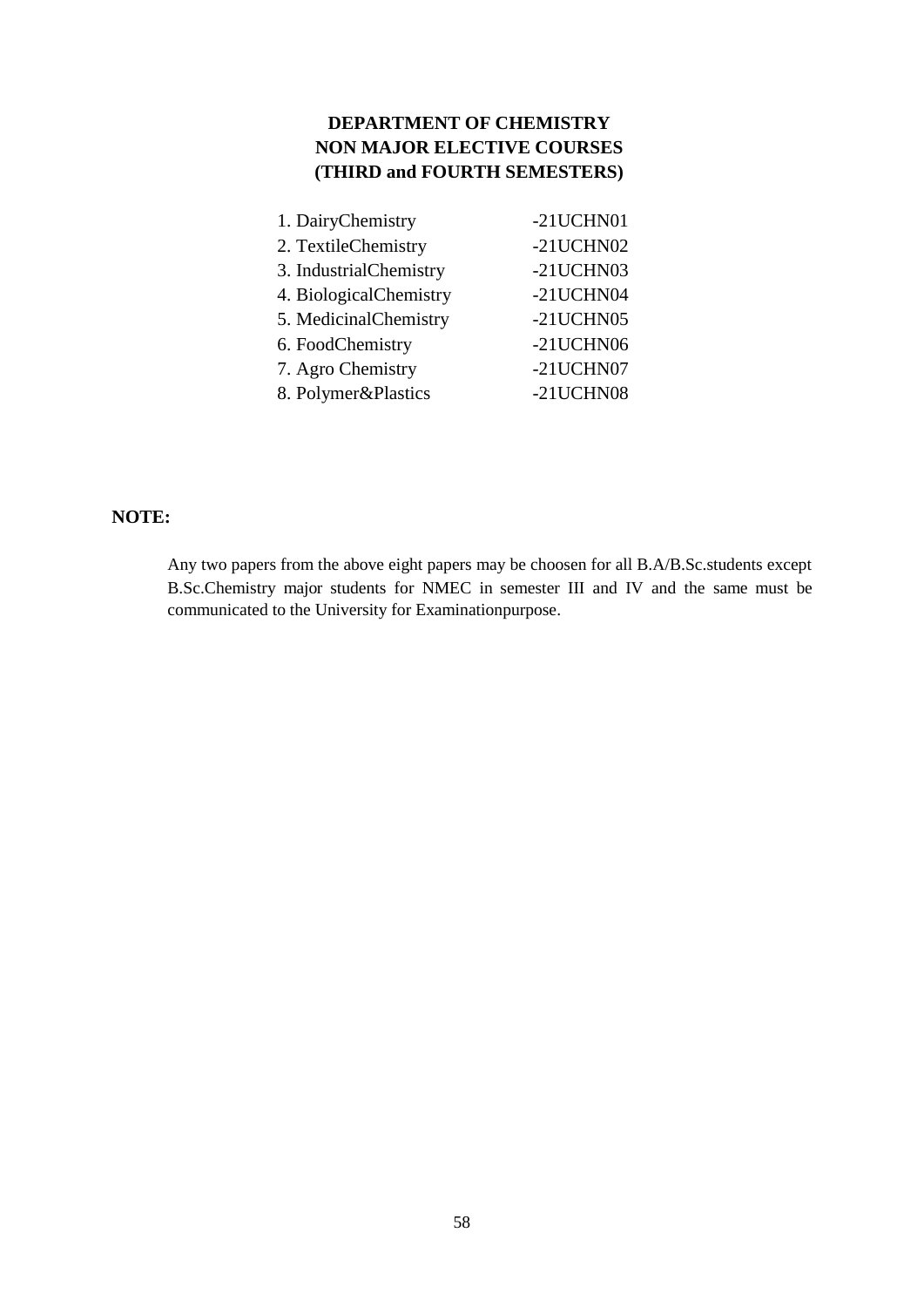**DEPARTMENT OF CHEMISTRY**
**NON MAJOR ELECTIVE COURSES**
**(THIRD and FOURTH SEMESTERS)**

1. DairyChemistry -21UCHN01
2. TextileChemistry -21UCHN02
3. IndustrialChemistry -21UCHN03
4. BiologicalChemistry -21UCHN04
5. MedicinalChemistry -21UCHN05
6. FoodChemistry -21UCHN06
7. Agro Chemistry -21UCHN07
8. Polymer&Plastics -21UCHN08

**NOTE:**

Any two papers from the above eight papers may be choosen for all B.A/B.Sc.students except B.Sc.Chemistry major students for NMEC in semester III and IV and the same must be communicated to the University for Examinationpurpose.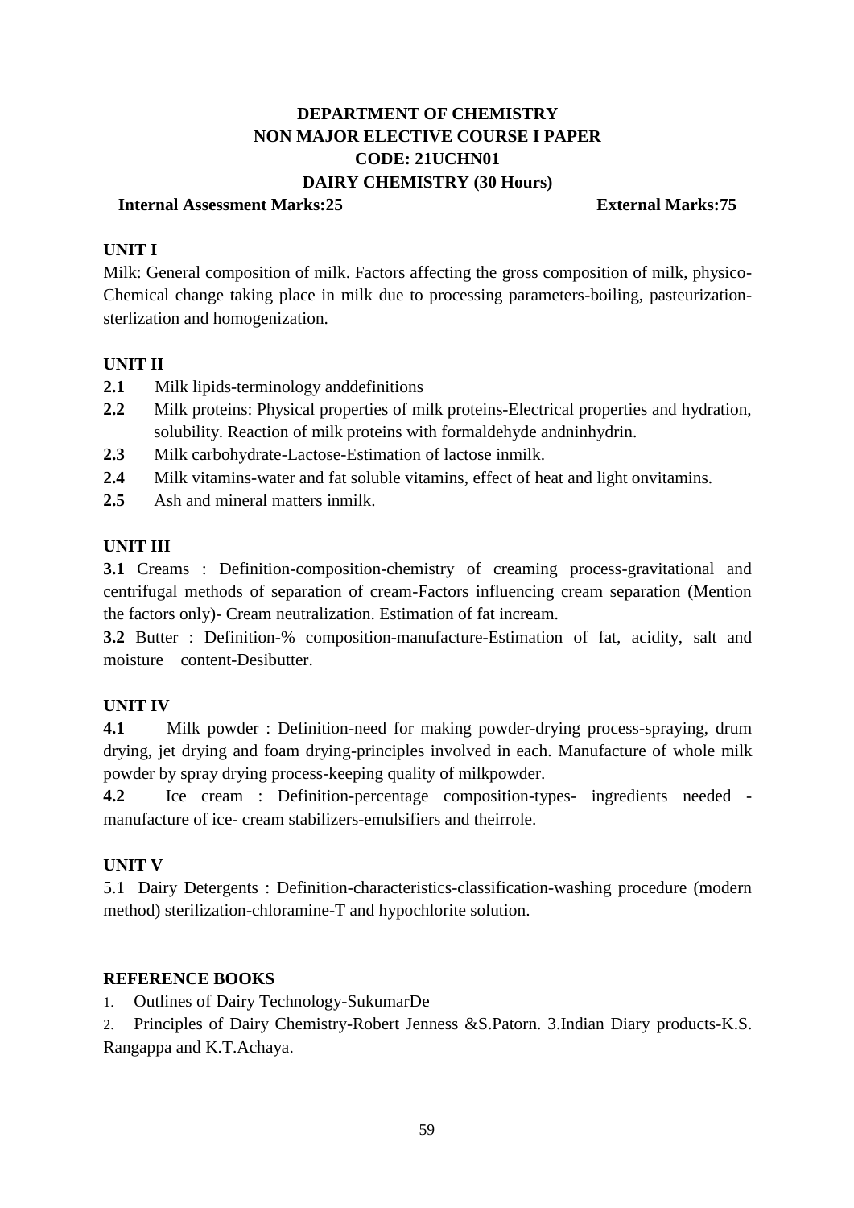# DEPARTMENT OF CHEMISTRY
## NON MAJOR ELECTIVE COURSE I PAPER
## CODE: 21UCHN01
## DAIRY CHEMISTRY (30 Hours)

**Internal Assessment Marks:25** **External Marks:75**

**UNIT I**

Milk: General composition of milk. Factors affecting the gross composition of milk, physico-Chemical change taking place in milk due to processing parameters-boiling, pasteurization-sterlization and homogenization.

**UNIT II**

**2.1** Milk lipids-terminology anddefinitions

**2.2** Milk proteins: Physical properties of milk proteins-Electrical properties and hydration, solubility. Reaction of milk proteins with formaldehyde andninhydrin.

**2.3** Milk carbohydrate-Lactose-Estimation of lactose inmilk.

**2.4** Milk vitamins-water and fat soluble vitamins, effect of heat and light onvitamins.

**2.5** Ash and mineral matters inmilk.

**UNIT III**

**3.1** Creams : Definition-composition-chemistry of creaming process-gravitational and centrifugal methods of separation of cream-Factors influencing cream separation (Mention the factors only)- Cream neutralization. Estimation of fat incream.

**3.2** Butter : Definition-% composition-manufacture-Estimation of fat, acidity, salt and moisture content-Desibutter.

**UNIT IV**

**4.1** Milk powder : Definition-need for making powder-drying process-spraying, drum drying, jet drying and foam drying-principles involved in each. Manufacture of whole milk powder by spray drying process-keeping quality of milkpowder.

**4.2** Ice cream : Definition-percentage composition-types- ingredients needed - manufacture of ice- cream stabilizers-emulsifiers and theirrole.

**UNIT V**

5.1 Dairy Detergents : Definition-characteristics-classification-washing procedure (modern method) sterilization-chloramine-T and hypochlorite solution.

**REFERENCE BOOKS**

1. Outlines of Dairy Technology-SukumarDe
2. Principles of Dairy Chemistry-Robert Jenness &S.Patorn. 3.Indian Diary products-K.S. Rangappa and K.T.Achaya.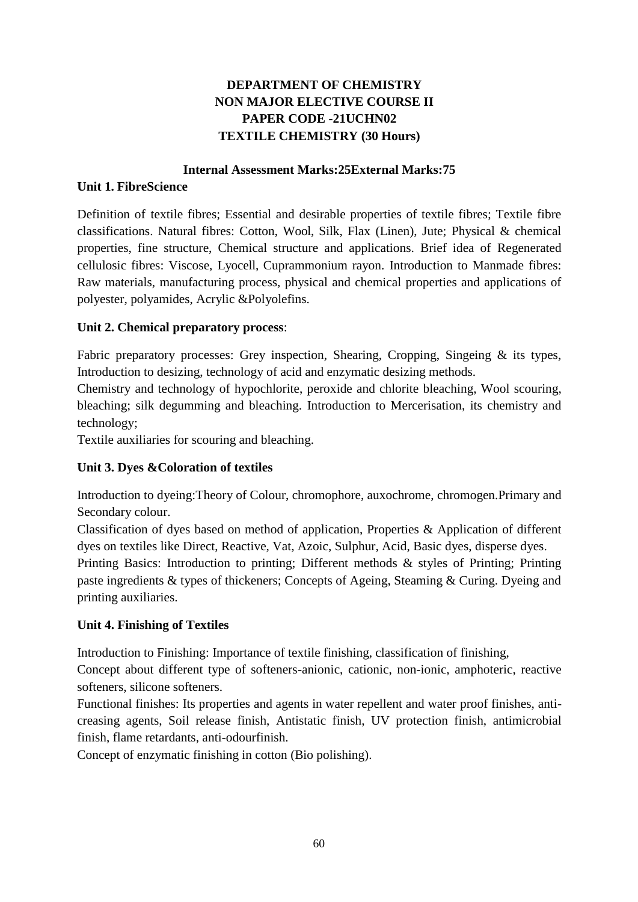# DEPARTMENT OF CHEMISTRY
# NON MAJOR ELECTIVE COURSE II
# PAPER CODE -21UCHN02
# TEXTILE CHEMISTRY (30 Hours)

**Internal Assessment Marks:25External Marks:75**

**Unit 1. FibreScience**

Definition of textile fibres; Essential and desirable properties of textile fibres; Textile fibre classifications. Natural fibres: Cotton, Wool, Silk, Flax (Linen), Jute; Physical & chemical properties, fine structure, Chemical structure and applications. Brief idea of Regenerated cellulosic fibres: Viscose, Lyocell, Cuprammonium rayon. Introduction to Manmade fibres: Raw materials, manufacturing process, physical and chemical properties and applications of polyester, polyamides, Acrylic &Polyolefins.

**Unit 2. Chemical preparatory process**:

Fabric preparatory processes: Grey inspection, Shearing, Cropping, Singeing & its types, Introduction to desizing, technology of acid and enzymatic desizing methods.

Chemistry and technology of hypochlorite, peroxide and chlorite bleaching, Wool scouring, bleaching; silk degumming and bleaching. Introduction to Mercerisation, its chemistry and technology;

Textile auxiliaries for scouring and bleaching.

**Unit 3. Dyes &Coloration of textiles**

Introduction to dyeing:Theory of Colour, chromophore, auxochrome, chromogen.Primary and Secondary colour.

Classification of dyes based on method of application, Properties & Application of different dyes on textiles like Direct, Reactive, Vat, Azoic, Sulphur, Acid, Basic dyes, disperse dyes.

Printing Basics: Introduction to printing; Different methods & styles of Printing; Printing paste ingredients & types of thickeners; Concepts of Ageing, Steaming & Curing. Dyeing and printing auxiliaries.

**Unit 4. Finishing of Textiles**

Introduction to Finishing: Importance of textile finishing, classification of finishing,

Concept about different type of softeners-anionic, cationic, non-ionic, amphoteric, reactive softeners, silicone softeners.

Functional finishes: Its properties and agents in water repellent and water proof finishes, anti-creasing agents, Soil release finish, Antistatic finish, UV protection finish, antimicrobial finish, flame retardants, anti-odourfinish.

Concept of enzymatic finishing in cotton (Bio polishing).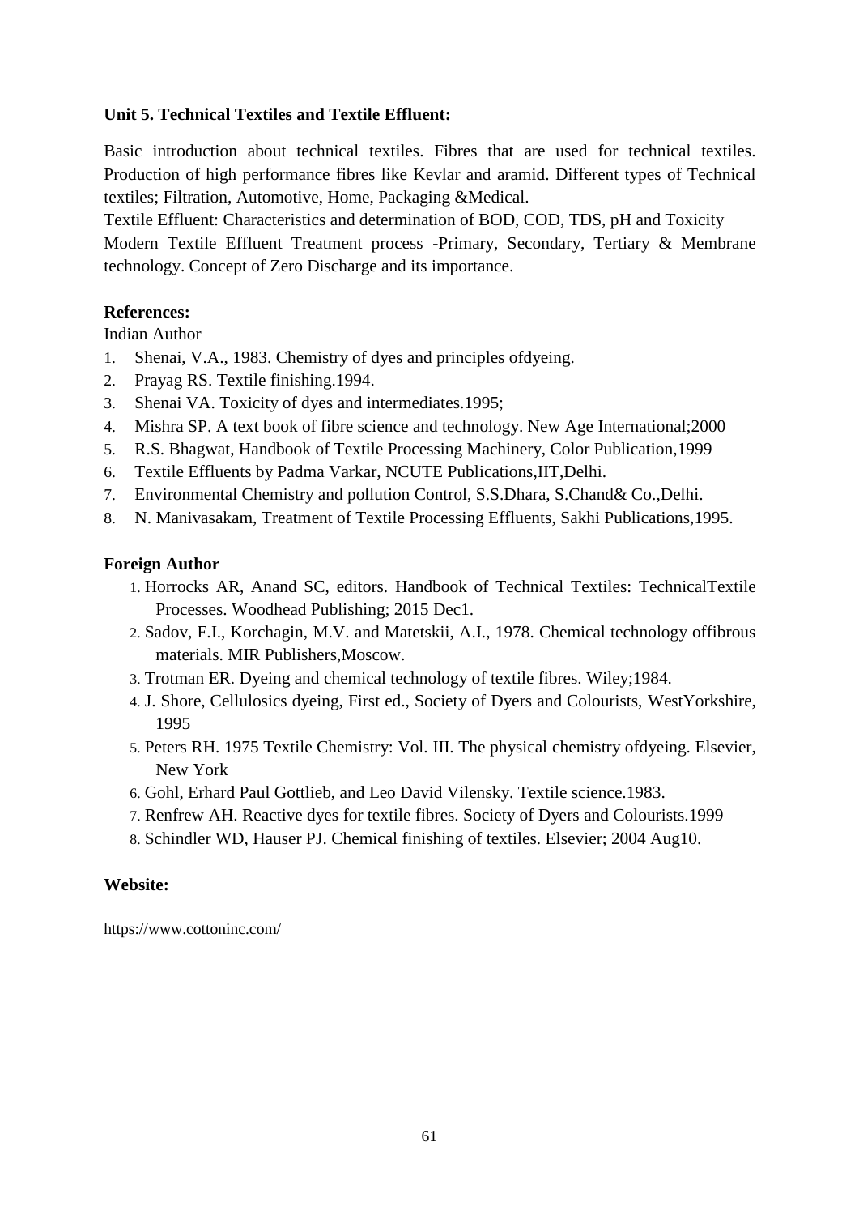**Unit 5. Technical Textiles and Textile Effluent:**

Basic introduction about technical textiles. Fibres that are used for technical textiles. Production of high performance fibres like Kevlar and aramid. Different types of Technical textiles; Filtration, Automotive, Home, Packaging &Medical.

Textile Effluent: Characteristics and determination of BOD, COD, TDS, pH and Toxicity

Modern Textile Effluent Treatment process -Primary, Secondary, Tertiary & Membrane technology. Concept of Zero Discharge and its importance.

**References:**

Indian Author

1. Shenai, V.A., 1983. Chemistry of dyes and principles ofdyeing.
2. Prayag RS. Textile finishing.1994.
3. Shenai VA. Toxicity of dyes and intermediates.1995;
4. Mishra SP. A text book of fibre science and technology. New Age International;2000
5. R.S. Bhagwat, Handbook of Textile Processing Machinery, Color Publication,1999
6. Textile Effluents by Padma Varkar, NCUTE Publications,IIT,Delhi.
7. Environmental Chemistry and pollution Control, S.S.Dhara, S.Chand& Co.,Delhi.
8. N. Manivasakam, Treatment of Textile Processing Effluents, Sakhi Publications,1995.

**Foreign Author**

1. Horrocks AR, Anand SC, editors. Handbook of Technical Textiles: TechnicalTextile Processes. Woodhead Publishing; 2015 Dec1.
2. Sadov, F.I., Korchagin, M.V. and Matetskii, A.I., 1978. Chemical technology offibrous materials. MIR Publishers,Moscow.
3. Trotman ER. Dyeing and chemical technology of textile fibres. Wiley;1984.
4. J. Shore, Cellulosics dyeing, First ed., Society of Dyers and Colourists, WestYorkshire, 1995
5. Peters RH. 1975 Textile Chemistry: Vol. III. The physical chemistry ofdyeing. Elsevier, New York
6. Gohl, Erhard Paul Gottlieb, and Leo David Vilensky. Textile science.1983.
7. Renfrew AH. Reactive dyes for textile fibres. Society of Dyers and Colourists.1999
8. Schindler WD, Hauser PJ. Chemical finishing of textiles. Elsevier; 2004 Aug10.

**Website:**

https://www.cottoninc.com/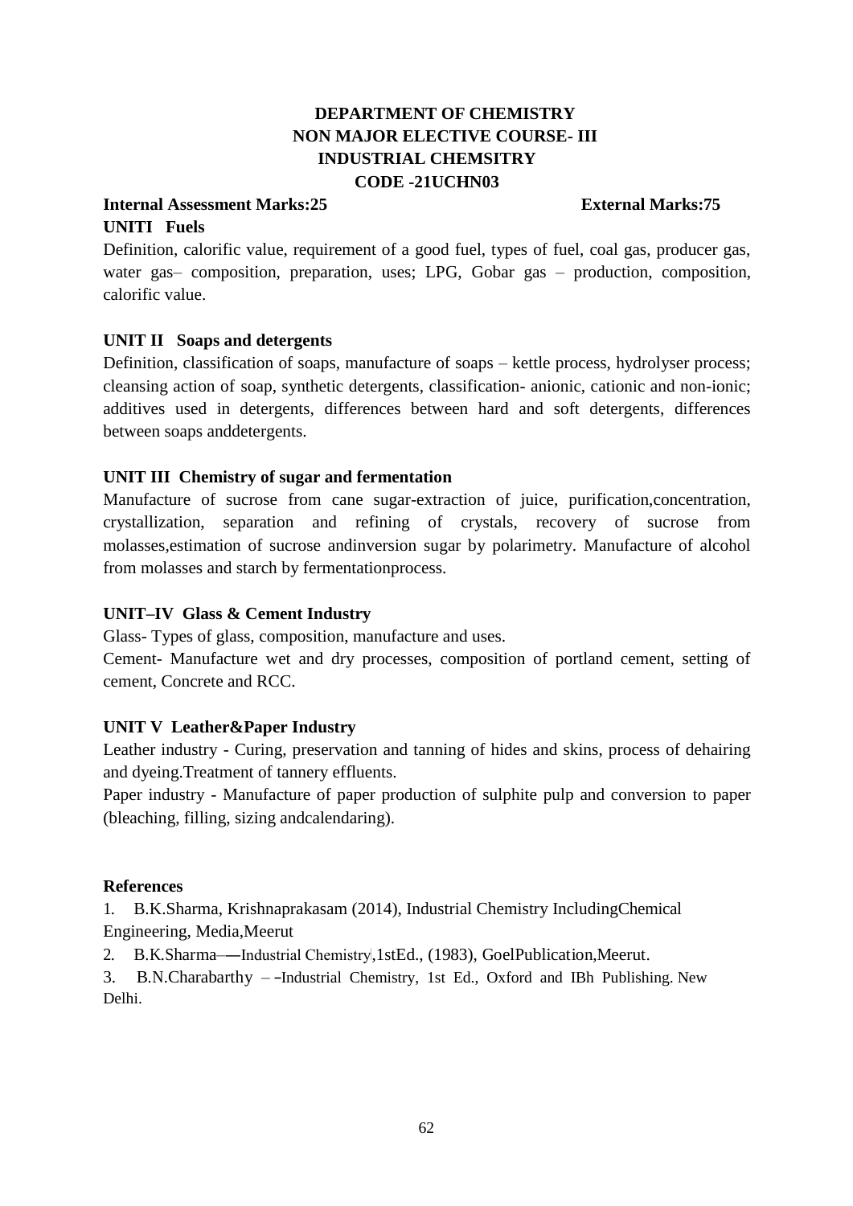# DEPARTMENT OF CHEMISTRY
## NON MAJOR ELECTIVE COURSE- III
## INDUSTRIAL CHEMSITRY
## CODE -21UCHN03

**Internal Assessment Marks:25** **External Marks:75**

**UNITI Fuels**

Definition, calorific value, requirement of a good fuel, types of fuel, coal gas, producer gas, water gas– composition, preparation, uses; LPG, Gobar gas – production, composition, calorific value.

**UNIT II Soaps and detergents**

Definition, classification of soaps, manufacture of soaps – kettle process, hydrolyser process; cleansing action of soap, synthetic detergents, classification- anionic, cationic and non-ionic; additives used in detergents, differences between hard and soft detergents, differences between soaps anddetergents.

**UNIT III Chemistry of sugar and fermentation**

Manufacture of sucrose from cane sugar-extraction of juice, purification,concentration, crystallization, separation and refining of crystals, recovery of sucrose from molasses,estimation of sucrose andinversion sugar by polarimetry. Manufacture of alcohol from molasses and starch by fermentationprocess.

**UNIT–IV Glass & Cement Industry**

Glass- Types of glass, composition, manufacture and uses.

Cement- Manufacture wet and dry processes, composition of portland cement, setting of cement, Concrete and RCC.

**UNIT V Leather&Paper Industry**

Leather industry - Curing, preservation and tanning of hides and skins, process of dehairing and dyeing.Treatment of tannery effluents.

Paper industry - Manufacture of paper production of sulphite pulp and conversion to paper (bleaching, filling, sizing andcalendaring).

**References**

1. B.K.Sharma, Krishnaprakasam (2014), Industrial Chemistry IncludingChemical Engineering, Media,Meerut
2. B.K.Sharma–―Industrial Chemistry‖,1stEd., (1983), GoelPublication,Meerut.
3. B.N.Charabarthy – ―Industrial Chemistry, 1st Ed., Oxford and IBh Publishing. New Delhi.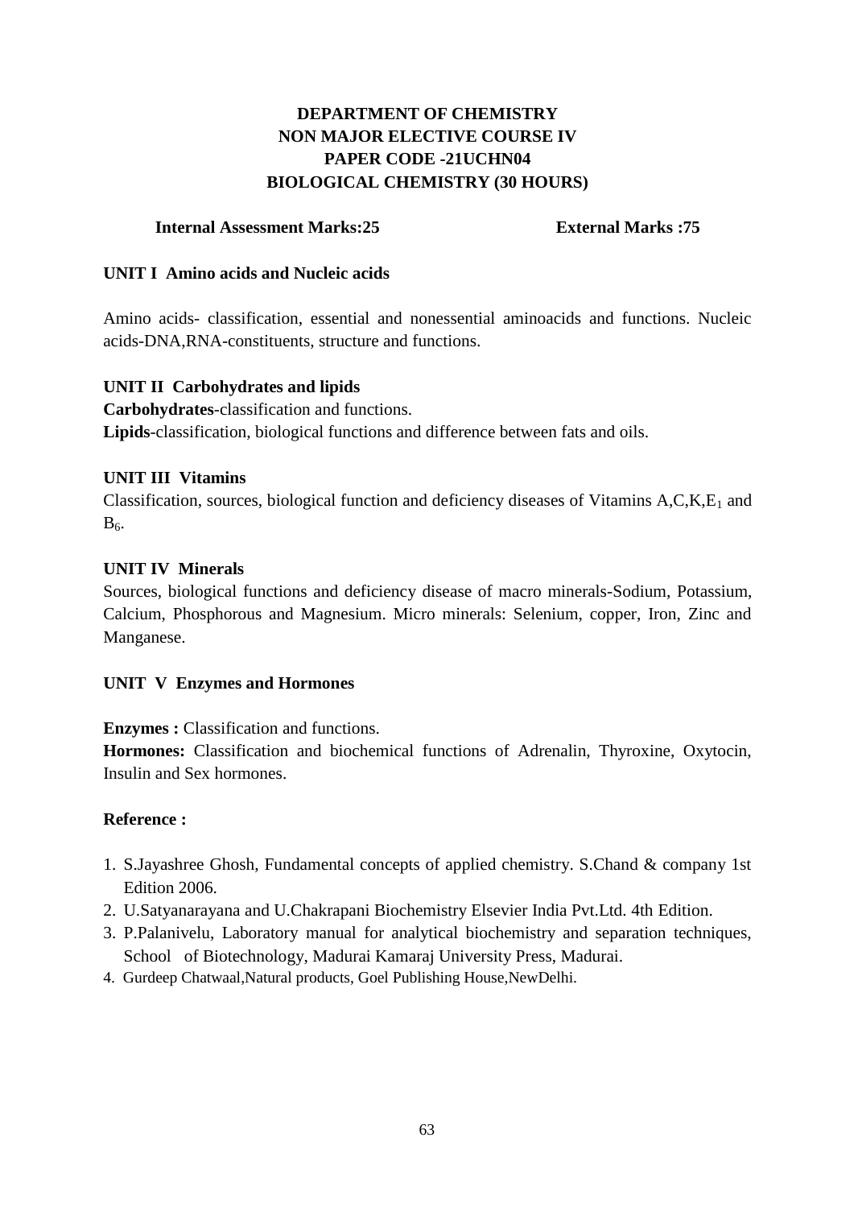# DEPARTMENT OF CHEMISTRY
## NON MAJOR ELECTIVE COURSE IV
## PAPER CODE -21UCHN04
## BIOLOGICAL CHEMISTRY (30 HOURS)

**Internal Assessment Marks:25** **External Marks :75**

### UNIT I Amino acids and Nucleic acids

Amino acids- classification, essential and nonessential aminoacids and functions. Nucleic acids-DNA,RNA-constituents, structure and functions.

### UNIT II Carbohydrates and lipids

**Carbohydrates**-classification and functions.
**Lipids**-classification, biological functions and difference between fats and oils.

### UNIT III Vitamins

Classification, sources, biological function and deficiency diseases of Vitamins A,C,K,$E_1$ and $B_6$.

### UNIT IV Minerals

Sources, biological functions and deficiency disease of macro minerals-Sodium, Potassium, Calcium, Phosphorous and Magnesium. Micro minerals: Selenium, copper, Iron, Zinc and Manganese.

### UNIT V Enzymes and Hormones

**Enzymes :** Classification and functions.
**Hormones:** Classification and biochemical functions of Adrenalin, Thyroxine, Oxytocin, Insulin and Sex hormones.

### Reference :

1. S.Jayashree Ghosh, Fundamental concepts of applied chemistry. S.Chand & company 1st Edition 2006.
2. U.Satyanarayana and U.Chakrapani Biochemistry Elsevier India Pvt.Ltd. 4th Edition.
3. P.Palanivelu, Laboratory manual for analytical biochemistry and separation techniques, School of Biotechnology, Madurai Kamaraj University Press, Madurai.
4. Gurdeep Chatwaal,Natural products, Goel Publishing House,NewDelhi.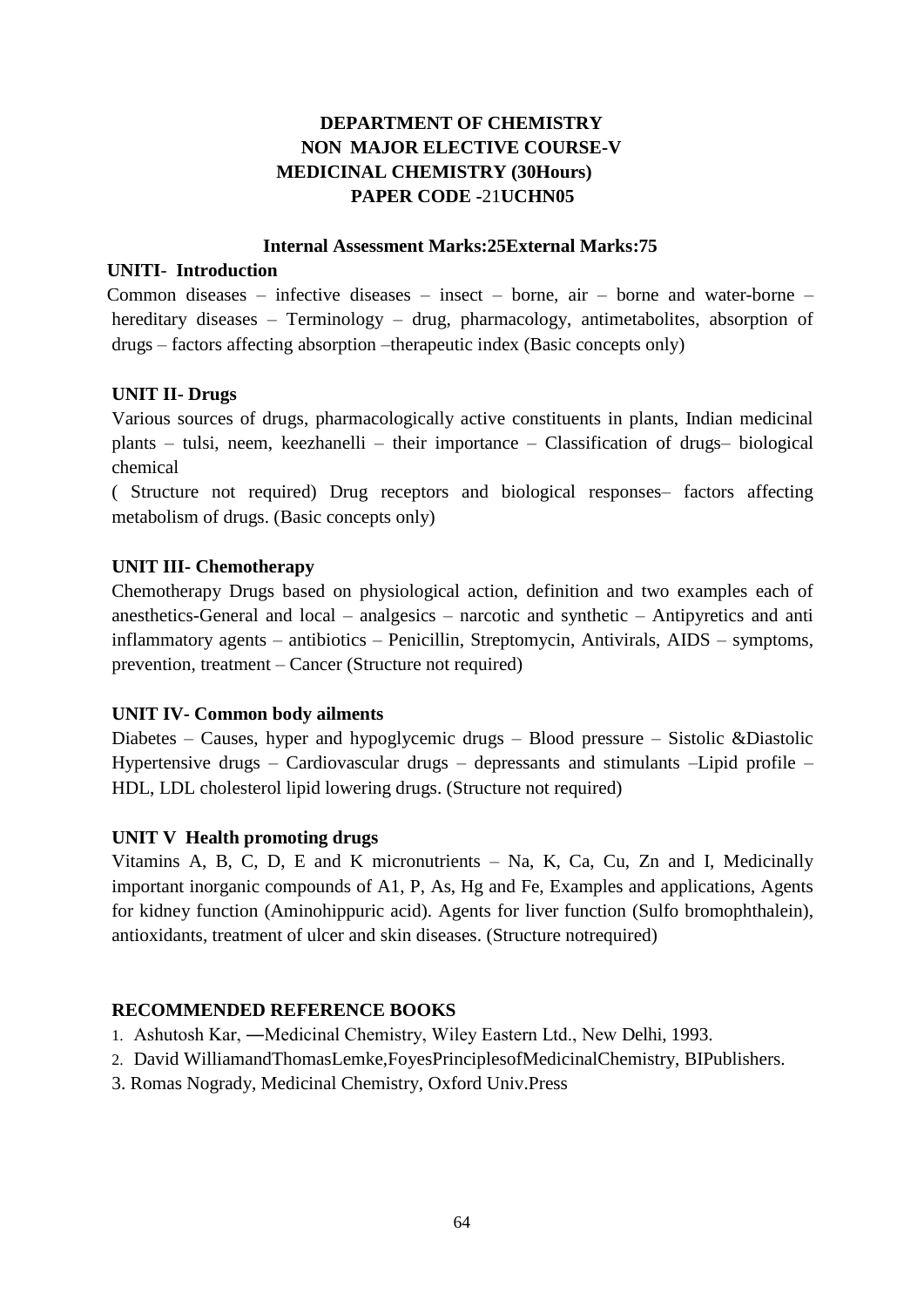# DEPARTMENT OF CHEMISTRY
## NON MAJOR ELECTIVE COURSE-V
## MEDICINAL CHEMISTRY (30Hours)
## PAPER CODE -21UCHN05

**Internal Assessment Marks:25External Marks:75**

**UNITI- Introduction**

Common diseases – infective diseases – insect – borne, air – borne and water-borne – hereditary diseases – Terminology – drug, pharmacology, antimetabolites, absorption of drugs – factors affecting absorption –therapeutic index (Basic concepts only)

**UNIT II- Drugs**

Various sources of drugs, pharmacologically active constituents in plants, Indian medicinal plants – tulsi, neem, keezhanelli – their importance – Classification of drugs– biological chemical

( Structure not required) Drug receptors and biological responses– factors affecting metabolism of drugs. (Basic concepts only)

**UNIT III- Chemotherapy**

Chemotherapy Drugs based on physiological action, definition and two examples each of anesthetics-General and local – analgesics – narcotic and synthetic – Antipyretics and anti inflammatory agents – antibiotics – Penicillin, Streptomycin, Antivirals, AIDS – symptoms, prevention, treatment – Cancer (Structure not required)

**UNIT IV- Common body ailments**

Diabetes – Causes, hyper and hypoglycemic drugs – Blood pressure – Sistolic &Diastolic Hypertensive drugs – Cardiovascular drugs – depressants and stimulants –Lipid profile – HDL, LDL cholesterol lipid lowering drugs. (Structure not required)

**UNIT V Health promoting drugs**

Vitamins A, B, C, D, E and K micronutrients – Na, K, Ca, Cu, Zn and I, Medicinally important inorganic compounds of A1, P, As, Hg and Fe, Examples and applications, Agents for kidney function (Aminohippuric acid). Agents for liver function (Sulfo bromophthalein), antioxidants, treatment of ulcer and skin diseases. (Structure notrequired)

**RECOMMENDED REFERENCE BOOKS**

1. Ashutosh Kar, ―Medicinal Chemistry, Wiley Eastern Ltd., New Delhi, 1993.
2. David WilliamandThomasLemke,FoyesPrinciplesofMedicinalChemistry, BIPublishers.
3. Romas Nogrady, Medicinal Chemistry, Oxford Univ.Press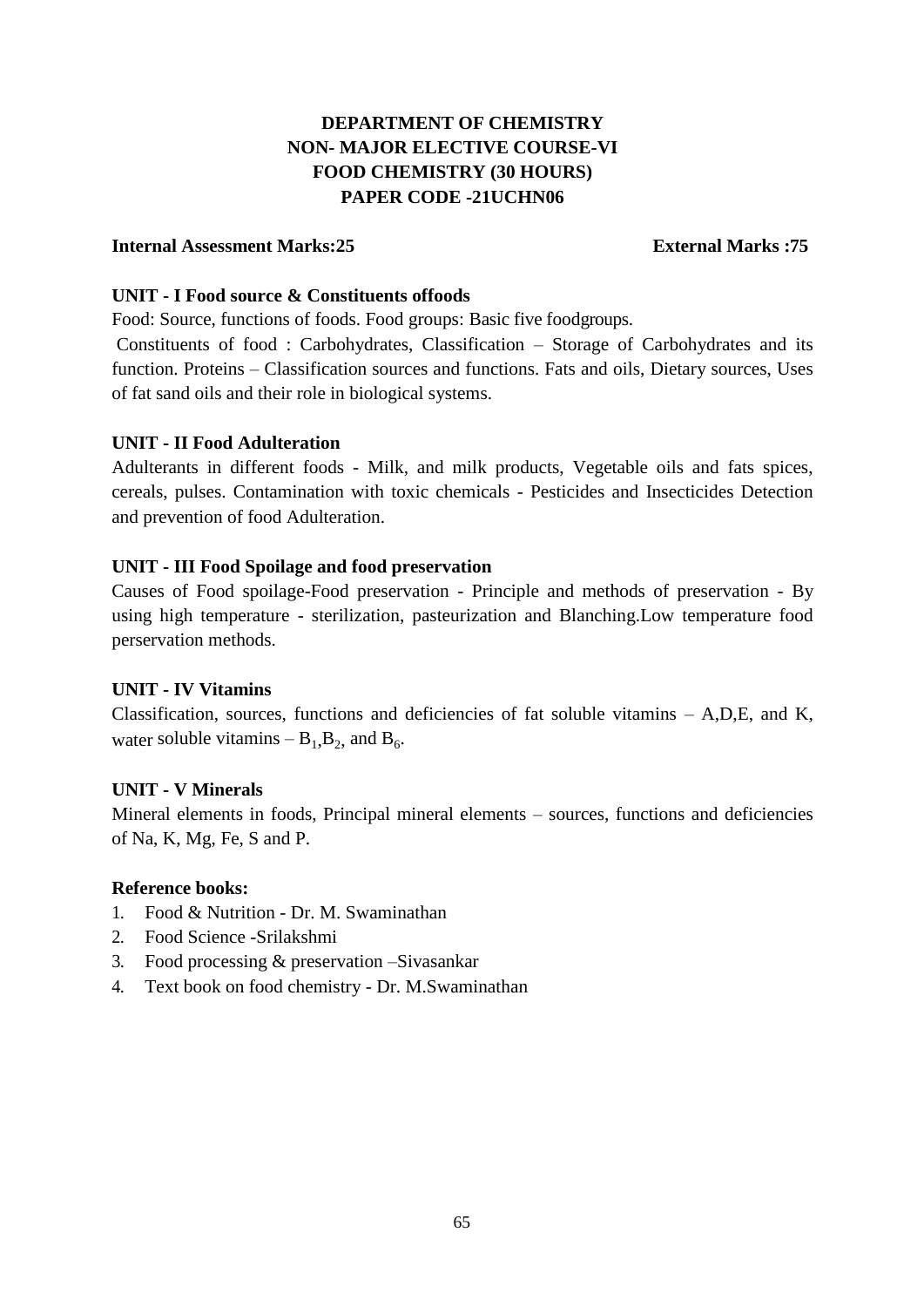# DEPARTMENT OF CHEMISTRY
# NON- MAJOR ELECTIVE COURSE-VI
# FOOD CHEMISTRY (30 HOURS)
# PAPER CODE -21UCHN06

**Internal Assessment Marks:25** **External Marks :75**

### UNIT - I Food source & Constituents offoods

Food: Source, functions of foods. Food groups: Basic five foodgroups.

Constituents of food : Carbohydrates, Classification – Storage of Carbohydrates and its function. Proteins – Classification sources and functions. Fats and oils, Dietary sources, Uses of fat sand oils and their role in biological systems.

### UNIT - II Food Adulteration

Adulterants in different foods - Milk, and milk products, Vegetable oils and fats spices, cereals, pulses. Contamination with toxic chemicals - Pesticides and Insecticides Detection and prevention of food Adulteration.

### UNIT - III Food Spoilage and food preservation

Causes of Food spoilage-Food preservation - Principle and methods of preservation - By using high temperature - sterilization, pasteurization and Blanching.Low temperature food perservation methods.

### UNIT - IV Vitamins

Classification, sources, functions and deficiencies of fat soluble vitamins – A,D,E, and K, water soluble vitamins – $B_1$,$B_2$, and $B_6$.

### UNIT - V Minerals

Mineral elements in foods, Principal mineral elements – sources, functions and deficiencies of Na, K, Mg, Fe, S and P.

### Reference books:

1. Food & Nutrition - Dr. M. Swaminathan
2. Food Science -Srilakshmi
3. Food processing & preservation –Sivasankar
4. Text book on food chemistry - Dr. M.Swaminathan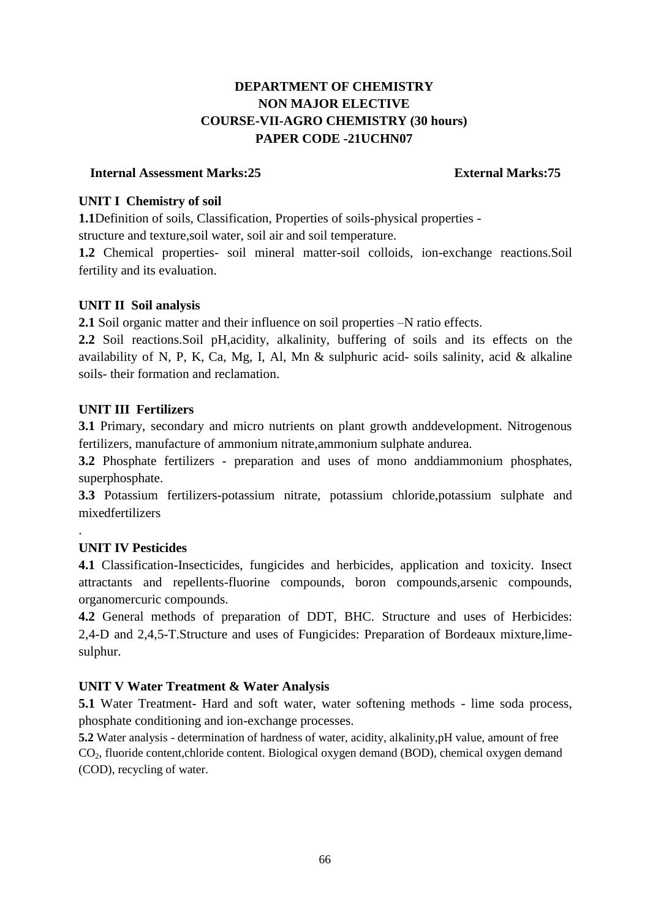# DEPARTMENT OF CHEMISTRY
## NON MAJOR ELECTIVE
## COURSE-VII-AGRO CHEMISTRY (30 hours)
## PAPER CODE -21UCHN07

**Internal Assessment Marks:25** **External Marks:75**

**UNIT I Chemistry of soil**

**1.1**Definition of soils, Classification, Properties of soils-physical properties - structure and texture,soil water, soil air and soil temperature.

**1.2** Chemical properties- soil mineral matter-soil colloids, ion-exchange reactions.Soil fertility and its evaluation.

**UNIT II Soil analysis**

**2.1** Soil organic matter and their influence on soil properties –N ratio effects.

**2.2** Soil reactions.Soil pH,acidity, alkalinity, buffering of soils and its effects on the availability of N, P, K, Ca, Mg, I, Al, Mn & sulphuric acid- soils salinity, acid & alkaline soils- their formation and reclamation.

**UNIT III Fertilizers**

**3.1** Primary, secondary and micro nutrients on plant growth anddevelopment. Nitrogenous fertilizers, manufacture of ammonium nitrate,ammonium sulphate andurea.

**3.2** Phosphate fertilizers - preparation and uses of mono anddiammonium phosphates, superphosphate.

**3.3** Potassium fertilizers-potassium nitrate, potassium chloride,potassium sulphate and mixedfertilizers

.

**UNIT IV Pesticides**

**4.1** Classification-Insecticides, fungicides and herbicides, application and toxicity. Insect attractants and repellents-fluorine compounds, boron compounds,arsenic compounds, organomercuric compounds.

**4.2** General methods of preparation of DDT, BHC. Structure and uses of Herbicides: 2,4-D and 2,4,5-T.Structure and uses of Fungicides: Preparation of Bordeaux mixture,lime-sulphur.

**UNIT V Water Treatment & Water Analysis**

**5.1** Water Treatment- Hard and soft water, water softening methods - lime soda process, phosphate conditioning and ion-exchange processes.

**5.2** Water analysis - determination of hardness of water, acidity, alkalinity,pH value, amount of free $CO_2$, fluoride content,chloride content. Biological oxygen demand (BOD), chemical oxygen demand (COD), recycling of water.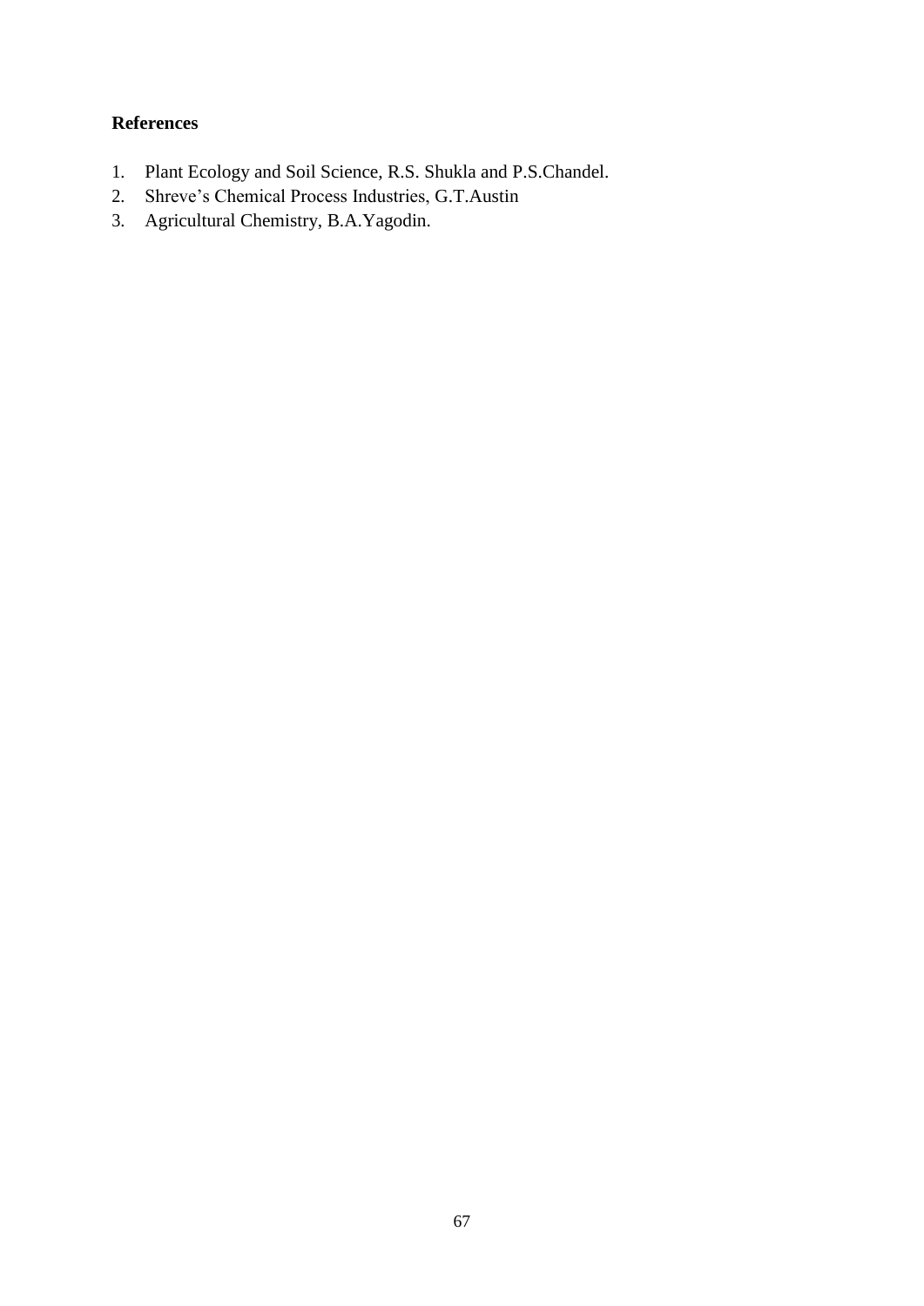**References**

1. Plant Ecology and Soil Science, R.S. Shukla and P.S.Chandel.
2. Shreve's Chemical Process Industries, G.T.Austin
3. Agricultural Chemistry, B.A.Yagodin.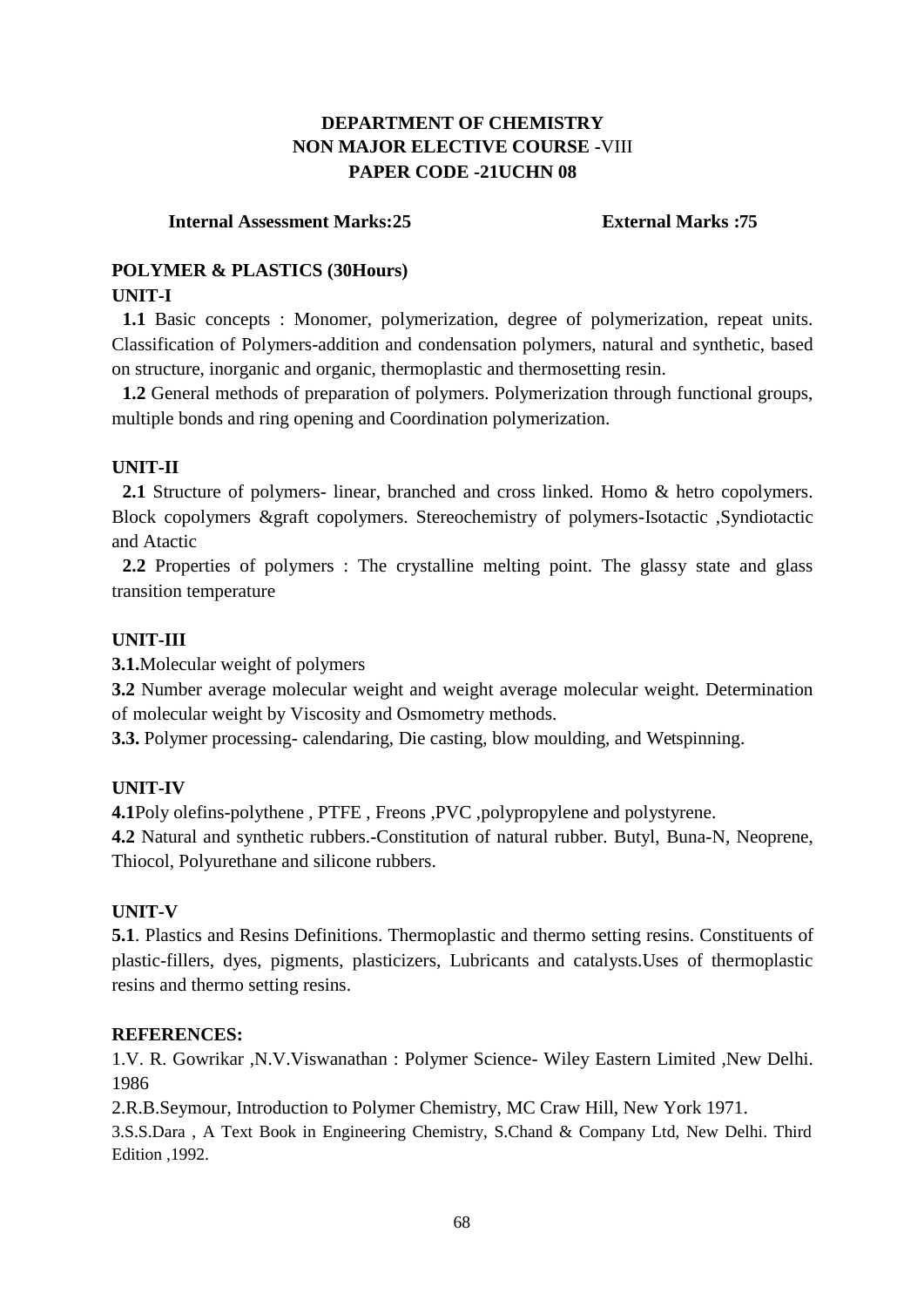# DEPARTMENT OF CHEMISTRY
## NON MAJOR ELECTIVE COURSE -VIII
## PAPER CODE -21UCHN 08

**Internal Assessment Marks:25** **External Marks :75**

**POLYMER & PLASTICS (30Hours)**

**UNIT-I**

**1.1** Basic concepts : Monomer, polymerization, degree of polymerization, repeat units. Classification of Polymers-addition and condensation polymers, natural and synthetic, based on structure, inorganic and organic, thermoplastic and thermosetting resin.

**1.2** General methods of preparation of polymers. Polymerization through functional groups, multiple bonds and ring opening and Coordination polymerization.

**UNIT-II**

**2.1** Structure of polymers- linear, branched and cross linked. Homo & hetro copolymers. Block copolymers &graft copolymers. Stereochemistry of polymers-Isotactic ,Syndiotactic and Atactic

**2.2** Properties of polymers : The crystalline melting point. The glassy state and glass transition temperature

**UNIT-III**

**3.1.**Molecular weight of polymers

**3.2** Number average molecular weight and weight average molecular weight. Determination of molecular weight by Viscosity and Osmometry methods.

**3.3.** Polymer processing- calendaring, Die casting, blow moulding, and Wetspinning.

**UNIT-IV**

**4.1**Poly olefins-polythene , PTFE , Freons ,PVC ,polypropylene and polystyrene.

**4.2** Natural and synthetic rubbers.-Constitution of natural rubber. Butyl, Buna-N, Neoprene, Thiocol, Polyurethane and silicone rubbers.

**UNIT-V**

**5.1**. Plastics and Resins Definitions. Thermoplastic and thermo setting resins. Constituents of plastic-fillers, dyes, pigments, plasticizers, Lubricants and catalysts.Uses of thermoplastic resins and thermo setting resins.

**REFERENCES:**

1.V. R. Gowrikar ,N.V.Viswanathan : Polymer Science- Wiley Eastern Limited ,New Delhi. 1986

2.R.B.Seymour, Introduction to Polymer Chemistry, MC Craw Hill, New York 1971.

3.S.S.Dara , A Text Book in Engineering Chemistry, S.Chand & Company Ltd, New Delhi. Third Edition ,1992.